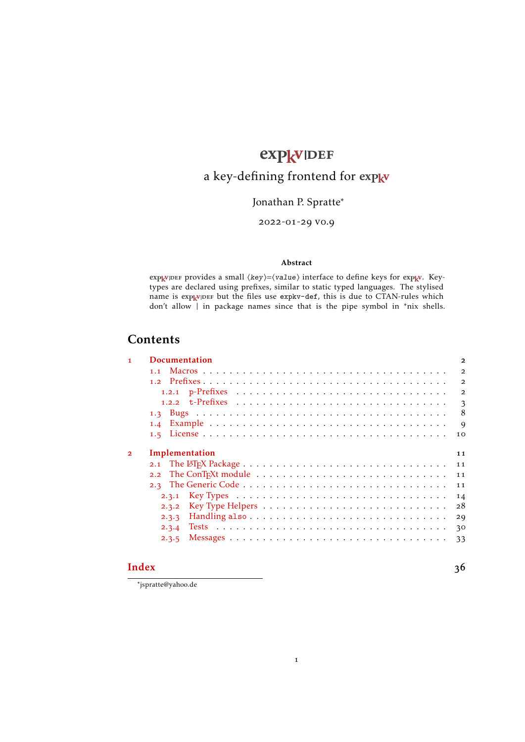# expkv|DEF

## a key-defining frontend for expkv

Jonathan P. Spratte*

2022-01-29 v0.9

**Abstract**

expkv|DEF provides a small ⟨key⟩=⟨value⟩ interface to define keys for expkv. Key-types are declared using prefixes, similar to static typed languages. The stylised name is expkv|DEF but the files use `expkv-def`, this is due to CTAN-rules which don't allow `|` in package names since that is the pipe symbol in *nix shells.

## Contents

- **1 Documentation** — 2
  - 1.1 Macros — 2
  - 1.2 Prefixes — 2
    - 1.2.1 p-Prefixes — 2
    - 1.2.2 t-Prefixes — 3
  - 1.3 Bugs — 8
  - 1.4 Example — 9
  - 1.5 License — 10
- **2 Implementation** — 11
  - 2.1 The LaTeX Package — 11
  - 2.2 The ConTeXt module — 11
  - 2.3 The Generic Code — 11
    - 2.3.1 Key Types — 14
    - 2.3.2 Key Type Helpers — 28
    - 2.3.3 Handling `also` — 29
    - 2.3.4 Tests — 30
    - 2.3.5 Messages — 33
- **Index** — 36

*jspratte@yahoo.de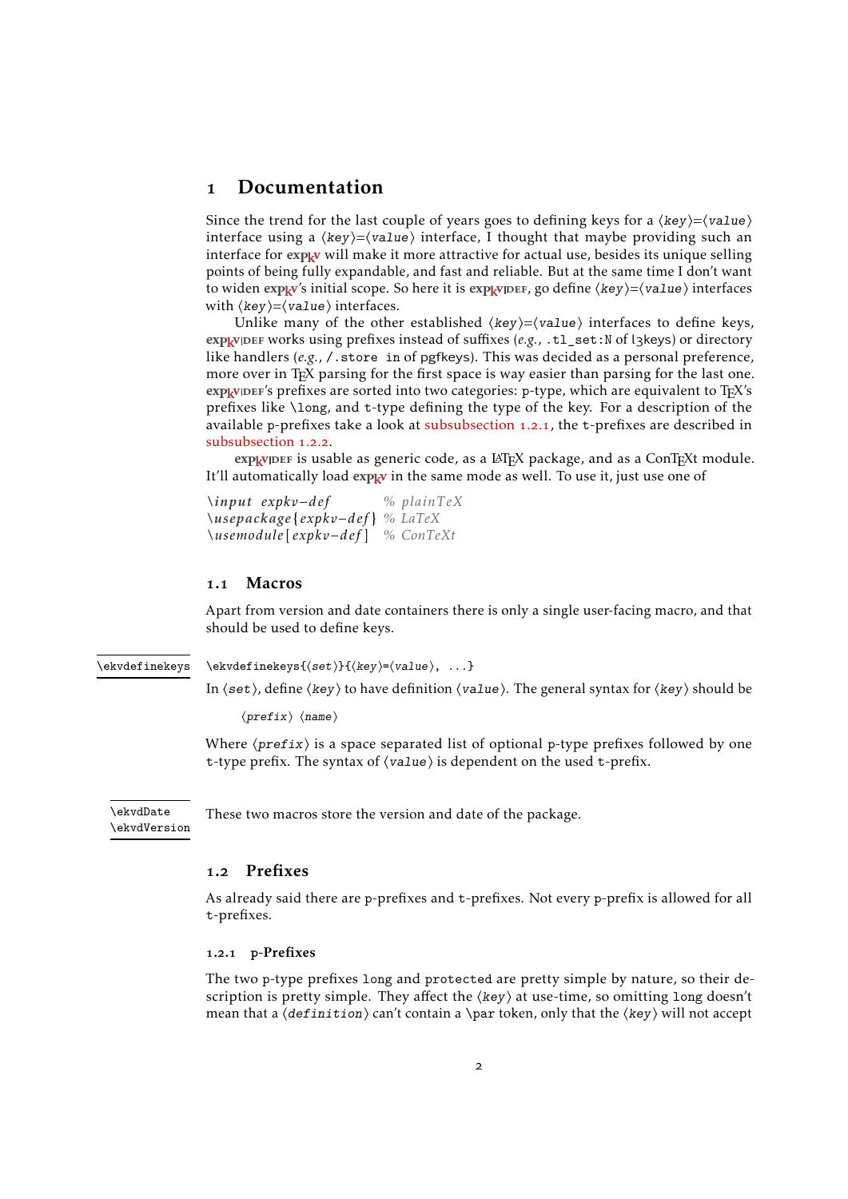# 1 Documentation

Since the trend for the last couple of years goes to defining keys for a ⟨*key*⟩=⟨*value*⟩ interface using a ⟨*key*⟩=⟨*value*⟩ interface, I thought that maybe providing such an interface for **expkv** will make it more attractive for actual use, besides its unique selling points of being fully expandable, and fast and reliable. But at the same time I don't want to widen **expkv**'s initial scope. So here it is **expkv|def**, go define ⟨*key*⟩=⟨*value*⟩ interfaces with ⟨*key*⟩=⟨*value*⟩ interfaces.

Unlike many of the other established ⟨*key*⟩=⟨*value*⟩ interfaces to define keys, **expkv|def** works using prefixes instead of suffixes (*e.g.*, `.tl_set:N` of l3keys) or directory like handlers (*e.g.*, `/.store in` of pgfkeys). This was decided as a personal preference, more over in TeX parsing for the first space is way easier than parsing for the last one. **expkv|def**'s prefixes are sorted into two categories: p-type, which are equivalent to TeX's prefixes like `\long`, and t-type defining the type of the key. For a description of the available p-prefixes take a look at subsubsection 1.2.1, the t-prefixes are described in subsubsection 1.2.2.

**expkv|def** is usable as generic code, as a LaTeX package, and as a ConTeXt module. It'll automatically load **expkv** in the same mode as well. To use it, just use one of

```
\input expkv-def          % plainTeX
\usepackage{expkv-def}    % LaTeX
\usemodule[expkv-def]     % ConTeXt
```

## 1.1 Macros

Apart from version and date containers there is only a single user-facing macro, and that should be used to define keys.

`\ekvdefinekeys`

`\ekvdefinekeys{⟨set⟩}{⟨key⟩=⟨value⟩, ...}`

In ⟨*set*⟩, define ⟨*key*⟩ to have definition ⟨*value*⟩. The general syntax for ⟨*key*⟩ should be

⟨*prefix*⟩ ⟨*name*⟩

Where ⟨*prefix*⟩ is a space separated list of optional p-type prefixes followed by one t-type prefix. The syntax of ⟨*value*⟩ is dependent on the used t-prefix.

`\ekvdDate`
`\ekvdVersion`

These two macros store the version and date of the package.

## 1.2 Prefixes

As already said there are p-prefixes and t-prefixes. Not every p-prefix is allowed for all t-prefixes.

### 1.2.1 p-Prefixes

The two p-type prefixes `long` and `protected` are pretty simple by nature, so their description is pretty simple. They affect the ⟨*key*⟩ at use-time, so omitting `long` doesn't mean that a ⟨*definition*⟩ can't contain a `\par` token, only that the ⟨*key*⟩ will not accept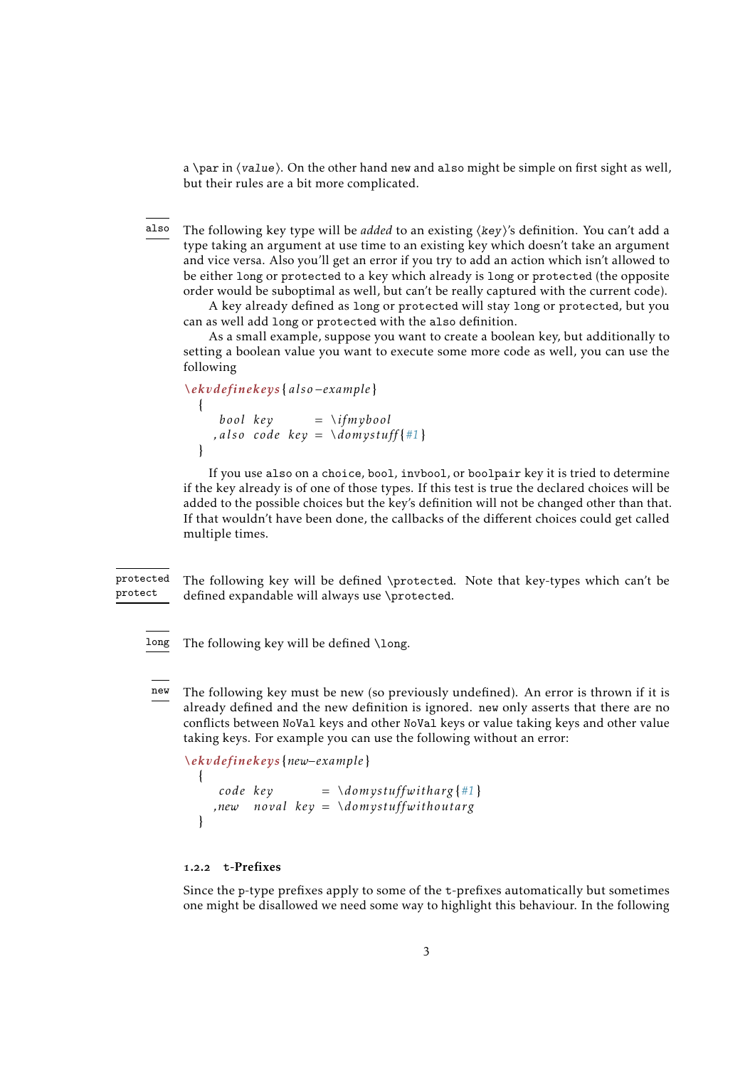a `\par` in ⟨*value*⟩. On the other hand `new` and `also` might be simple on first sight as well, but their rules are a bit more complicated.

`also`

The following key type will be *added* to an existing ⟨*key*⟩'s definition. You can't add a type taking an argument at use time to an existing key which doesn't take an argument and vice versa. Also you'll get an error if you try to add an action which isn't allowed to be either `long` or `protected` to a key which already is `long` or `protected` (the opposite order would be suboptimal as well, but can't be really captured with the current code).

A key already defined as `long` or `protected` will stay `long` or `protected`, but you can as well add `long` or `protected` with the `also` definition.

As a small example, suppose you want to create a boolean key, but additionally to setting a boolean value you want to execute some more code as well, you can use the following

```
\ekvdefinekeys{also-example}
  {
     bool key       = \ifmybool
    ,also code key  = \domystuff{#1}
  }
```

If you use `also` on a `choice`, `bool`, `invbool`, or `boolpair` key it is tried to determine if the key already is of one of those types. If this test is true the declared choices will be added to the possible choices but the key's definition will not be changed other than that. If that wouldn't have been done, the callbacks of the different choices could get called multiple times.

`protected`
`protect`

The following key will be defined `\protected`. Note that key-types which can't be defined expandable will always use `\protected`.

`long`

The following key will be defined `\long`.

`new`

The following key must be new (so previously undefined). An error is thrown if it is already defined and the new definition is ignored. `new` only asserts that there are no conflicts between `NoVal` keys and other `NoVal` keys or value taking keys and other value taking keys. For example you can use the following without an error:

```
\ekvdefinekeys{new-example}
  {
     code key       = \domystuffwitharg{#1}
    ,new  noval key = \domystuffwithoutarg
  }
```

#### 1.2.2 t-Prefixes

Since the `p`-type prefixes apply to some of the `t`-prefixes automatically but sometimes one might be disallowed we need some way to highlight this behaviour. In the following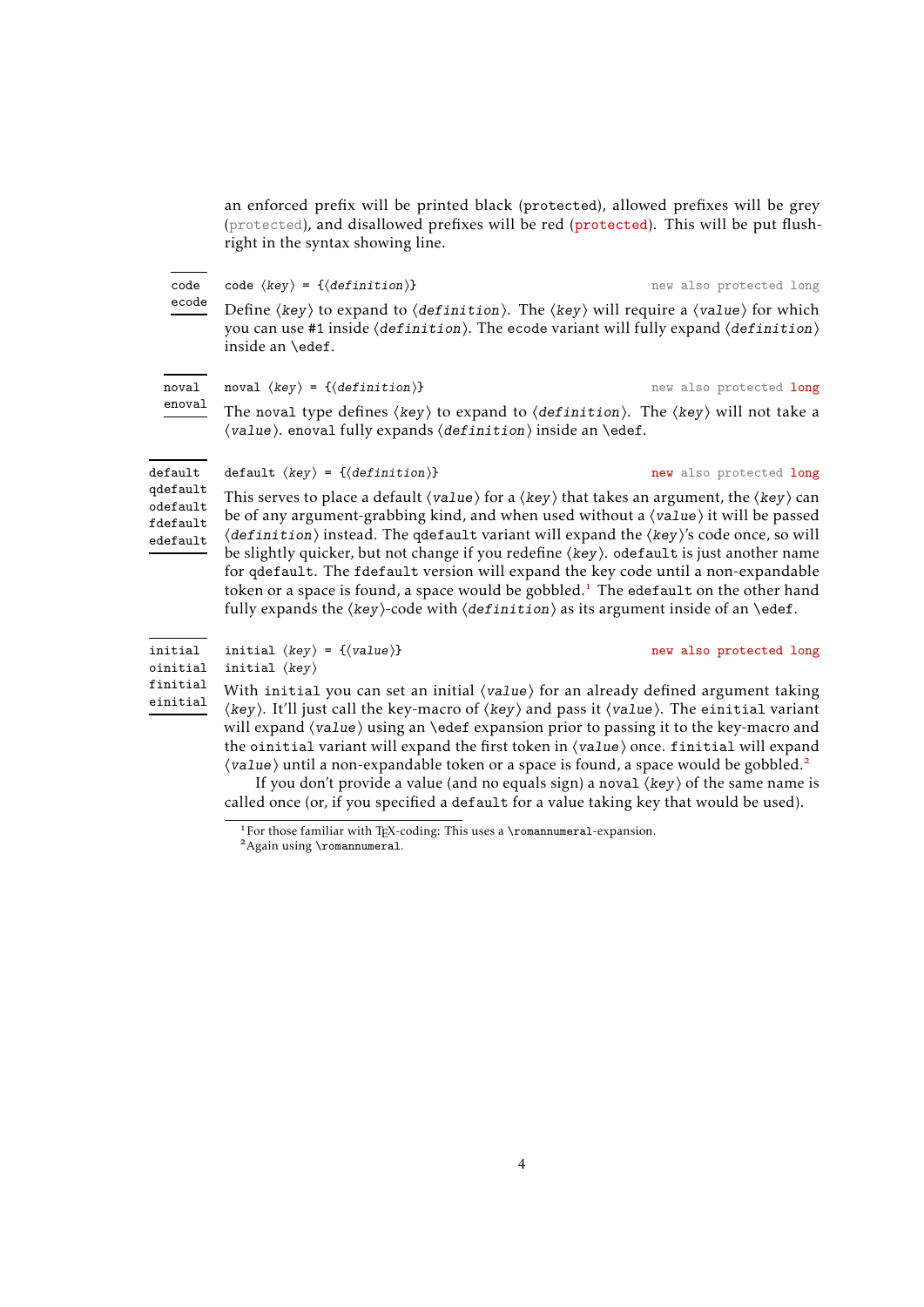an enforced prefix will be printed black (protected), allowed prefixes will be grey (protected), and disallowed prefixes will be red (protected). This will be put flush-right in the syntax showing line.

**code**
**ecode**

```
code ⟨key⟩ = {⟨definition⟩}                    new also protected long
```

Define ⟨*key*⟩ to expand to ⟨*definition*⟩. The ⟨*key*⟩ will require a ⟨*value*⟩ for which you can use `#1` inside ⟨*definition*⟩. The `ecode` variant will fully expand ⟨*definition*⟩ inside an `\edef`.

**noval**
**enoval**

```
noval ⟨key⟩ = {⟨definition⟩}                   new also protected long
```

The `noval` type defines ⟨*key*⟩ to expand to ⟨*definition*⟩. The ⟨*key*⟩ will not take a ⟨*value*⟩. `enoval` fully expands ⟨*definition*⟩ inside an `\edef`.

**default**
**qdefault**
**odefault**
**fdefault**
**edefault**

```
default ⟨key⟩ = {⟨definition⟩}                 new also protected long
```

This serves to place a default ⟨*value*⟩ for a ⟨*key*⟩ that takes an argument, the ⟨*key*⟩ can be of any argument-grabbing kind, and when used without a ⟨*value*⟩ it will be passed ⟨*definition*⟩ instead. The `qdefault` variant will expand the ⟨*key*⟩'s code once, so will be slightly quicker, but not change if you redefine ⟨*key*⟩. `odefault` is just another name for `qdefault`. The `fdefault` version will expand the key code until a non-expandable token or a space is found, a space would be gobbled.[1] The `edefault` on the other hand fully expands the ⟨*key*⟩-code with ⟨*definition*⟩ as its argument inside of an `\edef`.

**initial**
**oinitial**
**finitial**
**einitial**

```
initial ⟨key⟩ = {⟨value⟩}                      new also protected long
initial ⟨key⟩
```

With `initial` you can set an initial ⟨*value*⟩ for an already defined argument taking ⟨*key*⟩. It'll just call the key-macro of ⟨*key*⟩ and pass it ⟨*value*⟩. The `einitial` variant will expand ⟨*value*⟩ using an `\edef` expansion prior to passing it to the key-macro and the `oinitial` variant will expand the first token in ⟨*value*⟩ once. `finitial` will expand ⟨*value*⟩ until a non-expandable token or a space is found, a space would be gobbled.[2]

If you don't provide a value (and no equals sign) a `noval` ⟨*key*⟩ of the same name is called once (or, if you specified a `default` for a value taking key that would be used).

---

[1] For those familiar with TeX-coding: This uses a `\romannumeral`-expansion.
[2] Again using `\romannumeral`.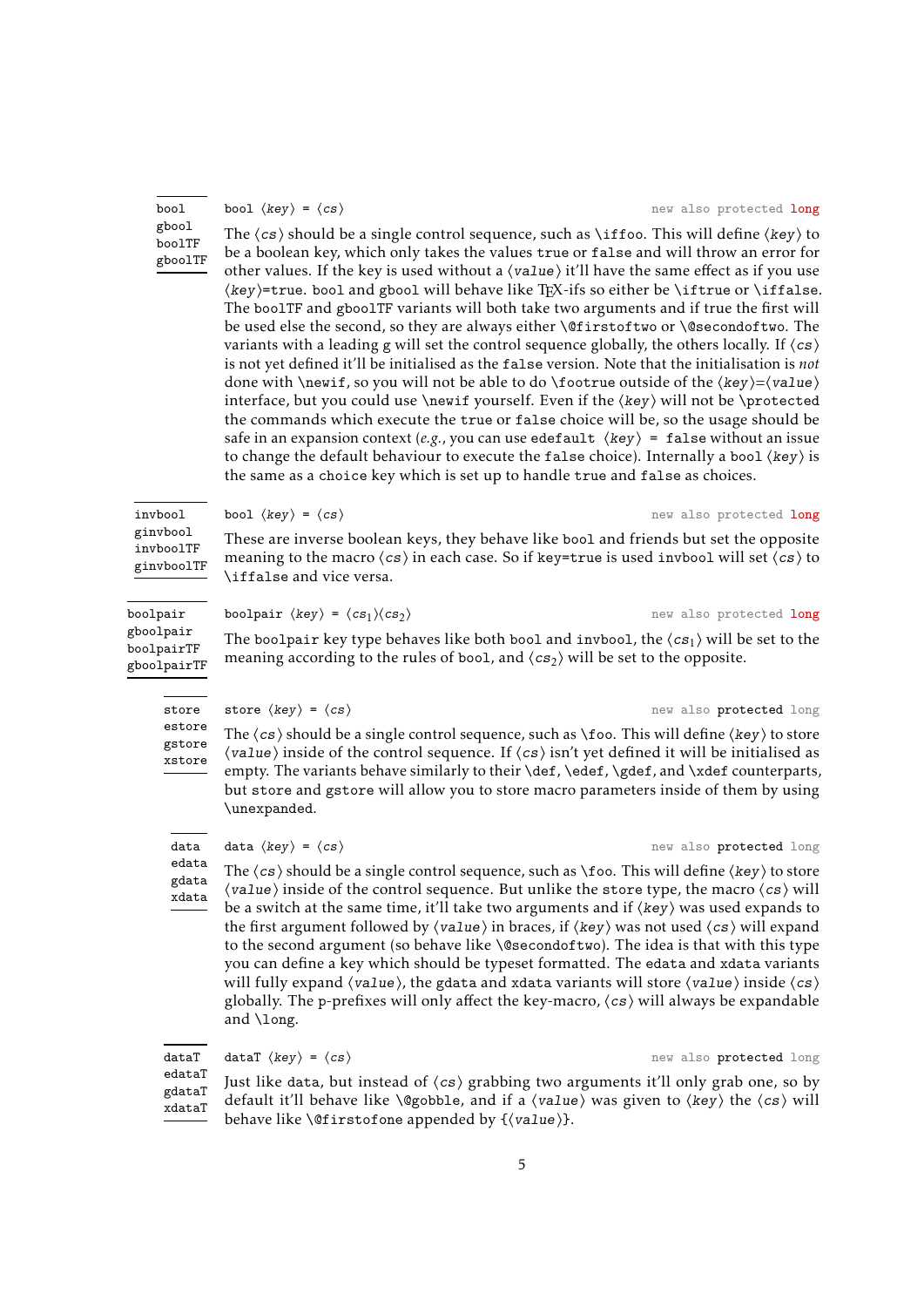**bool**
**gbool**
**boolTF**
**gboolTF**

`bool ⟨key⟩ = ⟨cs⟩` new also protected long

The ⟨*cs*⟩ should be a single control sequence, such as `\iffoo`. This will define ⟨*key*⟩ to be a boolean key, which only takes the values `true` or `false` and will throw an error for other values. If the key is used without a ⟨*value*⟩ it'll have the same effect as if you use ⟨*key*⟩`=true`. `bool` and `gbool` will behave like TEX-ifs so either be `\iftrue` or `\iffalse`. The `boolTF` and `gboolTF` variants will both take two arguments and if true the first will be used else the second, so they are always either `\@firstoftwo` or `\@secondoftwo`. The variants with a leading g will set the control sequence globally, the others locally. If ⟨*cs*⟩ is not yet defined it'll be initialised as the `false` version. Note that the initialisation is *not* done with `\newif`, so you will not be able to do `\footrue` outside of the ⟨*key*⟩=⟨*value*⟩ interface, but you could use `\newif` yourself. Even if the ⟨*key*⟩ will not be `\protected` the commands which execute the `true` or `false` choice will be, so the usage should be safe in an expansion context (*e.g.*, you can use `edefault ⟨key⟩ = false` without an issue to change the default behaviour to execute the `false` choice). Internally a `bool` ⟨*key*⟩ is the same as a `choice` key which is set up to handle `true` and `false` as choices.

**invbool**
**ginvbool**
**invboolTF**
**ginvboolTF**

`bool ⟨key⟩ = ⟨cs⟩` new also protected long

These are inverse boolean keys, they behave like `bool` and friends but set the opposite meaning to the macro ⟨*cs*⟩ in each case. So if `key=true` is used `invbool` will set ⟨*cs*⟩ to `\iffalse` and vice versa.

**boolpair**
**gboolpair**
**boolpairTF**
**gboolpairTF**

`boolpair ⟨key⟩ = ⟨cs₁⟩⟨cs₂⟩` new also protected long

The `boolpair` key type behaves like both `bool` and `invbool`, the ⟨$cs_1$⟩ will be set to the meaning according to the rules of `bool`, and ⟨$cs_2$⟩ will be set to the opposite.

**store**
**estore**
**gstore**
**xstore**

`store ⟨key⟩ = ⟨cs⟩` new also protected long

The ⟨*cs*⟩ should be a single control sequence, such as `\foo`. This will define ⟨*key*⟩ to store ⟨*value*⟩ inside of the control sequence. If ⟨*cs*⟩ isn't yet defined it will be initialised as empty. The variants behave similarly to their `\def`, `\edef`, `\gdef`, and `\xdef` counterparts, but `store` and `gstore` will allow you to store macro parameters inside of them by using `\unexpanded`.

**data**
**edata**
**gdata**
**xdata**

`data ⟨key⟩ = ⟨cs⟩` new also protected long

The ⟨*cs*⟩ should be a single control sequence, such as `\foo`. This will define ⟨*key*⟩ to store ⟨*value*⟩ inside of the control sequence. But unlike the `store` type, the macro ⟨*cs*⟩ will be a switch at the same time, it'll take two arguments and if ⟨*key*⟩ was used expands to the first argument followed by ⟨*value*⟩ in braces, if ⟨*key*⟩ was not used ⟨*cs*⟩ will expand to the second argument (so behave like `\@secondoftwo`). The idea is that with this type you can define a key which should be typeset formatted. The `edata` and `xdata` variants will fully expand ⟨*value*⟩, the `gdata` and `xdata` variants will store ⟨*value*⟩ inside ⟨*cs*⟩ globally. The p-prefixes will only affect the key-macro, ⟨*cs*⟩ will always be expandable and `\long`.

**dataT**
**edataT**
**gdataT**
**xdataT**

`dataT ⟨key⟩ = ⟨cs⟩` new also protected long

Just like `data`, but instead of ⟨*cs*⟩ grabbing two arguments it'll only grab one, so by default it'll behave like `\@gobble`, and if a ⟨*value*⟩ was given to ⟨*key*⟩ the ⟨*cs*⟩ will behave like `\@firstofone` appended by `{`⟨*value*⟩`}`.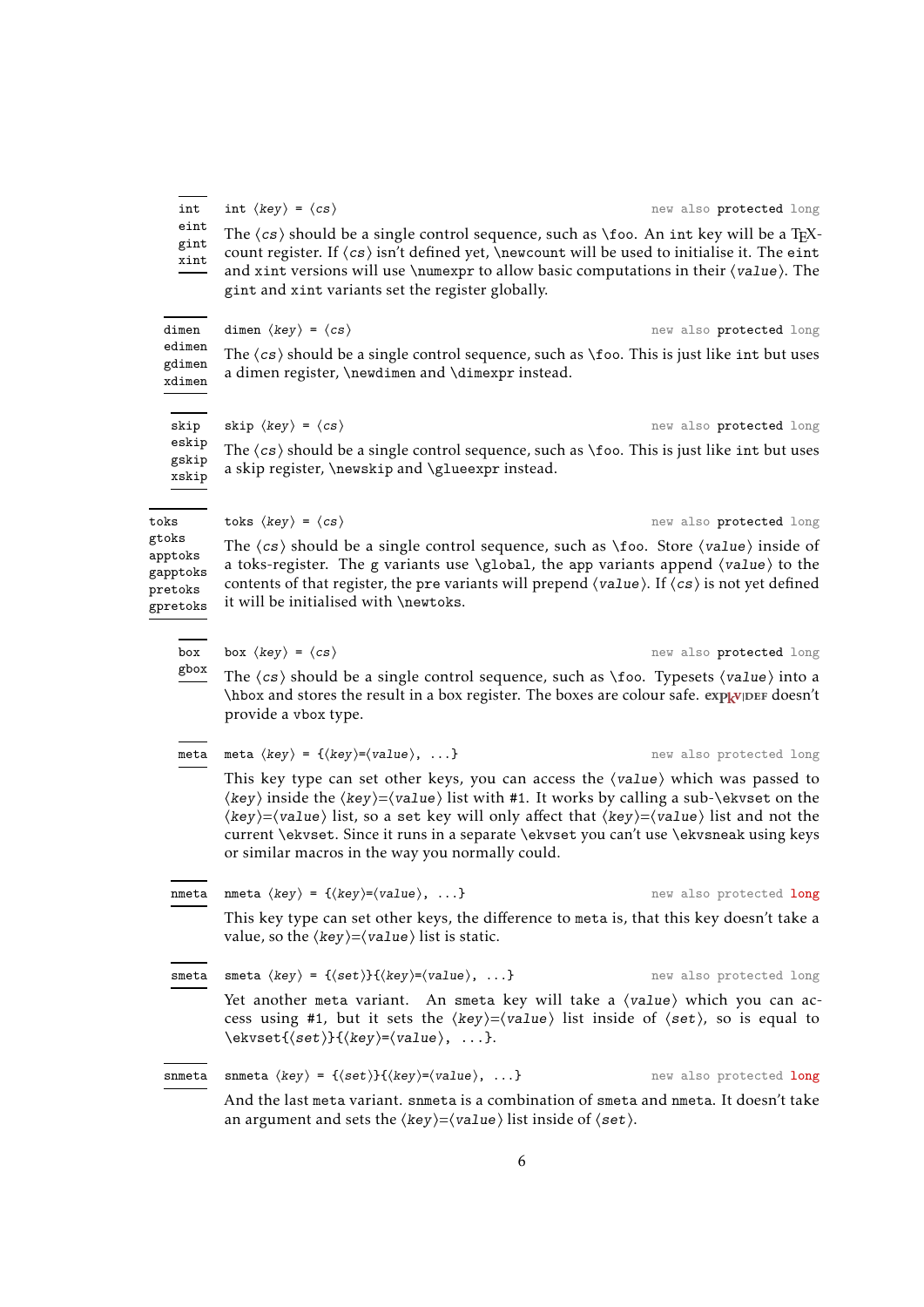**int** **eint** **gint** **xint**

`int ⟨key⟩ = ⟨cs⟩` new also **protected** long

The ⟨*cs*⟩ should be a single control sequence, such as `\foo`. An `int` key will be a TeX-count register. If ⟨*cs*⟩ isn't defined yet, `\newcount` will be used to initialise it. The `eint` and `xint` versions will use `\numexpr` to allow basic computations in their ⟨*value*⟩. The `gint` and `xint` variants set the register globally.

**dimen** **edimen** **gdimen** **xdimen**

`dimen ⟨key⟩ = ⟨cs⟩` new also **protected** long

The ⟨*cs*⟩ should be a single control sequence, such as `\foo`. This is just like `int` but uses a dimen register, `\newdimen` and `\dimexpr` instead.

**skip** **eskip** **gskip** **xskip**

`skip ⟨key⟩ = ⟨cs⟩` new also **protected** long

The ⟨*cs*⟩ should be a single control sequence, such as `\foo`. This is just like `int` but uses a skip register, `\newskip` and `\glueexpr` instead.

**toks** **gtoks** **apptoks** **gapptoks** **pretoks** **gpretoks**

`toks ⟨key⟩ = ⟨cs⟩` new also **protected** long

The ⟨*cs*⟩ should be a single control sequence, such as `\foo`. Store ⟨*value*⟩ inside of a toks-register. The `g` variants use `\global`, the `app` variants append ⟨*value*⟩ to the contents of that register, the `pre` variants will prepend ⟨*value*⟩. If ⟨*cs*⟩ is not yet defined it will be initialised with `\newtoks`.

**box** **gbox**

`box ⟨key⟩ = ⟨cs⟩` new also **protected** long

The ⟨*cs*⟩ should be a single control sequence, such as `\foo`. Typesets ⟨*value*⟩ into a `\hbox` and stores the result in a box register. The boxes are colour safe. expkvDEF doesn't provide a `vbox` type.

**meta**

`meta ⟨key⟩ = {⟨key⟩=⟨value⟩, ...}` new also protected long

This key type can set other keys, you can access the ⟨*value*⟩ which was passed to ⟨*key*⟩ inside the ⟨*key*⟩=⟨*value*⟩ list with `#1`. It works by calling a sub-`\ekvset` on the ⟨*key*⟩=⟨*value*⟩ list, so a set key will only affect that ⟨*key*⟩=⟨*value*⟩ list and not the current `\ekvset`. Since it runs in a separate `\ekvset` you can't use `\ekvsneak` using keys or similar macros in the way you normally could.

**nmeta**

`nmeta ⟨key⟩ = {⟨key⟩=⟨value⟩, ...}` new also protected **long**

This key type can set other keys, the difference to `meta` is, that this key doesn't take a value, so the ⟨*key*⟩=⟨*value*⟩ list is static.

**smeta**

`smeta ⟨key⟩ = {⟨set⟩}{⟨key⟩=⟨value⟩, ...}` new also protected long

Yet another `meta` variant. An `smeta` key will take a ⟨*value*⟩ which you can access using `#1`, but it sets the ⟨*key*⟩=⟨*value*⟩ list inside of ⟨*set*⟩, so is equal to `\ekvset{⟨set⟩}{⟨key⟩=⟨value⟩, ...}`.

**snmeta**

`snmeta ⟨key⟩ = {⟨set⟩}{⟨key⟩=⟨value⟩, ...}` new also protected **long**

And the last `meta` variant. `snmeta` is a combination of `smeta` and `nmeta`. It doesn't take an argument and sets the ⟨*key*⟩=⟨*value*⟩ list inside of ⟨*set*⟩.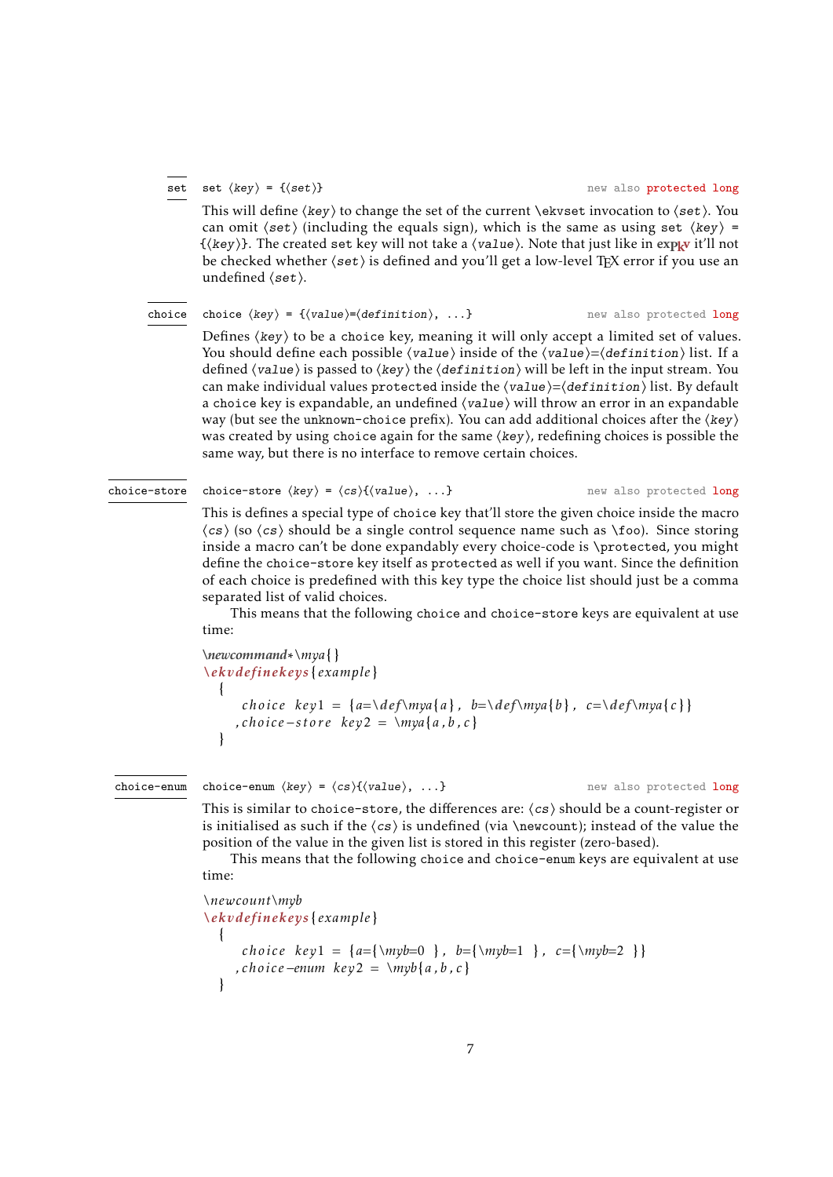**set**

`set ⟨key⟩ = {⟨set⟩}` — new also protected long

This will define ⟨key⟩ to change the set of the current `\ekvset` invocation to ⟨set⟩. You can omit ⟨set⟩ (including the equals sign), which is the same as using `set ⟨key⟩ = {⟨key⟩}`. The created `set` key will not take a ⟨value⟩. Note that just like in expkv it'll not be checked whether ⟨set⟩ is defined and you'll get a low-level TeX error if you use an undefined ⟨set⟩.

**choice**

`choice ⟨key⟩ = {⟨value⟩=⟨definition⟩, ...}` — new also protected long

Defines ⟨key⟩ to be a `choice` key, meaning it will only accept a limited set of values. You should define each possible ⟨value⟩ inside of the ⟨value⟩=⟨definition⟩ list. If a defined ⟨value⟩ is passed to ⟨key⟩ the ⟨definition⟩ will be left in the input stream. You can make individual values `protected` inside the ⟨value⟩=⟨definition⟩ list. By default a `choice` key is expandable, an undefined ⟨value⟩ will throw an error in an expandable way (but see the `unknown-choice` prefix). You can add additional choices after the ⟨key⟩ was created by using `choice` again for the same ⟨key⟩, redefining choices is possible the same way, but there is no interface to remove certain choices.

**choice-store**

`choice-store ⟨key⟩ = ⟨cs⟩{⟨value⟩, ...}` — new also protected long

This is defines a special type of `choice` key that'll store the given choice inside the macro ⟨cs⟩ (so ⟨cs⟩ should be a single control sequence name such as `\foo`). Since storing inside a macro can't be done expandably every choice-code is `\protected`, you might define the `choice-store` key itself as `protected` as well if you want. Since the definition of each choice is predefined with this key type the choice list should just be a comma separated list of valid choices.

This means that the following `choice` and `choice-store` keys are equivalent at use time:

```
\newcommand*\mya{}
\ekvdefinekeys{example}
  {
     choice key1 = {a=\def\mya{a}, b=\def\mya{b}, c=\def\mya{c}}
    ,choice-store key2 = \mya{a,b,c}
  }
```

**choice-enum**

`choice-enum ⟨key⟩ = ⟨cs⟩{⟨value⟩, ...}` — new also protected long

This is similar to `choice-store`, the differences are: ⟨cs⟩ should be a count-register or is initialised as such if the ⟨cs⟩ is undefined (via `\newcount`); instead of the value the position of the value in the given list is stored in this register (zero-based).

This means that the following `choice` and `choice-enum` keys are equivalent at use time:

```
\newcount\myb
\ekvdefinekeys{example}
  {
     choice key1 = {a={\myb=0 }, b={\myb=1 }, c={\myb=2 }}
    ,choice-enum key2 = \myb{a,b,c}
  }
```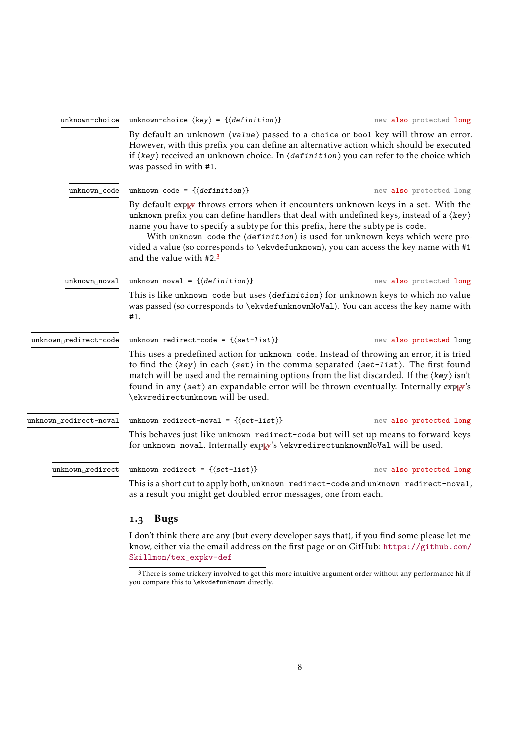unknown-choice

`unknown-choice ⟨key⟩ = {⟨definition⟩}` new also protected long

By default an unknown ⟨value⟩ passed to a `choice` or `bool` key will throw an error. However, with this prefix you can define an alternative action which should be executed if ⟨key⟩ received an unknown choice. In ⟨definition⟩ you can refer to the choice which was passed in with `#1`.

unknown␣code

`unknown code = {⟨definition⟩}` new also protected long

By default expkv throws errors when it encounters unknown keys in a set. With the `unknown` prefix you can define handlers that deal with undefined keys, instead of a ⟨key⟩ name you have to specify a subtype for this prefix, here the subtype is `code`.

With `unknown code` the ⟨definition⟩ is used for unknown keys which were provided a value (so corresponds to `\ekvdefunknown`), you can access the key name with `#1` and the value with `#2`.[3]

unknown␣noval

`unknown noval = {⟨definition⟩}` new also protected long

This is like `unknown code` but uses ⟨definition⟩ for unknown keys to which no value was passed (so corresponds to `\ekvdefunknownNoVal`). You can access the key name with `#1`.

unknown␣redirect-code

`unknown redirect-code = {⟨set-list⟩}` new also protected long

This uses a predefined action for `unknown code`. Instead of throwing an error, it is tried to find the ⟨key⟩ in each ⟨set⟩ in the comma separated ⟨set-list⟩. The first found match will be used and the remaining options from the list discarded. If the ⟨key⟩ isn't found in any ⟨set⟩ an expandable error will be thrown eventually. Internally expkv's `\ekvredirectunknown` will be used.

unknown␣redirect-noval

`unknown redirect-noval = {⟨set-list⟩}` new also protected long

This behaves just like `unknown redirect-code` but will set up means to forward keys for `unknown noval`. Internally expkv's `\ekvredirectunknownNoVal` will be used.

unknown␣redirect

`unknown redirect = {⟨set-list⟩}` new also protected long

This is a short cut to apply both, `unknown redirect-code` and `unknown redirect-noval`, as a result you might get doubled error messages, one from each.

### 1.3 Bugs

I don't think there are any (but every developer says that), if you find some please let me know, either via the email address on the first page or on GitHub: https://github.com/Skillmon/tex_expkv-def

[3] There is some trickery involved to get this more intuitive argument order without any performance hit if you compare this to `\ekvdefunknown` directly.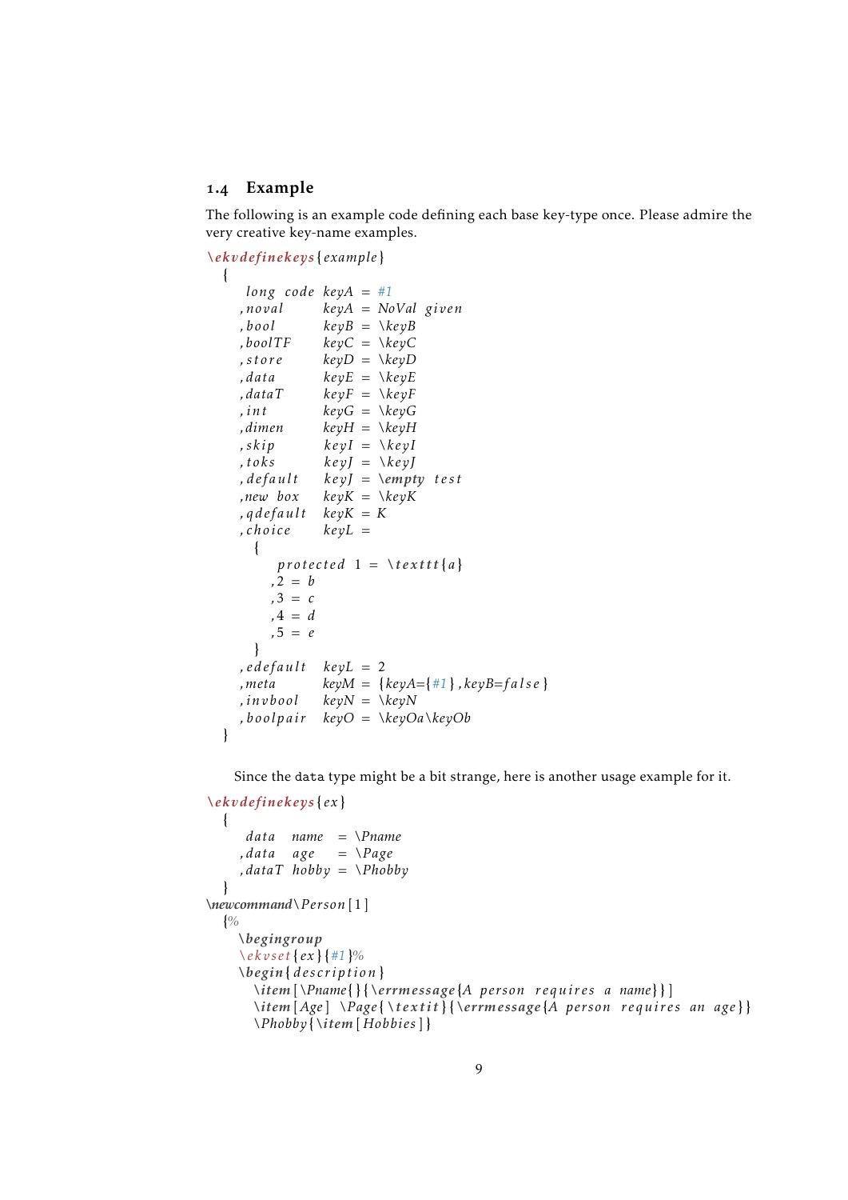### 1.4 Example

The following is an example code defining each base key-type once. Please admire the very creative key-name examples.

```
\ekvdefinekeys{example}
  {
     long code keyA = #1
    ,noval     keyA = NoVal given
    ,bool      keyB = \keyB
    ,boolTF    keyC = \keyC
    ,store     keyD = \keyD
    ,data      keyE = \keyE
    ,dataT     keyF = \keyF
    ,int       keyG = \keyG
    ,dimen     keyH = \keyH
    ,skip      keyI = \keyI
    ,toks      keyJ = \keyJ
    ,default   keyJ = \empty test
    ,new box   keyK = \keyK
    ,qdefault  keyK = K
    ,choice    keyL =
      {
         protected 1 = \texttt{a}
        ,2 = b
        ,3 = c
        ,4 = d
        ,5 = e
      }
    ,edefault  keyL = 2
    ,meta      keyM = {keyA={#1},keyB=false}
    ,invbool   keyN = \keyN
    ,boolpair  keyO = \keyOa\keyOb
  }
```

Since the `data` type might be a bit strange, here is another usage example for it.

```
\ekvdefinekeys{ex}
  {
     data  name  = \Pname
    ,data  age   = \Page
    ,dataT hobby = \Phobby
  }
\newcommand\Person[1]
  {%
    \begingroup
    \ekvset{ex}{#1}%
    \begin{description}
      \item[\Pname{}{\errmessage{A person requires a name}}]
      \item[Age] \Page{\textit}{\errmessage{A person requires an age}}
      \Phobby{\item[Hobbies]}
```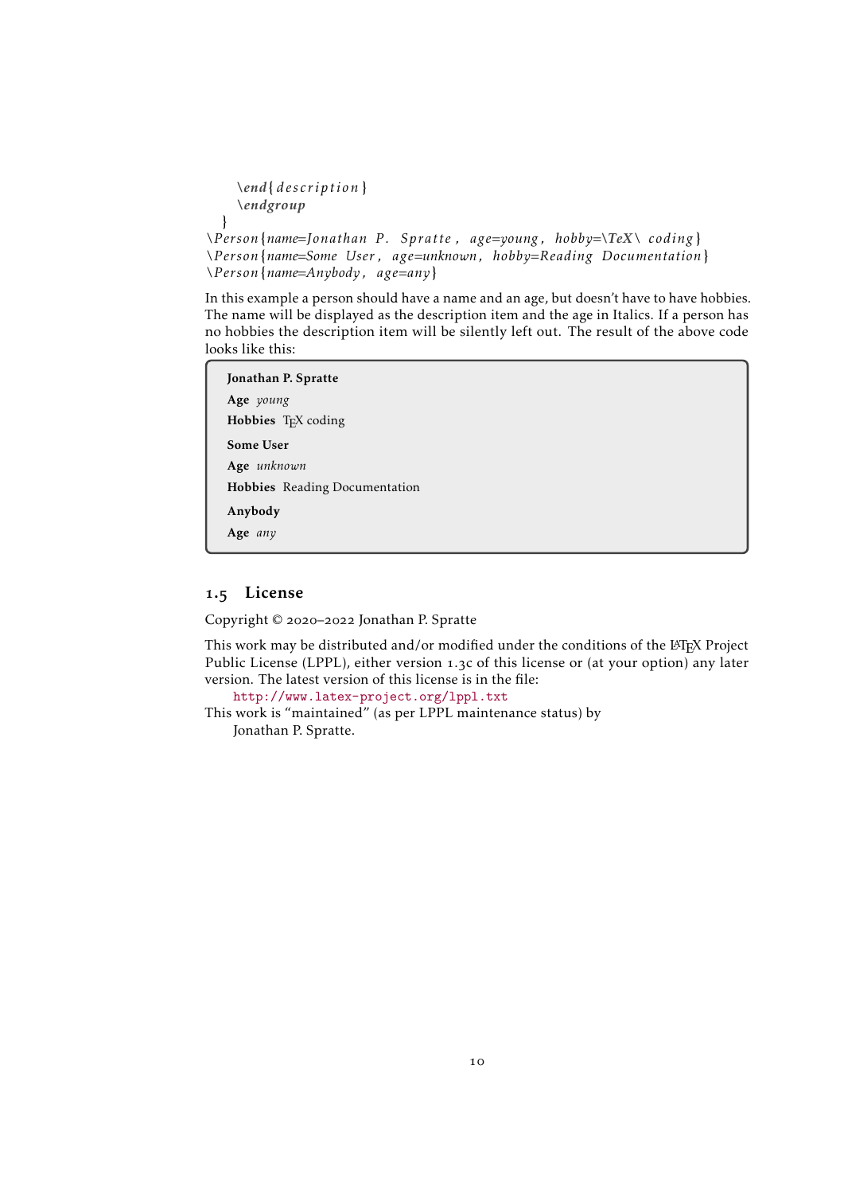```
    \end{description}
    \endgroup
  }
\Person{name=Jonathan P. Spratte, age=young, hobby=\TeX\ coding}
\Person{name=Some User, age=unknown, hobby=Reading Documentation}
\Person{name=Anybody, age=any}
```

In this example a person should have a name and an age, but doesn't have to have hobbies. The name will be displayed as the description item and the age in Italics. If a person has no hobbies the description item will be silently left out. The result of the above code looks like this:

> **Jonathan P. Spratte**
>
> **Age** *young*
>
> **Hobbies** TeX coding
>
> **Some User**
>
> **Age** *unknown*
>
> **Hobbies** Reading Documentation
>
> **Anybody**
>
> **Age** *any*

## 1.5 License

Copyright © 2020–2022 Jonathan P. Spratte

This work may be distributed and/or modified under the conditions of the LaTeX Project Public License (LPPL), either version 1.3c of this license or (at your option) any later version. The latest version of this license is in the file:
  http://www.latex-project.org/lppl.txt
This work is "maintained" (as per LPPL maintenance status) by
  Jonathan P. Spratte.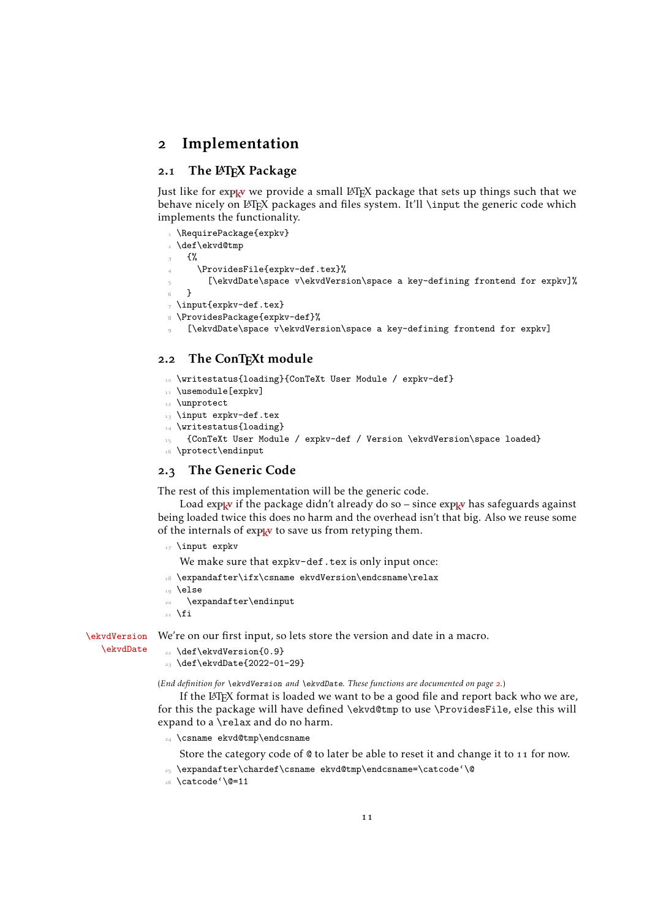# 2 Implementation

## 2.1 The LaTeX Package

Just like for expkv we provide a small LaTeX package that sets up things such that we behave nicely on LaTeX packages and files system. It'll \input the generic code which implements the functionality.

```
1 \RequirePackage{expkv}
2 \def\ekvd@tmp
3   {%
4     \ProvidesFile{expkv-def.tex}%
5       [\ekvdDate\space v\ekvdVersion\space a key-defining frontend for expkv]%
6   }
7 \input{expkv-def.tex}
8 \ProvidesPackage{expkv-def}%
9   [\ekvdDate\space v\ekvdVersion\space a key-defining frontend for expkv]
```

## 2.2 The ConTeXt module

```
10 \writestatus{loading}{ConTeXt User Module / expkv-def}
11 \usemodule[expkv]
12 \unprotect
13 \input expkv-def.tex
14 \writestatus{loading}
15   {ConTeXt User Module / expkv-def / Version \ekvdVersion\space loaded}
16 \protect\endinput
```

## 2.3 The Generic Code

The rest of this implementation will be the generic code.

Load expkv if the package didn't already do so – since expkv has safeguards against being loaded twice this does no harm and the overhead isn't that big. Also we reuse some of the internals of expkv to save us from retyping them.

```
17 \input expkv
```

We make sure that expkv-def.tex is only input once:

```
18 \expandafter\ifx\csname ekvdVersion\endcsname\relax
19 \else
20   \expandafter\endinput
21 \fi
```

\ekvdVersion \ekvdDate

We're on our first input, so lets store the version and date in a macro.

```
22 \def\ekvdVersion{0.9}
23 \def\ekvdDate{2022-01-29}
```

(*End definition for \ekvdVersion and \ekvdDate. These functions are documented on page 2.*)

If the LaTeX format is loaded we want to be a good file and report back who we are, for this the package will have defined \ekvd@tmp to use \ProvidesFile, else this will expand to a \relax and do no harm.

```
24 \csname ekvd@tmp\endcsname
```

Store the category code of @ to later be able to reset it and change it to 11 for now.

```
25 \expandafter\chardef\csname ekvd@tmp\endcsname=\catcode`\@
26 \catcode`\@=11
```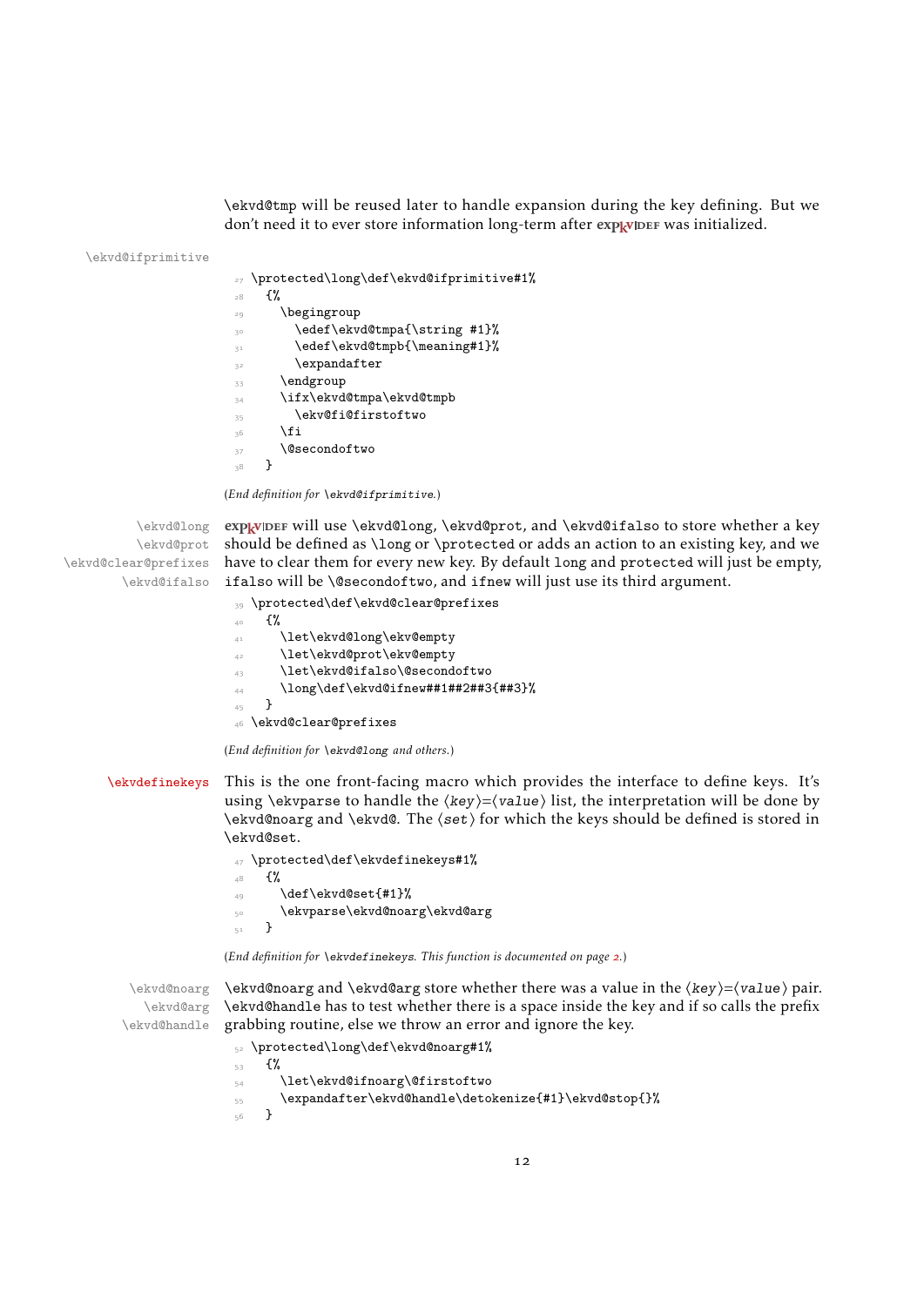\ekvd@tmp will be reused later to handle expansion during the key defining. But we don't need it to ever store information long-term after expkvDEF was initialized.

\ekvd@ifprimitive

```
27 \protected\long\def\ekvd@ifprimitive#1%
28   {%
29     \begingroup
30       \edef\ekvd@tmpa{\string #1}%
31       \edef\ekvd@tmpb{\meaning#1}%
32       \expandafter
33     \endgroup
34     \ifx\ekvd@tmpa\ekvd@tmpb
35       \ekv@fi@firstoftwo
36     \fi
37     \@secondoftwo
38   }
```

(*End definition for* \ekvd@ifprimitive*.*)

\ekvd@long \ekvd@prot \ekvd@clear@prefixes \ekvd@ifalso

expkvDEF will use \ekvd@long, \ekvd@prot, and \ekvd@ifalso to store whether a key should be defined as \long or \protected or adds an action to an existing key, and we have to clear them for every new key. By default long and protected will just be empty, ifalso will be \@secondoftwo, and ifnew will just use its third argument.

```
39 \protected\def\ekvd@clear@prefixes
40   {%
41     \let\ekvd@long\ekv@empty
42     \let\ekvd@prot\ekv@empty
43     \let\ekvd@ifalso\@secondoftwo
44     \long\def\ekvd@ifnew##1##2##3{##3}%
45   }
46 \ekvd@clear@prefixes
```

(*End definition for* \ekvd@long *and others.*)

\ekvdefinekeys

This is the one front-facing macro which provides the interface to define keys. It's using \ekvparse to handle the ⟨*key*⟩=⟨*value*⟩ list, the interpretation will be done by \ekvd@noarg and \ekvd@. The ⟨*set*⟩ for which the keys should be defined is stored in \ekvd@set.

```
47 \protected\def\ekvdefinekeys#1%
48   {%
49     \def\ekvd@set{#1}%
50     \ekvparse\ekvd@noarg\ekvd@arg
51   }
```

(*End definition for* \ekvdefinekeys*. This function is documented on page 2.*)

\ekvd@noarg \ekvd@arg \ekvd@handle

\ekvd@noarg and \ekvd@arg store whether there was a value in the ⟨*key*⟩=⟨*value*⟩ pair. \ekvd@handle has to test whether there is a space inside the key and if so calls the prefix grabbing routine, else we throw an error and ignore the key.

```
52 \protected\long\def\ekvd@noarg#1%
53   {%
54     \let\ekvd@ifnoarg\@firstoftwo
55     \expandafter\ekvd@handle\detokenize{#1}\ekvd@stop{}%
56   }
```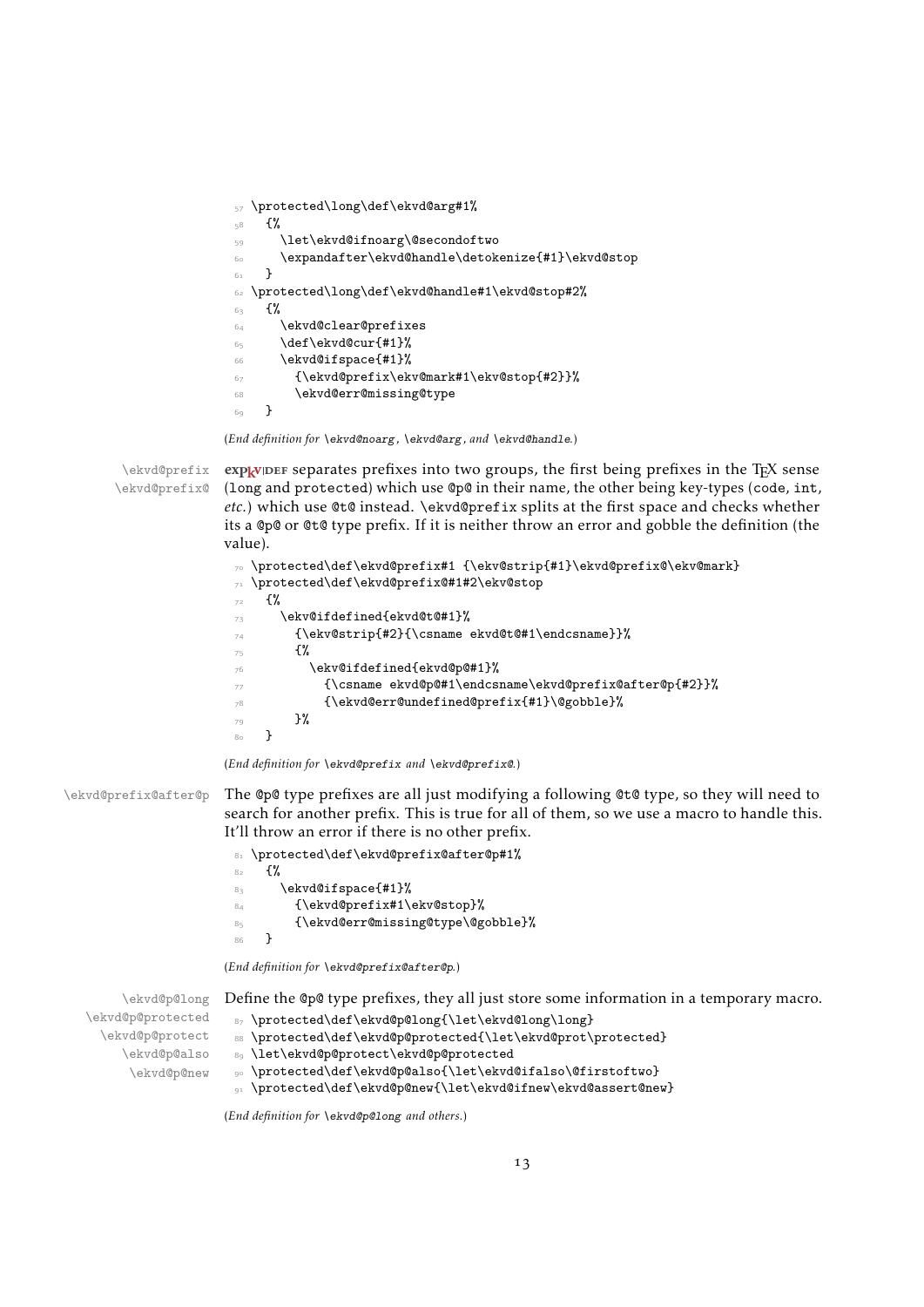```
57 \protected\long\def\ekvd@arg#1%
58   {%
59     \let\ekvd@ifnoarg\@secondoftwo
60     \expandafter\ekvd@handle\detokenize{#1}\ekvd@stop
61   }
62 \protected\long\def\ekvd@handle#1\ekvd@stop#2%
63   {%
64     \ekvd@clear@prefixes
65     \def\ekvd@cur{#1}%
66     \ekvd@ifspace{#1}%
67       {\ekvd@prefix\ekv@mark#1\ekv@stop{#2}}%
68       \ekvd@err@missing@type
69   }
```

(*End definition for \ekvd@noarg, \ekvd@arg, and \ekvd@handle.*)

\ekvd@prefix
\ekvd@prefix@

expkv|def separates prefixes into two groups, the first being prefixes in the TeX sense (long and protected) which use @p@ in their name, the other being key-types (code, int, *etc.*) which use @t@ instead. \ekvd@prefix splits at the first space and checks whether its a @p@ or @t@ type prefix. If it is neither throw an error and gobble the definition (the value).

```
70 \protected\def\ekvd@prefix#1 {\ekv@strip{#1}\ekvd@prefix@\ekv@mark}
71 \protected\def\ekvd@prefix@#1#2\ekv@stop
72   {%
73     \ekv@ifdefined{ekvd@t@#1}%
74       {\ekv@strip{#2}{\csname ekvd@t@#1\endcsname}}%
75       {%
76         \ekv@ifdefined{ekvd@p@#1}%
77           {\csname ekvd@p@#1\endcsname\ekvd@prefix@after@p{#2}}%
78           {\ekvd@err@undefined@prefix{#1}\@gobble}%
79       }%
80   }
```

(*End definition for \ekvd@prefix and \ekvd@prefix@.*)

\ekvd@prefix@after@p

The @p@ type prefixes are all just modifying a following @t@ type, so they will need to search for another prefix. This is true for all of them, so we use a macro to handle this. It'll throw an error if there is no other prefix.

```
81 \protected\def\ekvd@prefix@after@p#1%
82   {%
83     \ekvd@ifspace{#1}%
84       {\ekvd@prefix#1\ekv@stop}%
85       {\ekvd@err@missing@type\@gobble}%
86   }
```

(*End definition for \ekvd@prefix@after@p.*)

\ekvd@p@long
\ekvd@p@protected
\ekvd@p@protect
\ekvd@p@also
\ekvd@p@new

Define the @p@ type prefixes, they all just store some information in a temporary macro.

```
87 \protected\def\ekvd@p@long{\let\ekvd@long\long}
88 \protected\def\ekvd@p@protected{\let\ekvd@prot\protected}
89 \let\ekvd@p@protect\ekvd@p@protected
90 \protected\def\ekvd@p@also{\let\ekvd@ifalso\@firstoftwo}
91 \protected\def\ekvd@p@new{\let\ekvd@ifnew\ekvd@assert@new}
```

(*End definition for \ekvd@p@long and others.*)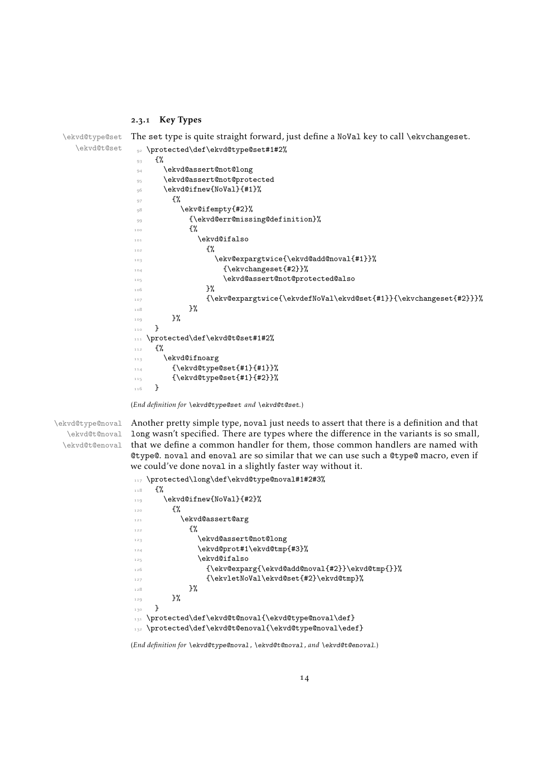#### 2.3.1 Key Types

\ekvd@type@set
\ekvd@t@set

The set type is quite straight forward, just define a NoVal key to call \ekvchangeset.

```
92 \protected\def\ekvd@type@set#1#2%
93   {%
94     \ekvd@assert@not@long
95     \ekvd@assert@not@protected
96     \ekvd@ifnew{NoVal}{#1}%
97       {%
98         \ekv@ifempty{#2}%
99           {\ekvd@err@missing@definition}%
100          {%
101            \ekvd@ifalso
102              {%
103                \ekv@expargtwice{\ekvd@add@noval{#1}}%
104                  {\ekvchangeset{#2}}%
105                  \ekvd@assert@not@protected@also
106              }%
107              {\ekv@expargtwice{\ekvdefNoVal\ekvd@set{#1}}{\ekvchangeset{#2}}}%
108          }%
109      }%
110  }
111 \protected\def\ekvd@t@set#1#2%
112   {%
113     \ekvd@ifnoarg
114       {\ekvd@type@set{#1}{#1}}%
115       {\ekvd@type@set{#1}{#2}}%
116   }
```

(*End definition for \ekvd@type@set and \ekvd@t@set.*)

\ekvd@type@noval
\ekvd@t@noval
\ekvd@t@enoval

Another pretty simple type, noval just needs to assert that there is a definition and that long wasn't specified. There are types where the difference in the variants is so small, that we define a common handler for them, those common handlers are named with @type@. noval and enoval are so similar that we can use such a @type@ macro, even if we could've done noval in a slightly faster way without it.

```
117 \protected\long\def\ekvd@type@noval#1#2#3%
118   {%
119     \ekvd@ifnew{NoVal}{#2}%
120       {%
121         \ekvd@assert@arg
122           {%
123             \ekvd@assert@not@long
124             \ekvd@prot#1\ekvd@tmp{#3}%
125             \ekvd@ifalso
126               {\ekv@exparg{\ekvd@add@noval{#2}}\ekvd@tmp{}}%
127               {\ekvletNoVal\ekvd@set{#2}\ekvd@tmp}%
128           }%
129       }%
130   }
131 \protected\def\ekvd@t@noval{\ekvd@type@noval\def}
132 \protected\def\ekvd@t@enoval{\ekvd@type@noval\edef}
```

(*End definition for \ekvd@type@noval, \ekvd@t@noval, and \ekvd@t@enoval.*)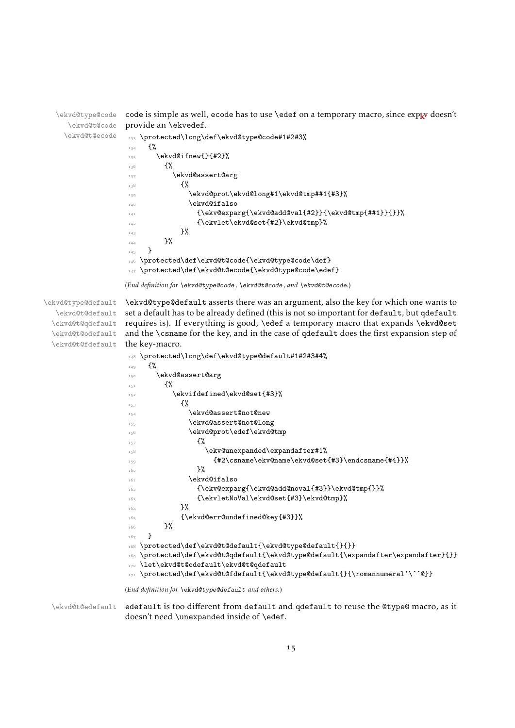\ekvd@type@code
\ekvd@t@code
\ekvd@t@ecode

code is simple as well, ecode has to use \edef on a temporary macro, since expkv doesn't provide an \ekvedef.

```
133 \protected\long\def\ekvd@type@code#1#2#3%
134   {%
135     \ekvd@ifnew{}{#2}%
136       {%
137         \ekvd@assert@arg
138           {%
139             \ekvd@prot\ekvd@long#1\ekvd@tmp##1{#3}%
140             \ekvd@ifalso
141               {\ekv@exparg{\ekvd@add@val{#2}}{\ekvd@tmp{##1}}{}}%
142               {\ekvlet\ekvd@set{#2}\ekvd@tmp}%
143           }%
144       }%
145   }
146 \protected\def\ekvd@t@code{\ekvd@type@code\def}
147 \protected\def\ekvd@t@ecode{\ekvd@type@code\edef}
```

(*End definition for \ekvd@type@code, \ekvd@t@code, and \ekvd@t@ecode.*)

\ekvd@type@default
\ekvd@t@default
\ekvd@t@qdefault
\ekvd@t@odefault
\ekvd@t@fdefault

\ekvd@type@default asserts there was an argument, also the key for which one wants to set a default has to be already defined (this is not so important for default, but qdefault requires is). If everything is good, \edef a temporary macro that expands \ekvd@set and the \csname for the key, and in the case of qdefault does the first expansion step of the key-macro.

```
148 \protected\long\def\ekvd@type@default#1#2#3#4%
149   {%
150     \ekvd@assert@arg
151       {%
152         \ekvifdefined\ekvd@set{#3}%
153           {%
154             \ekvd@assert@not@new
155             \ekvd@assert@not@long
156             \ekvd@prot\edef\ekvd@tmp
157               {%
158                 \ekv@unexpanded\expandafter#1%
159                   {#2\csname\ekv@name\ekvd@set{#3}\endcsname{#4}}%
160               }%
161             \ekvd@ifalso
162               {\ekv@exparg{\ekvd@add@noval{#3}}\ekvd@tmp{}}%
163               {\ekvletNoVal\ekvd@set{#3}\ekvd@tmp}%
164           }%
165           {\ekvd@err@undefined@key{#3}}%
166       }%
167   }
168 \protected\def\ekvd@t@default{\ekvd@type@default{}{}}
169 \protected\def\ekvd@t@qdefault{\ekvd@type@default{\expandafter\expandafter}{}}
170 \let\ekvd@t@odefault\ekvd@t@qdefault
171 \protected\def\ekvd@t@fdefault{\ekvd@type@default{}{\romannumeral`\^^@}}
```

(*End definition for \ekvd@type@default and others.*)

\ekvd@t@edefault

edefault is too different from default and qdefault to reuse the @type@ macro, as it doesn't need \unexpanded inside of \edef.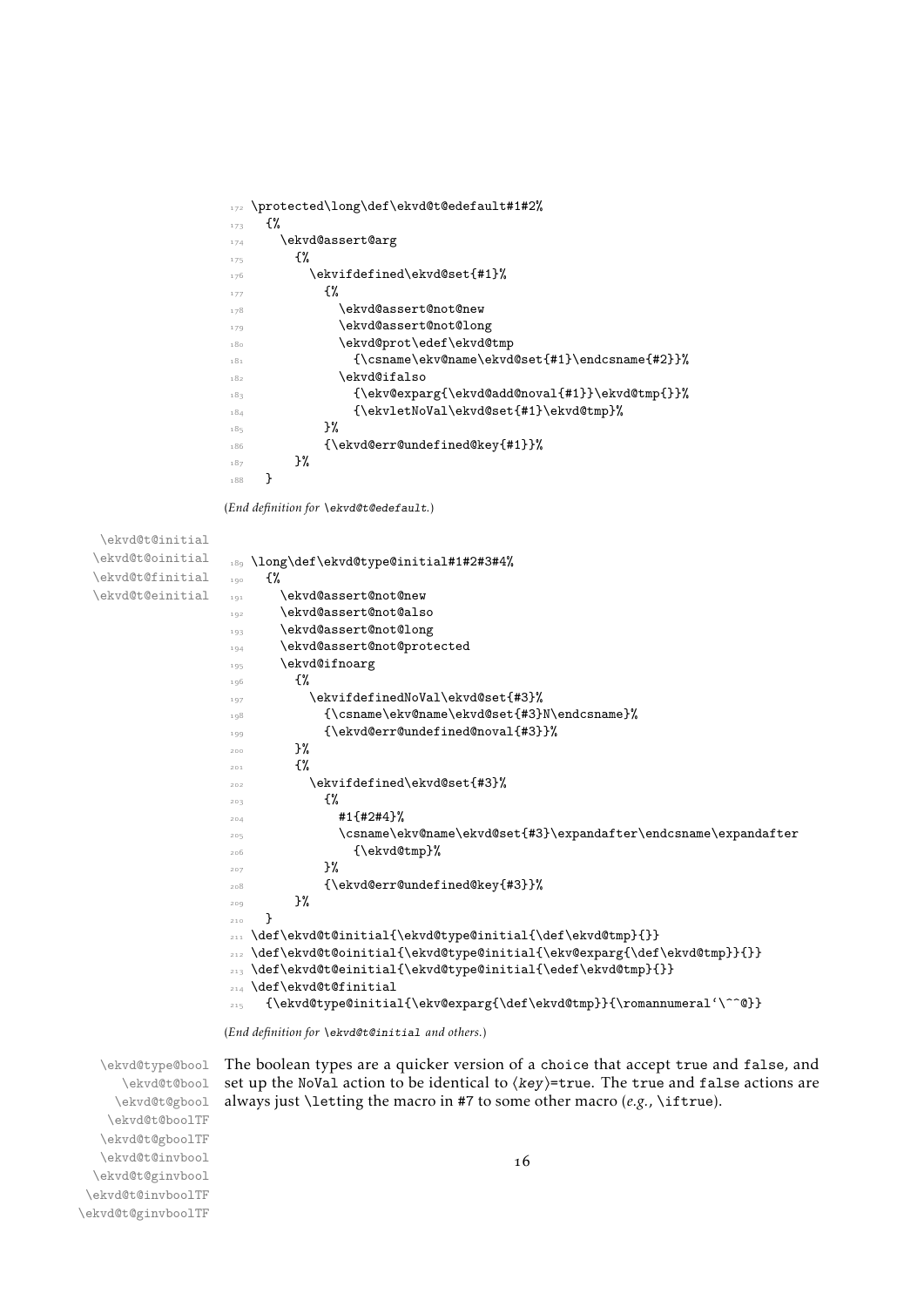```
172 \protected\long\def\ekvd@t@edefault#1#2%
173   {%
174     \ekvd@assert@arg
175       {%
176         \ekvifdefined\ekvd@set{#1}%
177           {%
178             \ekvd@assert@not@new
179             \ekvd@assert@not@long
180             \ekvd@prot\edef\ekvd@tmp
181               {\csname\ekv@name\ekvd@set{#1}\endcsname{#2}}%
182             \ekvd@ifalso
183               {\ekv@exparg{\ekvd@add@noval{#1}}\ekvd@tmp{}}%
184               {\ekvletNoVal\ekvd@set{#1}\ekvd@tmp}%
185           }%
186           {\ekvd@err@undefined@key{#1}}%
187       }%
188   }
```

(*End definition for* `\ekvd@t@edefault`.)

`\ekvd@t@initial`
`\ekvd@t@oinitial`
`\ekvd@t@finitial`
`\ekvd@t@einitial`

```
189 \long\def\ekvd@type@initial#1#2#3#4%
190   {%
191     \ekvd@assert@not@new
192     \ekvd@assert@not@also
193     \ekvd@assert@not@long
194     \ekvd@assert@not@protected
195     \ekvd@ifnoarg
196       {%
197         \ekvifdefinedNoVal\ekvd@set{#3}%
198           {\csname\ekv@name\ekvd@set{#3}N\endcsname}%
199           {\ekvd@err@undefined@noval{#3}}%
200       }%
201       {%
202         \ekvifdefined\ekvd@set{#3}%
203           {%
204             #1{#2#4}%
205             \csname\ekv@name\ekvd@set{#3}\expandafter\endcsname\expandafter
206               {\ekvd@tmp}%
207           }%
208           {\ekvd@err@undefined@key{#3}}%
209       }%
210   }
211 \def\ekvd@t@initial{\ekvd@type@initial{\def\ekvd@tmp}{}}
212 \def\ekvd@t@oinitial{\ekvd@type@initial{\ekv@exparg{\def\ekvd@tmp}}{}}
213 \def\ekvd@t@einitial{\ekvd@type@initial{\edef\ekvd@tmp}{}}
214 \def\ekvd@t@finitial
215   {\ekvd@type@initial{\ekv@exparg{\def\ekvd@tmp}}{\romannumeral`\^^@}}
```

(*End definition for* `\ekvd@t@initial` *and others.*)

`\ekvd@type@bool`
`\ekvd@t@bool`
`\ekvd@t@gbool`
`\ekvd@t@boolTF`
`\ekvd@t@gboolTF`
`\ekvd@t@invbool`
`\ekvd@t@ginvbool`
`\ekvd@t@invboolTF`
`\ekvd@t@ginvboolTF`

The boolean types are a quicker version of a `choice` that accept `true` and `false`, and set up the `NoVal` action to be identical to ⟨*key*⟩`=true`. The `true` and `false` actions are always just `\let`ting the macro in `#7` to some other macro (*e.g.*, `\iftrue`).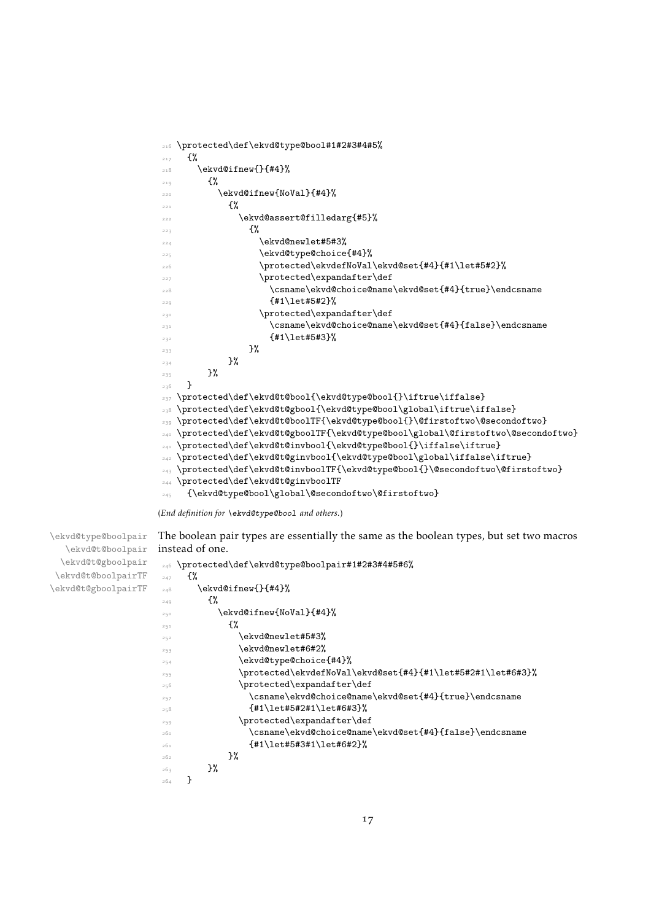```
216 \protected\def\ekvd@type@bool#1#2#3#4#5%
217   {%
218     \ekvd@ifnew{}{#4}%
219       {%
220         \ekvd@ifnew{NoVal}{#4}%
221           {%
222             \ekvd@assert@filledarg{#5}%
223               {%
224                 \ekvd@newlet#5#3%
225                 \ekvd@type@choice{#4}%
226                 \protected\ekvdefNoVal\ekvd@set{#4}{#1\let#5#2}%
227                 \protected\expandafter\def
228                   \csname\ekvd@choice@name\ekvd@set{#4}{true}\endcsname
229                   {#1\let#5#2}%
230                 \protected\expandafter\def
231                   \csname\ekvd@choice@name\ekvd@set{#4}{false}\endcsname
232                   {#1\let#5#3}%
233               }%
234           }%
235       }%
236   }
237 \protected\def\ekvd@t@bool{\ekvd@type@bool{}\iftrue\iffalse}
238 \protected\def\ekvd@t@gbool{\ekvd@type@bool\global\iftrue\iffalse}
239 \protected\def\ekvd@t@boolTF{\ekvd@type@bool{}\@firstoftwo\@secondoftwo}
240 \protected\def\ekvd@t@gboolTF{\ekvd@type@bool\global\@firstoftwo\@secondoftwo}
241 \protected\def\ekvd@t@invbool{\ekvd@type@bool{}\iffalse\iftrue}
242 \protected\def\ekvd@t@ginvbool{\ekvd@type@bool\global\iffalse\iftrue}
243 \protected\def\ekvd@t@invboolTF{\ekvd@type@bool{}\@secondoftwo\@firstoftwo}
244 \protected\def\ekvd@t@ginvboolTF
245   {\ekvd@type@bool\global\@secondoftwo\@firstoftwo}
```

(*End definition for* `\ekvd@type@bool` *and others.*)

`\ekvd@type@boolpair` `\ekvd@t@boolpair` `\ekvd@t@gboolpair` `\ekvd@t@boolpairTF` `\ekvd@t@gboolpairTF`

The boolean pair types are essentially the same as the boolean types, but set two macros instead of one.

```
246 \protected\def\ekvd@type@boolpair#1#2#3#4#5#6%
247   {%
248     \ekvd@ifnew{}{#4}%
249       {%
250         \ekvd@ifnew{NoVal}{#4}%
251           {%
252             \ekvd@newlet#5#3%
253             \ekvd@newlet#6#2%
254             \ekvd@type@choice{#4}%
255             \protected\ekvdefNoVal\ekvd@set{#4}{#1\let#5#2#1\let#6#3}%
256             \protected\expandafter\def
257               \csname\ekvd@choice@name\ekvd@set{#4}{true}\endcsname
258               {#1\let#5#2#1\let#6#3}%
259             \protected\expandafter\def
260               \csname\ekvd@choice@name\ekvd@set{#4}{false}\endcsname
261               {#1\let#5#3#1\let#6#2}%
262           }%
263       }%
264   }
```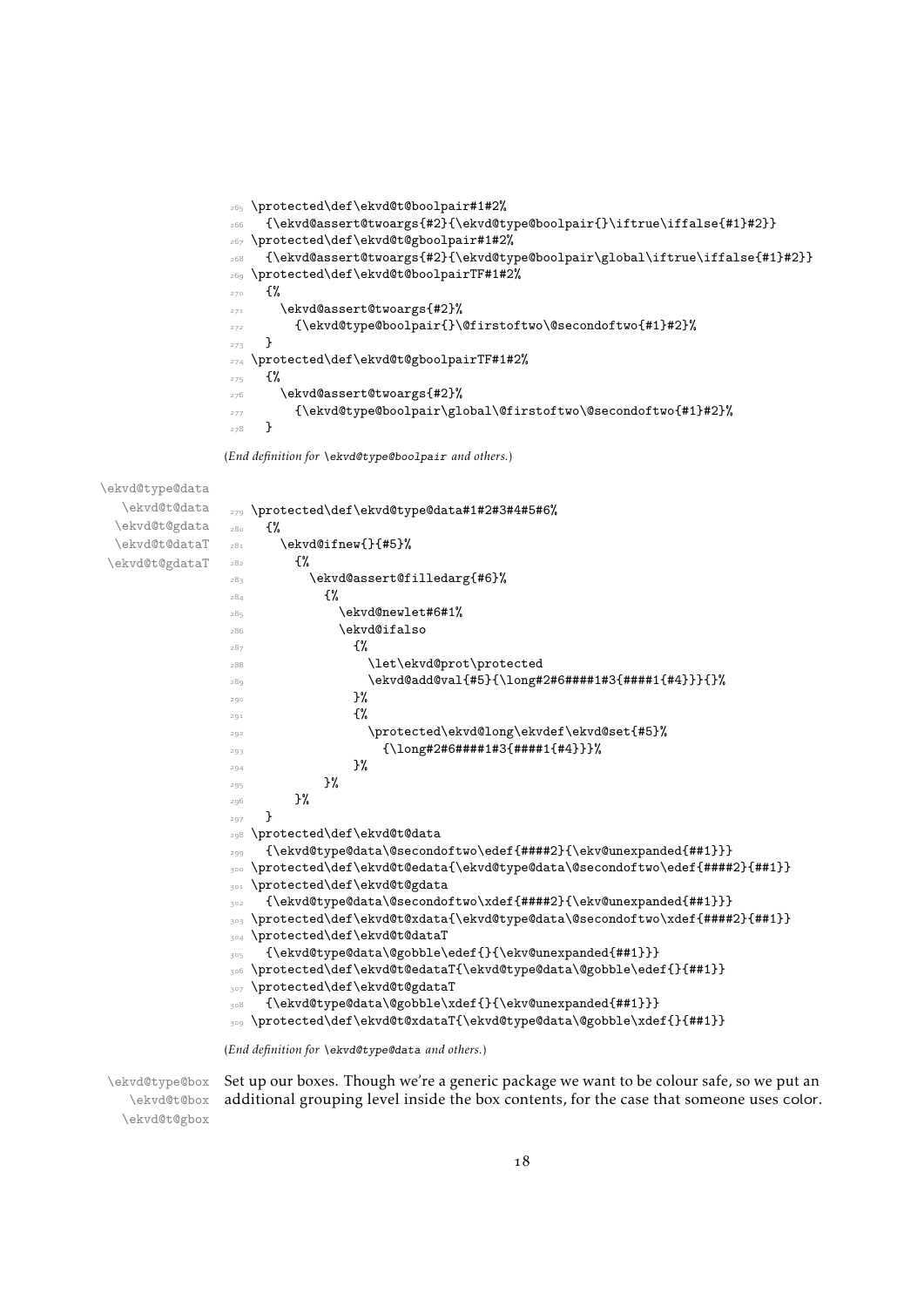```
265 \protected\def\ekvd@t@boolpair#1#2%
266   {\ekvd@assert@twoargs{#2}{\ekvd@type@boolpair{}\iftrue\iffalse{#1}#2}}
267 \protected\def\ekvd@t@gboolpair#1#2%
268   {\ekvd@assert@twoargs{#2}{\ekvd@type@boolpair\global\iftrue\iffalse{#1}#2}}
269 \protected\def\ekvd@t@boolpairTF#1#2%
270   {%
271     \ekvd@assert@twoargs{#2}%
272       {\ekvd@type@boolpair{}\@firstoftwo\@secondoftwo{#1}#2}%
273   }
274 \protected\def\ekvd@t@gboolpairTF#1#2%
275   {%
276     \ekvd@assert@twoargs{#2}%
277       {\ekvd@type@boolpair\global\@firstoftwo\@secondoftwo{#1}#2}%
278   }
```

(*End definition for* `\ekvd@type@boolpair` *and others.*)

`\ekvd@type@data` `\ekvd@t@data` `\ekvd@t@gdata` `\ekvd@t@dataT` `\ekvd@t@gdataT`

```
279 \protected\def\ekvd@type@data#1#2#3#4#5#6%
280   {%
281     \ekvd@ifnew{}{#5}%
282       {%
283         \ekvd@assert@filledarg{#6}%
284           {%
285             \ekvd@newlet#6#1%
286             \ekvd@ifalso
287               {%
288                 \let\ekvd@prot\protected
289                 \ekvd@add@val{#5}{\long#2#6####1#3{####1{#4}}}{}%
290               }%
291               {%
292                 \protected\ekvd@long\ekvdef\ekvd@set{#5}%
293                   {\long#2#6####1#3{####1{#4}}}%
294               }%
295           }%
296       }%
297   }
298 \protected\def\ekvd@t@data
299   {\ekvd@type@data\@secondoftwo\edef{####2}{\ekv@unexpanded{##1}}}
300 \protected\def\ekvd@t@edata{\ekvd@type@data\@secondoftwo\edef{####2}{##1}}
301 \protected\def\ekvd@t@gdata
302   {\ekvd@type@data\@secondoftwo\xdef{####2}{\ekv@unexpanded{##1}}}
303 \protected\def\ekvd@t@xdata{\ekvd@type@data\@secondoftwo\xdef{####2}{##1}}
304 \protected\def\ekvd@t@dataT
305   {\ekvd@type@data\@gobble\edef{}{\ekv@unexpanded{##1}}}
306 \protected\def\ekvd@t@edataT{\ekvd@type@data\@gobble\edef{}{##1}}
307 \protected\def\ekvd@t@gdataT
308   {\ekvd@type@data\@gobble\xdef{}{\ekv@unexpanded{##1}}}
309 \protected\def\ekvd@t@xdataT{\ekvd@type@data\@gobble\xdef{}{##1}}
```

(*End definition for* `\ekvd@type@data` *and others.*)

`\ekvd@type@box` `\ekvd@t@box` `\ekvd@t@gbox`

Set up our boxes. Though we're a generic package we want to be colour safe, so we put an additional grouping level inside the box contents, for the case that someone uses color.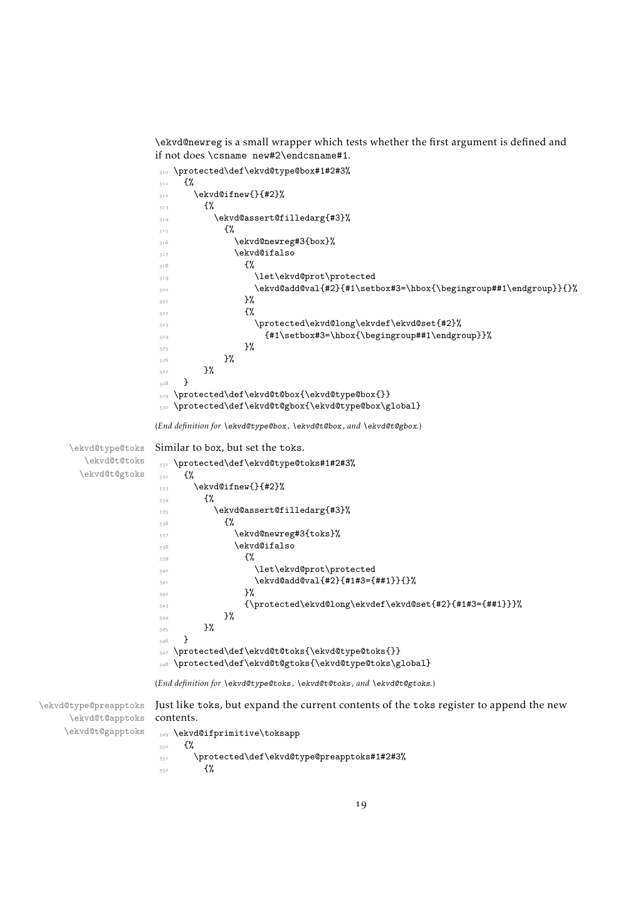`\ekvd@newreg` is a small wrapper which tests whether the first argument is defined and if not does `\csname new#2\endcsname#1`.

```
310 \protected\def\ekvd@type@box#1#2#3%
311   {%
312     \ekvd@ifnew{}{#2}%
313       {%
314         \ekvd@assert@filledarg{#3}%
315           {%
316             \ekvd@newreg#3{box}%
317             \ekvd@ifalso
318               {%
319                 \let\ekvd@prot\protected
320                 \ekvd@add@val{#2}{#1\setbox#3=\hbox{\begingroup##1\endgroup}}{}%
321               }%
322               {%
323                 \protected\ekvd@long\ekvdef\ekvd@set{#2}%
324                   {#1\setbox#3=\hbox{\begingroup##1\endgroup}}%
325               }%
326           }%
327       }%
328   }
329 \protected\def\ekvd@t@box{\ekvd@type@box{}}
330 \protected\def\ekvd@t@gbox{\ekvd@type@box\global}
```

(*End definition for* `\ekvd@type@box`*,* `\ekvd@t@box`*, and* `\ekvd@t@gbox`*.*)

`\ekvd@type@toks` `\ekvd@t@toks` `\ekvd@t@gtoks`

Similar to box, but set the toks.

```
331 \protected\def\ekvd@type@toks#1#2#3%
332   {%
333     \ekvd@ifnew{}{#2}%
334       {%
335         \ekvd@assert@filledarg{#3}%
336           {%
337             \ekvd@newreg#3{toks}%
338             \ekvd@ifalso
339               {%
340                 \let\ekvd@prot\protected
341                 \ekvd@add@val{#2}{#1#3={##1}}{}%
342               }%
343               {\protected\ekvd@long\ekvdef\ekvd@set{#2}{#1#3={##1}}}%
344           }%
345       }%
346   }
347 \protected\def\ekvd@t@toks{\ekvd@type@toks{}}
348 \protected\def\ekvd@t@gtoks{\ekvd@type@toks\global}
```

(*End definition for* `\ekvd@type@toks`*,* `\ekvd@t@toks`*, and* `\ekvd@t@gtoks`*.*)

`\ekvd@type@preapptoks` `\ekvd@t@apptoks` `\ekvd@t@gapptoks`

Just like toks, but expand the current contents of the toks register to append the new contents.

```
349 \ekvd@ifprimitive\toksapp
350   {%
351     \protected\def\ekvd@type@preapptoks#1#2#3%
352       {%
```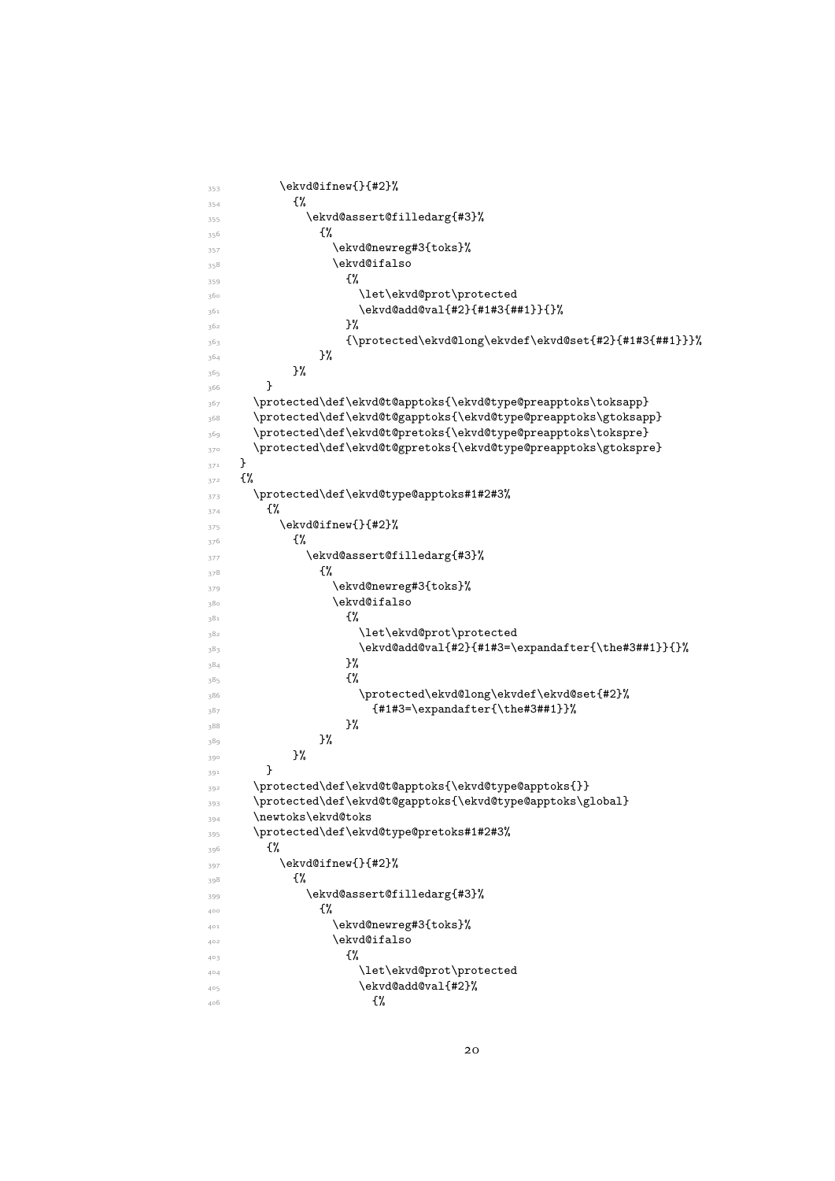```
353         \ekvd@ifnew{}{#2}%
354           {%
355             \ekvd@assert@filledarg{#3}%
356               {%
357                 \ekvd@newreg#3{toks}%
358                 \ekvd@ifalso
359                   {%
360                     \let\ekvd@prot\protected
361                     \ekvd@add@val{#2}{#1#3{##1}}{}%
362                   }%
363                   {\protected\ekvd@long\ekvdef\ekvd@set{#2}{#1#3{##1}}}%
364               }%
365           }%
366       }
367     \protected\def\ekvd@t@apptoks{\ekvd@type@preapptoks\toksapp}
368     \protected\def\ekvd@t@gapptoks{\ekvd@type@preapptoks\gtoksapp}
369     \protected\def\ekvd@t@pretoks{\ekvd@type@preapptoks\tokspre}
370     \protected\def\ekvd@t@gpretoks{\ekvd@type@preapptoks\gtokspre}
371   }
372   {%
373     \protected\def\ekvd@type@apptoks#1#2#3%
374       {%
375         \ekvd@ifnew{}{#2}%
376           {%
377             \ekvd@assert@filledarg{#3}%
378               {%
379                 \ekvd@newreg#3{toks}%
380                 \ekvd@ifalso
381                   {%
382                     \let\ekvd@prot\protected
383                     \ekvd@add@val{#2}{#1#3=\expandafter{\the#3##1}}{}%
384                   }%
385                   {%
386                     \protected\ekvd@long\ekvdef\ekvd@set{#2}%
387                       {#1#3=\expandafter{\the#3##1}}%
388                   }%
389               }%
390           }%
391       }
392     \protected\def\ekvd@t@apptoks{\ekvd@type@apptoks{}}
393     \protected\def\ekvd@t@gapptoks{\ekvd@type@apptoks\global}
394     \newtoks\ekvd@toks
395     \protected\def\ekvd@type@pretoks#1#2#3%
396       {%
397         \ekvd@ifnew{}{#2}%
398           {%
399             \ekvd@assert@filledarg{#3}%
400               {%
401                 \ekvd@newreg#3{toks}%
402                 \ekvd@ifalso
403                   {%
404                     \let\ekvd@prot\protected
405                     \ekvd@add@val{#2}%
406                       {%
```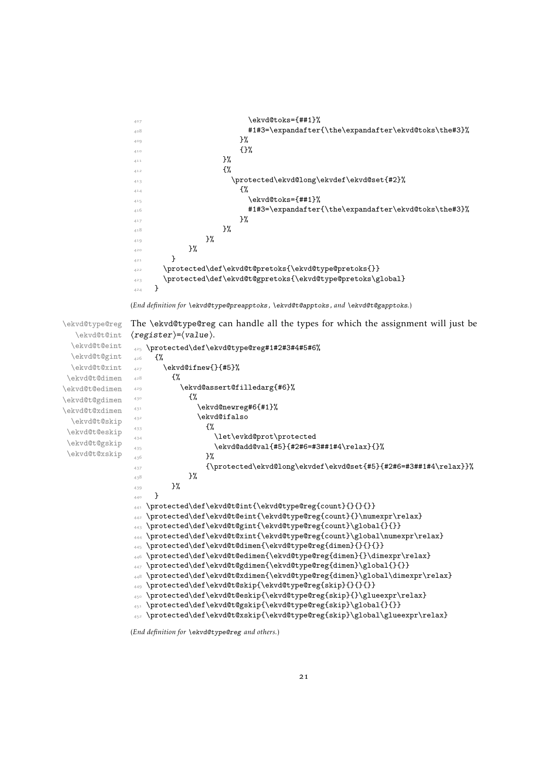```
407                             \ekvd@toks={##1}%
408                             #1#3=\expandafter{\the\expandafter\ekvd@toks\the#3}%
409                           }%
410                           {}%
411                       }%
412                       {%
413                         \protected\ekvd@long\ekvdef\ekvd@set{#2}%
414                           {%
415                             \ekvd@toks={##1}%
416                             #1#3=\expandafter{\the\expandafter\ekvd@toks\the#3}%
417                           }%
418                       }%
419                   }%
420               }%
421         }
422     \protected\def\ekvd@t@pretoks{\ekvd@type@pretoks{}}
423     \protected\def\ekvd@t@gpretoks{\ekvd@type@pretoks\global}
424   }
```

(*End definition for* `\ekvd@type@preapptoks`*,* `\ekvd@t@apptoks`*, and* `\ekvd@t@gapptoks`*.*)

`\ekvd@type@reg` `\ekvd@t@int` `\ekvd@t@eint` `\ekvd@t@gint` `\ekvd@t@xint` `\ekvd@t@dimen` `\ekvd@t@edimen` `\ekvd@t@gdimen` `\ekvd@t@xdimen` `\ekvd@t@skip` `\ekvd@t@eskip` `\ekvd@t@gskip` `\ekvd@t@xskip`

The `\ekvd@type@reg` can handle all the types for which the assignment will just be ⟨*register*⟩=⟨*value*⟩.

```
425 \protected\def\ekvd@type@reg#1#2#3#4#5#6%
426   {%
427     \ekvd@ifnew{}{#5}%
428       {%
429         \ekvd@assert@filledarg{#6}%
430           {%
431             \ekvd@newreg#6{#1}%
432             \ekvd@ifalso
433               {%
434                 \let\evkd@prot\protected
435                 \ekvd@add@val{#5}{#2#6=#3##1#4\relax}{}%
436               }%
437               {\protected\ekvd@long\ekvdef\ekvd@set{#5}{#2#6=#3##1#4\relax}}%
438           }%
439       }%
440   }
441 \protected\def\ekvd@t@int{\ekvd@type@reg{count}{}{}{}}
442 \protected\def\ekvd@t@eint{\ekvd@type@reg{count}{}\numexpr\relax}
443 \protected\def\ekvd@t@gint{\ekvd@type@reg{count}\global{}{}}
444 \protected\def\ekvd@t@xint{\ekvd@type@reg{count}\global\numexpr\relax}
445 \protected\def\ekvd@t@dimen{\ekvd@type@reg{dimen}{}{}{}}
446 \protected\def\ekvd@t@edimen{\ekvd@type@reg{dimen}{}\dimexpr\relax}
447 \protected\def\ekvd@t@gdimen{\ekvd@type@reg{dimen}\global{}{}}
448 \protected\def\ekvd@t@xdimen{\ekvd@type@reg{dimen}\global\dimexpr\relax}
449 \protected\def\ekvd@t@skip{\ekvd@type@reg{skip}{}{}{}}
450 \protected\def\ekvd@t@eskip{\ekvd@type@reg{skip}{}\glueexpr\relax}
451 \protected\def\ekvd@t@gskip{\ekvd@type@reg{skip}\global{}{}}
452 \protected\def\ekvd@t@xskip{\ekvd@type@reg{skip}\global\glueexpr\relax}
```

(*End definition for* `\ekvd@type@reg` *and others.*)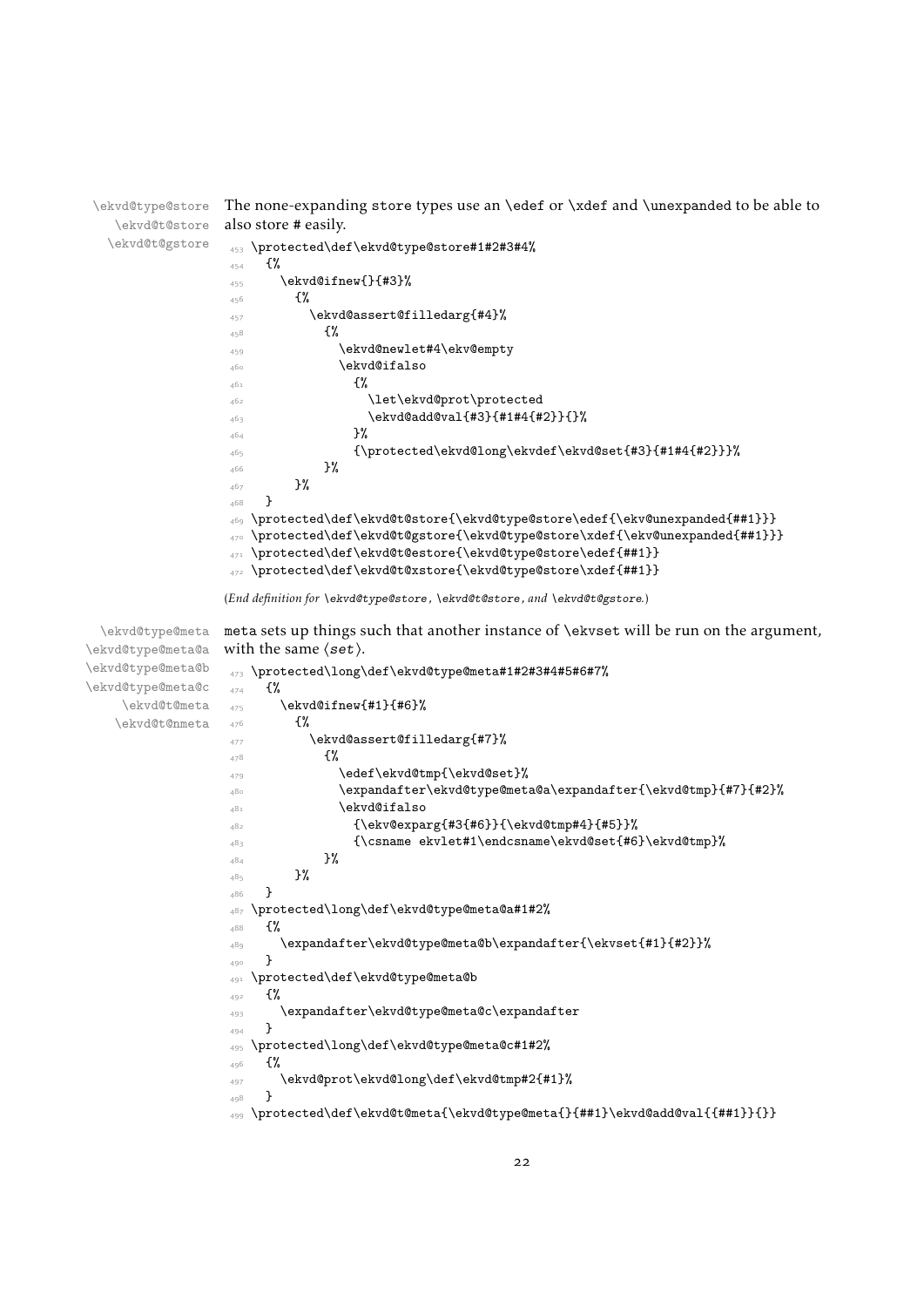\ekvd@type@store
\ekvd@t@store
\ekvd@t@gstore

The none-expanding store types use an \edef or \xdef and \unexpanded to be able to also store # easily.

```
453 \protected\def\ekvd@type@store#1#2#3#4%
454   {%
455     \ekvd@ifnew{}{#3}%
456       {%
457         \ekvd@assert@filledarg{#4}%
458           {%
459             \ekvd@newlet#4\ekv@empty
460             \ekvd@ifalso
461               {%
462                 \let\ekvd@prot\protected
463                 \ekvd@add@val{#3}{#1#4{#2}}{}%
464               }%
465               {\protected\ekvd@long\ekvdef\ekvd@set{#3}{#1#4{#2}}}%
466           }%
467       }%
468   }
469 \protected\def\ekvd@t@store{\ekvd@type@store\edef{\ekv@unexpanded{##1}}}
470 \protected\def\ekvd@t@gstore{\ekvd@type@store\xdef{\ekv@unexpanded{##1}}}
471 \protected\def\ekvd@t@estore{\ekvd@type@store\edef{##1}}
472 \protected\def\ekvd@t@xstore{\ekvd@type@store\xdef{##1}}
```

(*End definition for \ekvd@type@store, \ekvd@t@store, and \ekvd@t@gstore.*)

\ekvd@type@meta
\ekvd@type@meta@a
\ekvd@type@meta@b
\ekvd@type@meta@c
\ekvd@t@meta
\ekvd@t@nmeta

meta sets up things such that another instance of \ekvset will be run on the argument, with the same ⟨*set*⟩.

```
473 \protected\long\def\ekvd@type@meta#1#2#3#4#5#6#7%
474   {%
475     \ekvd@ifnew{#1}{#6}%
476       {%
477         \ekvd@assert@filledarg{#7}%
478           {%
479             \edef\ekvd@tmp{\ekvd@set}%
480             \expandafter\ekvd@type@meta@a\expandafter{\ekvd@tmp}{#7}{#2}%
481             \ekvd@ifalso
482               {\ekv@exparg{#3{#6}}{\ekvd@tmp#4}{#5}}%
483               {\csname ekvlet#1\endcsname\ekvd@set{#6}\ekvd@tmp}%
484           }%
485       }%
486   }
487 \protected\long\def\ekvd@type@meta@a#1#2%
488   {%
489     \expandafter\ekvd@type@meta@b\expandafter{\ekvset{#1}{#2}}%
490   }
491 \protected\def\ekvd@type@meta@b
492   {%
493     \expandafter\ekvd@type@meta@c\expandafter
494   }
495 \protected\long\def\ekvd@type@meta@c#1#2%
496   {%
497     \ekvd@prot\ekvd@long\def\ekvd@tmp#2{#1}%
498   }
499 \protected\def\ekvd@t@meta{\ekvd@type@meta{}{##1}\ekvd@add@val{{##1}}{}}
```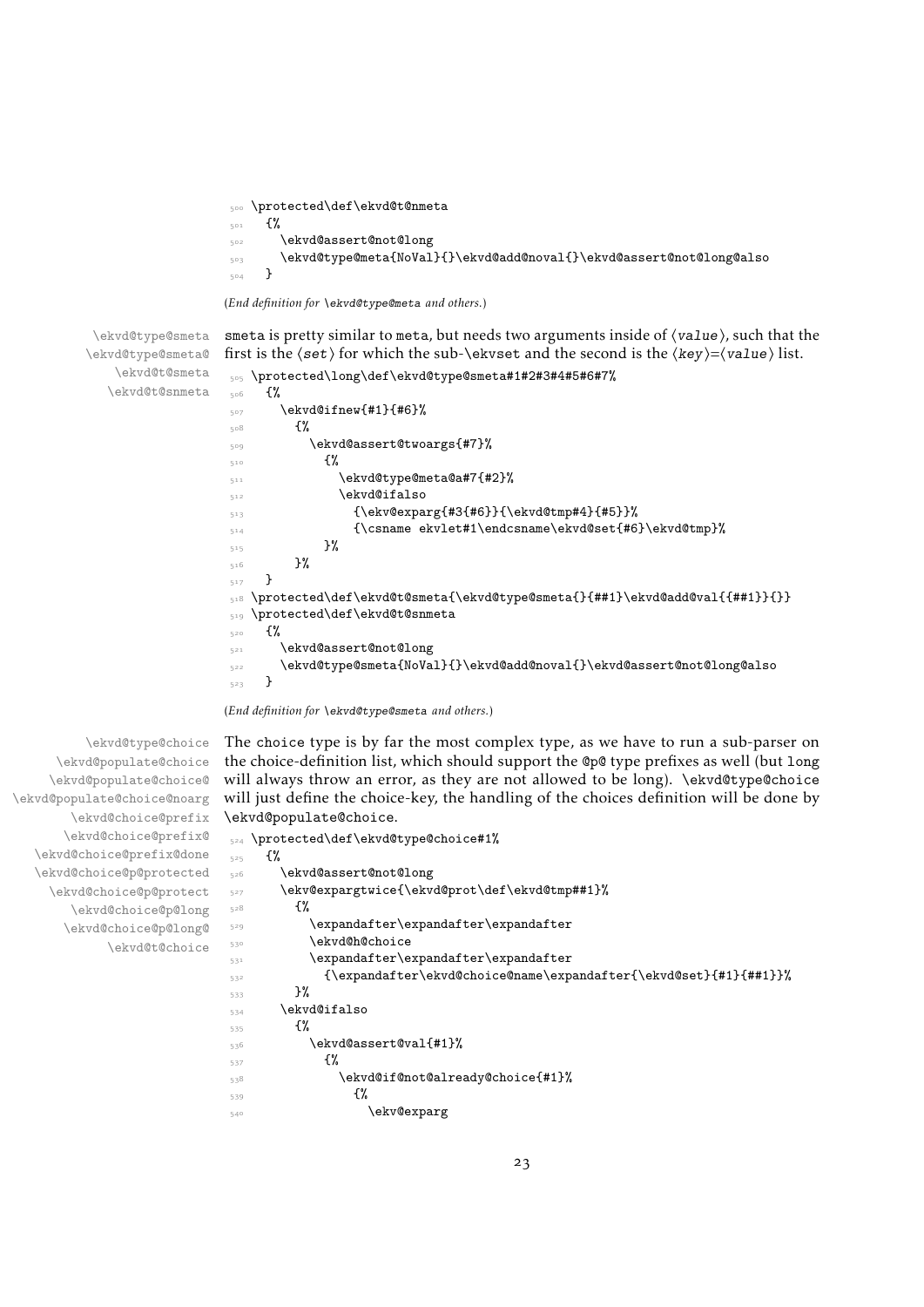```
500 \protected\def\ekvd@t@nmeta
501   {%
502     \ekvd@assert@not@long
503     \ekvd@type@meta{NoVal}{}\ekvd@add@noval{}\ekvd@assert@not@long@also
504   }
```

(*End definition for* `\ekvd@type@meta` *and others.*)

`\ekvd@type@smeta` `\ekvd@type@smeta@` `\ekvd@t@smeta` `\ekvd@t@snmeta`

`smeta` is pretty similar to `meta`, but needs two arguments inside of ⟨*value*⟩, such that the first is the ⟨*set*⟩ for which the sub-`\ekvset` and the second is the ⟨*key*⟩=⟨*value*⟩ list.

```
505 \protected\long\def\ekvd@type@smeta#1#2#3#4#5#6#7%
506   {%
507     \ekvd@ifnew{#1}{#6}%
508       {%
509         \ekvd@assert@twoargs{#7}%
510           {%
511             \ekvd@type@meta@a#7{#2}%
512             \ekvd@ifalso
513               {\ekv@exparg{#3{#6}}{\ekvd@tmp#4}{#5}}%
514               {\csname ekvlet#1\endcsname\ekvd@set{#6}\ekvd@tmp}%
515           }%
516       }%
517   }
518 \protected\def\ekvd@t@smeta{\ekvd@type@smeta{}{##1}\ekvd@add@val{{##1}}{}}
519 \protected\def\ekvd@t@snmeta
520   {%
521     \ekvd@assert@not@long
522     \ekvd@type@smeta{NoVal}{}\ekvd@add@noval{}\ekvd@assert@not@long@also
523   }
```

(*End definition for* `\ekvd@type@smeta` *and others.*)

`\ekvd@type@choice` `\ekvd@populate@choice` `\ekvd@populate@choice@` `\ekvd@populate@choice@noarg` `\ekvd@choice@prefix` `\ekvd@choice@prefix@` `\ekvd@choice@prefix@done` `\ekvd@choice@p@protected` `\ekvd@choice@p@protect` `\ekvd@choice@p@long` `\ekvd@choice@p@long@` `\ekvd@t@choice`

The `choice` type is by far the most complex type, as we have to run a sub-parser on the choice-definition list, which should support the `@p@` type prefixes as well (but `long` will always throw an error, as they are not allowed to be long). `\ekvd@type@choice` will just define the choice-key, the handling of the choices definition will be done by `\ekvd@populate@choice`.

```
524 \protected\def\ekvd@type@choice#1%
525   {%
526     \ekvd@assert@not@long
527     \ekv@expargtwice{\ekvd@prot\def\ekvd@tmp##1}%
528       {%
529         \expandafter\expandafter\expandafter
530         \ekvd@h@choice
531         \expandafter\expandafter\expandafter
532           {\expandafter\ekvd@choice@name\expandafter{\ekvd@set}{#1}{##1}}%
533       }%
534     \ekvd@ifalso
535       {%
536         \ekvd@assert@val{#1}%
537           {%
538             \ekvd@if@not@already@choice{#1}%
539               {%
540                 \ekv@exparg
```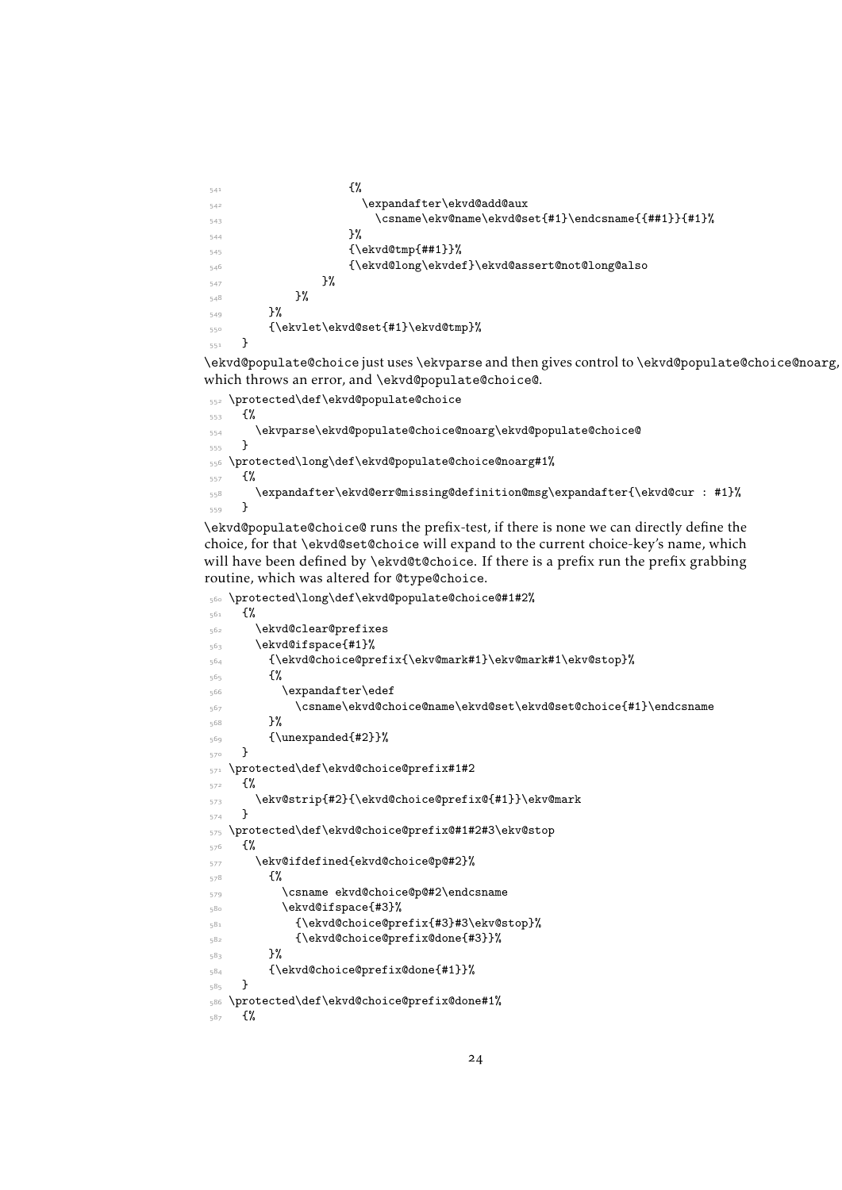```
541                   {%
542                     \expandafter\ekvd@add@aux
543                       \csname\ekv@name\ekvd@set{#1}\endcsname{{##1}}{#1}%
544                   }%
545                   {\ekvd@tmp{##1}}%
546                   {\ekvd@long\ekvdef}\ekvd@assert@not@long@also
547               }%
548           }%
549       }%
550       {\ekvlet\ekvd@set{#1}\ekvd@tmp}%
551   }
```

\ekvd@populate@choice just uses \ekvparse and then gives control to \ekvd@populate@choice@noarg, which throws an error, and \ekvd@populate@choice@.

```
552 \protected\def\ekvd@populate@choice
553   {%
554     \ekvparse\ekvd@populate@choice@noarg\ekvd@populate@choice@
555   }
556 \protected\long\def\ekvd@populate@choice@noarg#1%
557   {%
558     \expandafter\ekvd@err@missing@definition@msg\expandafter{\ekvd@cur : #1}%
559   }
```

\ekvd@populate@choice@ runs the prefix-test, if there is none we can directly define the choice, for that \ekvd@set@choice will expand to the current choice-key's name, which will have been defined by \ekvd@t@choice. If there is a prefix run the prefix grabbing routine, which was altered for @type@choice.

```
560 \protected\long\def\ekvd@populate@choice@#1#2%
561   {%
562     \ekvd@clear@prefixes
563     \ekvd@ifspace{#1}%
564       {\ekvd@choice@prefix{\ekv@mark#1}\ekv@mark#1\ekv@stop}%
565       {%
566         \expandafter\edef
567           \csname\ekvd@choice@name\ekvd@set\ekvd@set@choice{#1}\endcsname
568       }%
569       {\unexpanded{#2}}%
570   }
571 \protected\def\ekvd@choice@prefix#1#2
572   {%
573     \ekv@strip{#2}{\ekvd@choice@prefix@{#1}}\ekv@mark
574   }
575 \protected\def\ekvd@choice@prefix@#1#2#3\ekv@stop
576   {%
577     \ekv@ifdefined{ekvd@choice@p@#2}%
578       {%
579         \csname ekvd@choice@p@#2\endcsname
580         \ekvd@ifspace{#3}%
581           {\ekvd@choice@prefix{#3}#3\ekv@stop}%
582           {\ekvd@choice@prefix@done{#3}}%
583       }%
584       {\ekvd@choice@prefix@done{#1}}%
585   }
586 \protected\def\ekvd@choice@prefix@done#1%
587   {%
```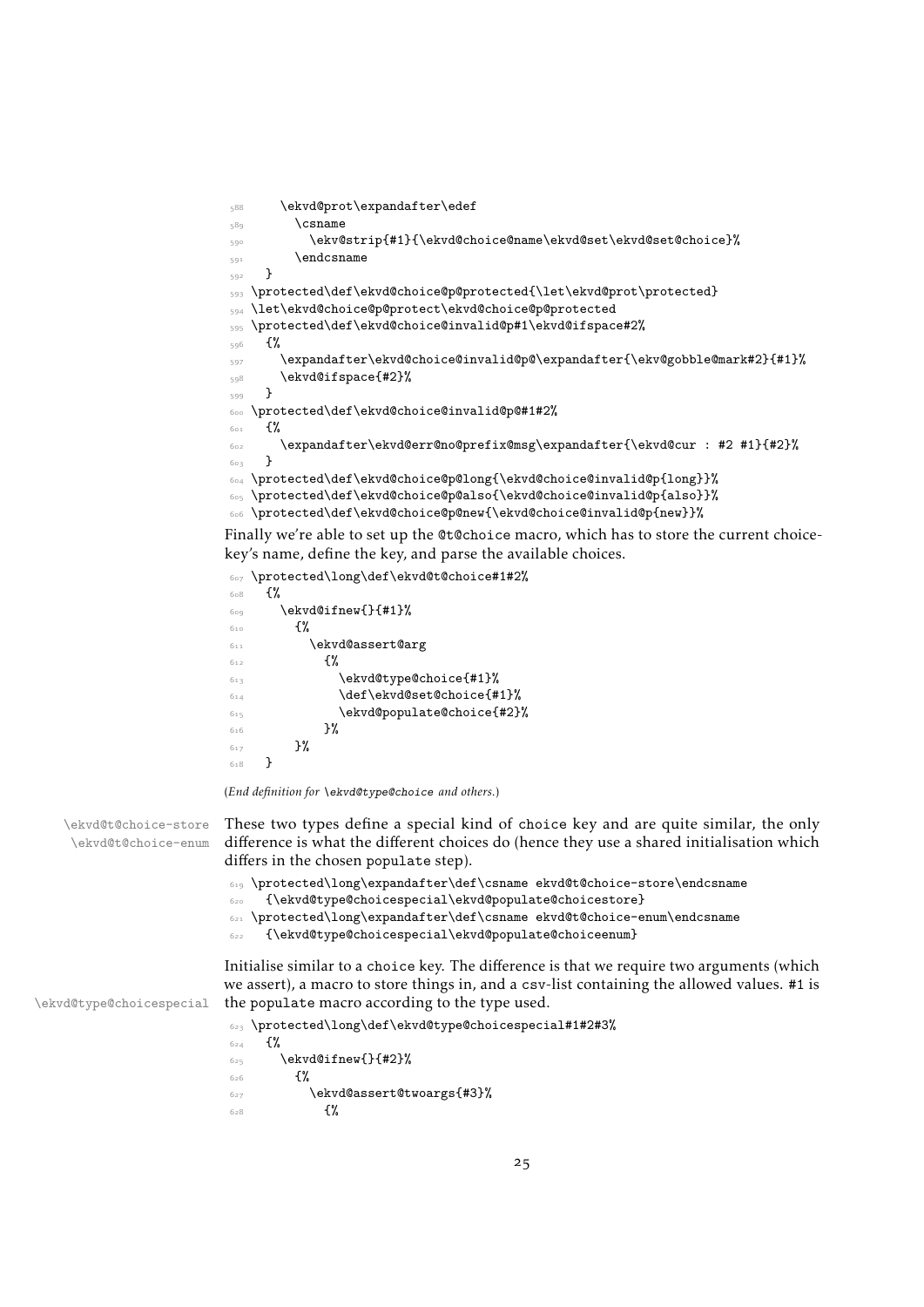```
588      \ekvd@prot\expandafter\edef
589        \csname
590          \ekv@strip{#1}{\ekvd@choice@name\ekvd@set\ekvd@set@choice}%
591        \endcsname
592    }
593 \protected\def\ekvd@choice@p@protected{\let\ekvd@prot\protected}
594 \let\ekvd@choice@p@protect\ekvd@choice@p@protected
595 \protected\def\ekvd@choice@invalid@p#1\ekvd@ifspace#2%
596   {%
597     \expandafter\ekvd@choice@invalid@p@\expandafter{\ekv@gobble@mark#2}{#1}%
598     \ekvd@ifspace{#2}%
599   }
600 \protected\def\ekvd@choice@invalid@p@#1#2%
601   {%
602     \expandafter\ekvd@err@no@prefix@msg\expandafter{\ekvd@cur : #2 #1}{#2}%
603   }
604 \protected\def\ekvd@choice@p@long{\ekvd@choice@invalid@p{long}}%
605 \protected\def\ekvd@choice@p@also{\ekvd@choice@invalid@p{also}}%
606 \protected\def\ekvd@choice@p@new{\ekvd@choice@invalid@p{new}}%
```

Finally we're able to set up the `@t@choice` macro, which has to store the current choice-key's name, define the key, and parse the available choices.

```
607 \protected\long\def\ekvd@t@choice#1#2%
608   {%
609     \ekvd@ifnew{}{#1}%
610       {%
611         \ekvd@assert@arg
612           {%
613             \ekvd@type@choice{#1}%
614             \def\ekvd@set@choice{#1}%
615             \ekvd@populate@choice{#2}%
616           }%
617       }%
618   }
```

(*End definition for `\ekvd@type@choice` and others.*)

`\ekvd@t@choice-store`
`\ekvd@t@choice-enum`

These two types define a special kind of `choice` key and are quite similar, the only difference is what the different choices do (hence they use a shared initialisation which differs in the chosen `populate` step).

```
619 \protected\long\expandafter\def\csname ekvd@t@choice-store\endcsname
620   {\ekvd@type@choicespecial\ekvd@populate@choicestore}
621 \protected\long\expandafter\def\csname ekvd@t@choice-enum\endcsname
622   {\ekvd@type@choicespecial\ekvd@populate@choiceenum}
```

`\ekvd@type@choicespecial`

Initialise similar to a `choice` key. The difference is that we require two arguments (which we assert), a macro to store things in, and a `csv`-list containing the allowed values. #1 is the `populate` macro according to the type used.

```
623 \protected\long\def\ekvd@type@choicespecial#1#2#3%
624   {%
625     \ekvd@ifnew{}{#2}%
626       {%
627         \ekvd@assert@twoargs{#3}%
628           {%
```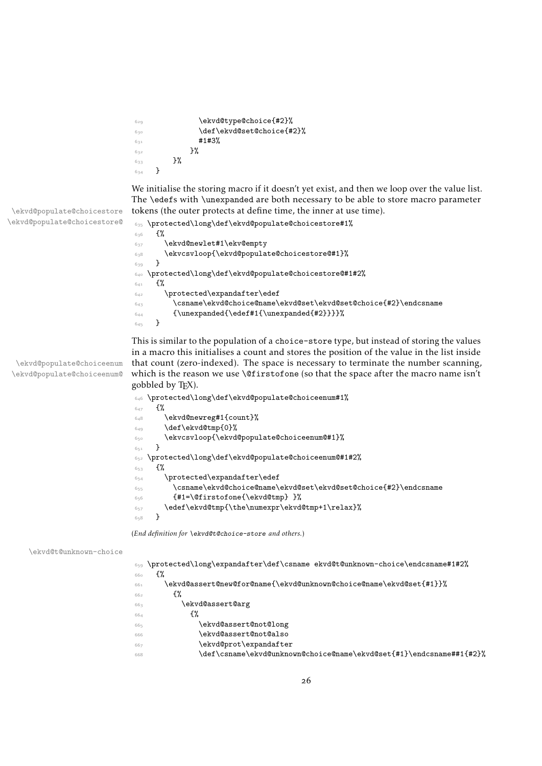```
629             \ekvd@type@choice{#2}%
630             \def\ekvd@set@choice{#2}%
631             #1#3%
632           }%
633       }%
634   }
```

We initialise the storing macro if it doesn't yet exist, and then we loop over the value list. The \edefs with \unexpanded are both necessary to be able to store macro parameter tokens (the outer protects at define time, the inner at use time).

\ekvd@populate@choicestore
\ekvd@populate@choicestore@

```
635 \protected\long\def\ekvd@populate@choicestore#1%
636   {%
637     \ekvd@newlet#1\ekv@empty
638     \ekvcsvloop{\ekvd@populate@choicestore@#1}%
639   }
640 \protected\long\def\ekvd@populate@choicestore@#1#2%
641   {%
642     \protected\expandafter\edef
643       \csname\ekvd@choice@name\ekvd@set\ekvd@set@choice{#2}\endcsname
644       {\unexpanded{\edef#1{\unexpanded{#2}}}}%
645   }
```

This is similar to the population of a choice-store type, but instead of storing the values in a macro this initialises a count and stores the position of the value in the list inside that count (zero-indexed). The space is necessary to terminate the number scanning, which is the reason we use \@firstofone (so that the space after the macro name isn't gobbled by TeX).

\ekvd@populate@choiceenum
\ekvd@populate@choiceenum@

```
646 \protected\long\def\ekvd@populate@choiceenum#1%
647   {%
648     \ekvd@newreg#1{count}%
649     \def\ekvd@tmp{0}%
650     \ekvcsvloop{\ekvd@populate@choiceenum@#1}%
651   }
652 \protected\long\def\ekvd@populate@choiceenum@#1#2%
653   {%
654     \protected\expandafter\edef
655       \csname\ekvd@choice@name\ekvd@set\ekvd@set@choice{#2}\endcsname
656       {#1=\@firstofone{\ekvd@tmp} }%
657     \edef\ekvd@tmp{\the\numexpr\ekvd@tmp+1\relax}%
658   }
```

(*End definition for \ekvd@t@choice-store and others.*)

\ekvd@t@unknown-choice

```
659 \protected\long\expandafter\def\csname ekvd@t@unknown-choice\endcsname#1#2%
660   {%
661     \ekvd@assert@new@for@name{\ekvd@unknown@choice@name\ekvd@set{#1}}%
662       {%
663         \ekvd@assert@arg
664           {%
665             \ekvd@assert@not@long
666             \ekvd@assert@not@also
667             \ekvd@prot\expandafter
668             \def\csname\ekvd@unknown@choice@name\ekvd@set{#1}\endcsname##1{#2}%
```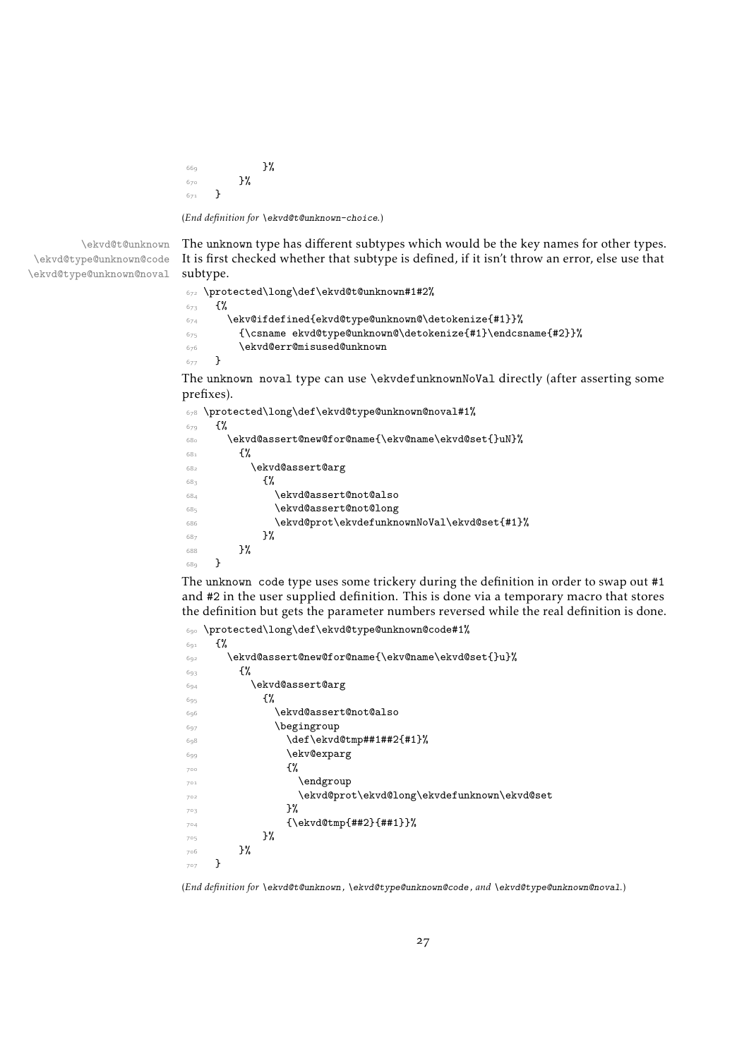```
669             }%
670         }%
671     }
```

(*End definition for* `\ekvd@t@unknown-choice`.)

`\ekvd@t@unknown` `\ekvd@type@unknown@code` `\ekvd@type@unknown@noval`

The unknown type has different subtypes which would be the key names for other types. It is first checked whether that subtype is defined, if it isn't throw an error, else use that subtype.

```
672 \protected\long\def\ekvd@t@unknown#1#2%
673   {%
674     \ekv@ifdefined{ekvd@type@unknown@\detokenize{#1}}%
675       {\csname ekvd@type@unknown@\detokenize{#1}\endcsname{#2}}%
676       \ekvd@err@misused@unknown
677   }
```

The unknown noval type can use `\ekvdefunknownNoVal` directly (after asserting some prefixes).

```
678 \protected\long\def\ekvd@type@unknown@noval#1%
679   {%
680     \ekvd@assert@new@for@name{\ekv@name\ekvd@set{}uN}%
681       {%
682         \ekvd@assert@arg
683           {%
684             \ekvd@assert@not@also
685             \ekvd@assert@not@long
686             \ekvd@prot\ekvdefunknownNoVal\ekvd@set{#1}%
687           }%
688       }%
689   }
```

The unknown code type uses some trickery during the definition in order to swap out #1 and #2 in the user supplied definition. This is done via a temporary macro that stores the definition but gets the parameter numbers reversed while the real definition is done.

```
690 \protected\long\def\ekvd@type@unknown@code#1%
691   {%
692     \ekvd@assert@new@for@name{\ekv@name\ekvd@set{}u}%
693       {%
694         \ekvd@assert@arg
695           {%
696             \ekvd@assert@not@also
697             \begingroup
698               \def\ekvd@tmp##1##2{#1}%
699               \ekv@exparg
700               {%
701                 \endgroup
702                 \ekvd@prot\ekvd@long\ekvdefunknown\ekvd@set
703               }%
704               {\ekvd@tmp{##2}{##1}}%
705           }%
706       }%
707   }
```

(*End definition for* `\ekvd@t@unknown`, `\ekvd@type@unknown@code`, *and* `\ekvd@type@unknown@noval`.)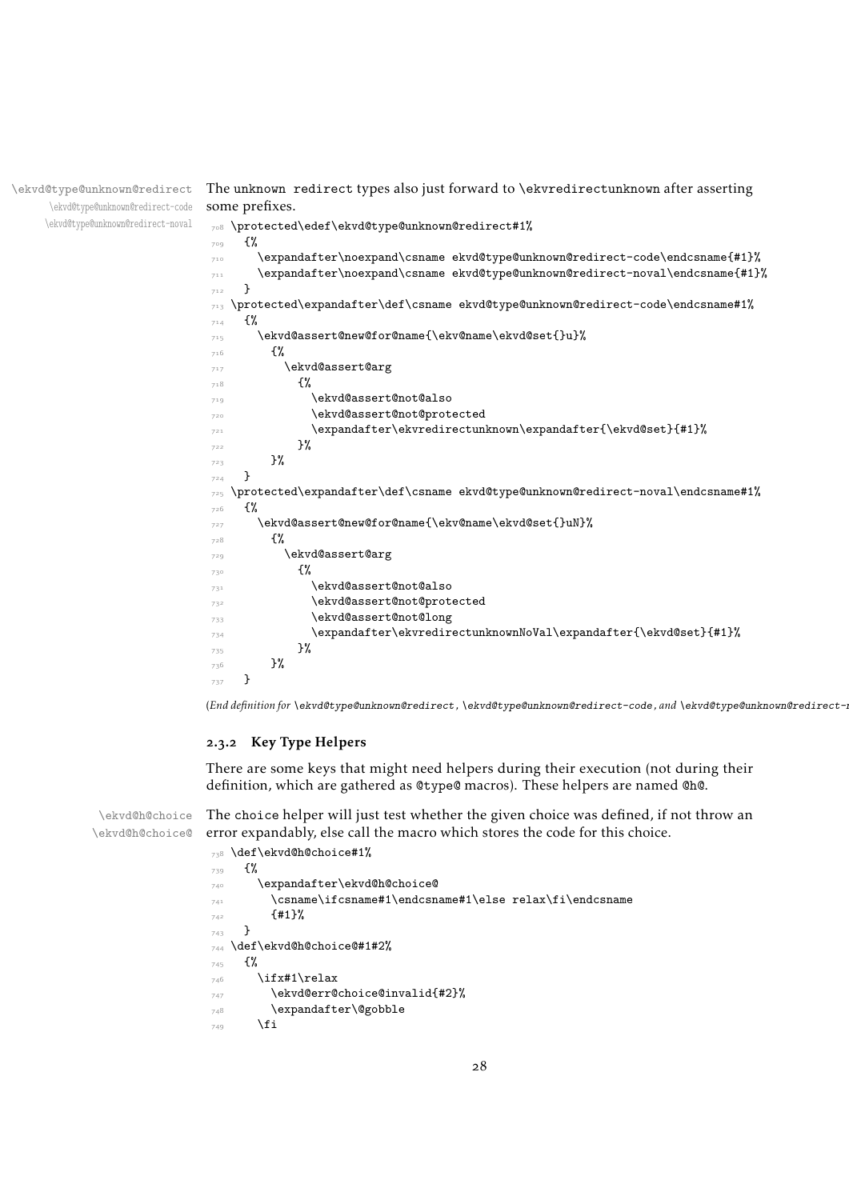\ekvd@type@unknown@redirect
\ekvd@type@unknown@redirect-code
\ekvd@type@unknown@redirect-noval

The unknown redirect types also just forward to \ekvredirectunknown after asserting some prefixes.

```
708 \protected\edef\ekvd@type@unknown@redirect#1%
709   {%
710     \expandafter\noexpand\csname ekvd@type@unknown@redirect-code\endcsname{#1}%
711     \expandafter\noexpand\csname ekvd@type@unknown@redirect-noval\endcsname{#1}%
712   }
713 \protected\expandafter\def\csname ekvd@type@unknown@redirect-code\endcsname#1%
714   {%
715     \ekvd@assert@new@for@name{\ekv@name\ekvd@set{}u}%
716       {%
717         \ekvd@assert@arg
718           {%
719             \ekvd@assert@not@also
720             \ekvd@assert@not@protected
721             \expandafter\ekvredirectunknown\expandafter{\ekvd@set}{#1}%
722           }%
723       }%
724   }
725 \protected\expandafter\def\csname ekvd@type@unknown@redirect-noval\endcsname#1%
726   {%
727     \ekvd@assert@new@for@name{\ekv@name\ekvd@set{}uN}%
728       {%
729         \ekvd@assert@arg
730           {%
731             \ekvd@assert@not@also
732             \ekvd@assert@not@protected
733             \ekvd@assert@not@long
734             \expandafter\ekvredirectunknownNoVal\expandafter{\ekvd@set}{#1}%
735           }%
736       }%
737   }
```

(*End definition for \ekvd@type@unknown@redirect , \ekvd@type@unknown@redirect-code , and \ekvd@type@unknown@redirect-n*

### 2.3.2 Key Type Helpers

There are some keys that might need helpers during their execution (not during their definition, which are gathered as @type@ macros). These helpers are named @h@.

\ekvd@h@choice
\ekvd@h@choice@

The choice helper will just test whether the given choice was defined, if not throw an error expandably, else call the macro which stores the code for this choice.

```
738 \def\ekvd@h@choice#1%
739   {%
740     \expandafter\ekvd@h@choice@
741       \csname\ifcsname#1\endcsname#1\else relax\fi\endcsname
742       {#1}%
743   }
744 \def\ekvd@h@choice@#1#2%
745   {%
746     \ifx#1\relax
747       \ekvd@err@choice@invalid{#2}%
748       \expandafter\@gobble
749     \fi
```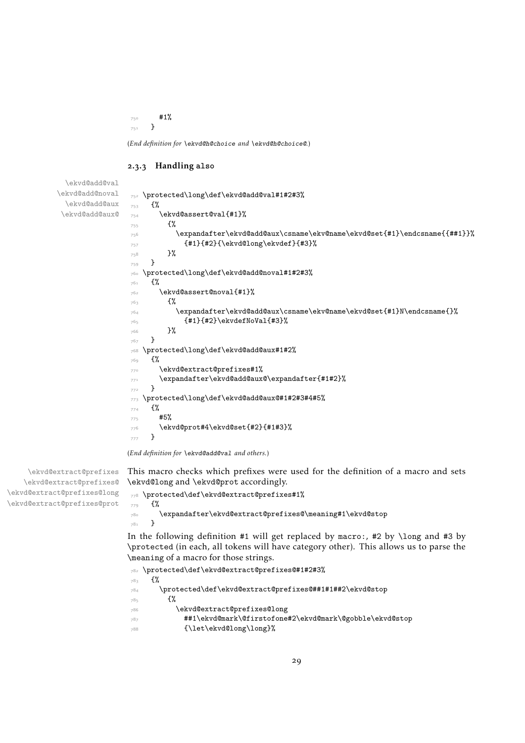```
750       #1%
751   }
```

(*End definition for* `\ekvd@h@choice` *and* `\ekvd@h@choice@`.)

### 2.3.3 Handling also

`\ekvd@add@val`
`\ekvd@add@noval`
`\ekvd@add@aux`
`\ekvd@add@aux@`

```
752 \protected\long\def\ekvd@add@val#1#2#3%
753   {%
754     \ekvd@assert@val{#1}%
755       {%
756         \expandafter\ekvd@add@aux\csname\ekv@name\ekvd@set{#1}\endcsname{{##1}}%
757           {#1}{#2}{\ekvd@long\ekvdef}{#3}%
758       }%
759   }
760 \protected\long\def\ekvd@add@noval#1#2#3%
761   {%
762     \ekvd@assert@noval{#1}%
763       {%
764         \expandafter\ekvd@add@aux\csname\ekv@name\ekvd@set{#1}N\endcsname{}%
765           {#1}{#2}\ekvdefNoVal{#3}%
766       }%
767   }
768 \protected\long\def\ekvd@add@aux#1#2%
769   {%
770     \ekvd@extract@prefixes#1%
771     \expandafter\ekvd@add@aux@\expandafter{#1#2}%
772   }
773 \protected\long\def\ekvd@add@aux@#1#2#3#4#5%
774   {%
775     #5%
776     \ekvd@prot#4\ekvd@set{#2}{#1#3}%
777   }
```

(*End definition for* `\ekvd@add@val` *and others.*)

`\ekvd@extract@prefixes`
`\ekvd@extract@prefixes@`
`\ekvd@extract@prefixes@long`
`\ekvd@extract@prefixes@prot`

This macro checks which prefixes were used for the definition of a macro and sets `\ekvd@long` and `\ekvd@prot` accordingly.

```
778 \protected\def\ekvd@extract@prefixes#1%
779   {%
780     \expandafter\ekvd@extract@prefixes@\meaning#1\ekvd@stop
781   }
```

In the following definition `#1` will get replaced by `macro:`, `#2` by `\long` and `#3` by `\protected` (in each, all tokens will have category other). This allows us to parse the `\meaning` of a macro for those strings.

```
782 \protected\def\ekvd@extract@prefixes@#1#2#3%
783   {%
784     \protected\def\ekvd@extract@prefixes@##1#1##2\ekvd@stop
785       {%
786         \ekvd@extract@prefixes@long
787           ##1\ekvd@mark\@firstofone#2\ekvd@mark\@gobble\ekvd@stop
788           {\let\ekvd@long\long}%
```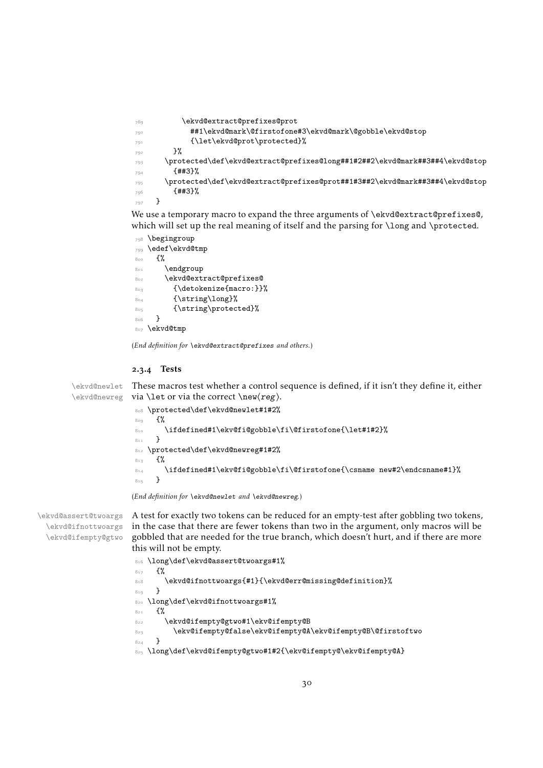```
789           \ekvd@extract@prefixes@prot
790             ##1\ekvd@mark\@firstofone#3\ekvd@mark\@gobble\ekvd@stop
791             {\let\ekvd@prot\protected}%
792         }%
793     \protected\def\ekvd@extract@prefixes@long##1#2##2\ekvd@mark##3##4\ekvd@stop
794       {##3}%
795     \protected\def\ekvd@extract@prefixes@prot##1#3##2\ekvd@mark##3##4\ekvd@stop
796       {##3}%
797   }
```

We use a temporary macro to expand the three arguments of `\ekvd@extract@prefixes@`, which will set up the real meaning of itself and the parsing for `\long` and `\protected`.

```
798 \begingroup
799 \edef\ekvd@tmp
800   {%
801     \endgroup
802     \ekvd@extract@prefixes@
803       {\detokenize{macro:}}%
804       {\string\long}%
805       {\string\protected}%
806   }
807 \ekvd@tmp
```

(*End definition for `\ekvd@extract@prefixes` and others.*)

### 2.3.4 Tests

`\ekvd@newlet` `\ekvd@newreg` These macros test whether a control sequence is defined, if it isn't they define it, either via `\let` or via the correct `\new⟨reg⟩`.

```
808 \protected\def\ekvd@newlet#1#2%
809   {%
810     \ifdefined#1\ekv@fi@gobble\fi\@firstofone{\let#1#2}%
811   }
812 \protected\def\ekvd@newreg#1#2%
813   {%
814     \ifdefined#1\ekv@fi@gobble\fi\@firstofone{\csname new#2\endcsname#1}%
815   }
```

(*End definition for `\ekvd@newlet` and `\ekvd@newreg`.*)

`\ekvd@assert@twoargs` `\ekvd@ifnottwoargs` `\ekvd@ifempty@gtwo` A test for exactly two tokens can be reduced for an empty-test after gobbling two tokens, in the case that there are fewer tokens than two in the argument, only macros will be gobbled that are needed for the true branch, which doesn't hurt, and if there are more this will not be empty.

```
816 \long\def\ekvd@assert@twoargs#1%
817   {%
818     \ekvd@ifnottwoargs{#1}{\ekvd@err@missing@definition}%
819   }
820 \long\def\ekvd@ifnottwoargs#1%
821   {%
822     \ekvd@ifempty@gtwo#1\ekv@ifempty@B
823       \ekv@ifempty@false\ekv@ifempty@A\ekv@ifempty@B\@firstoftwo
824   }
825 \long\def\ekvd@ifempty@gtwo#1#2{\ekv@ifempty@\ekv@ifempty@A}
```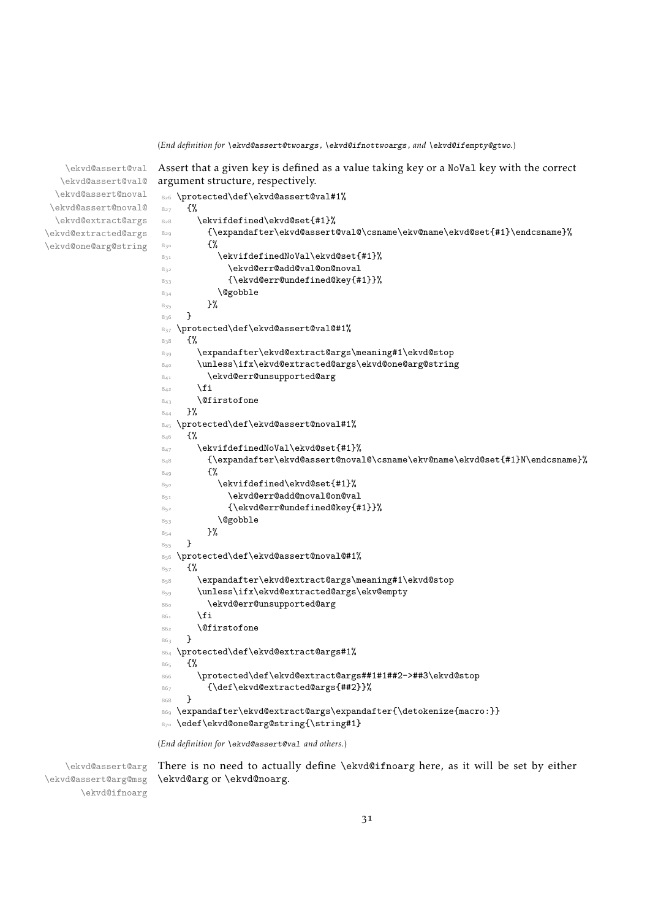(*End definition for* `\ekvd@assert@twoargs`*,* `\ekvd@ifnottwoargs`*, and* `\ekvd@ifempty@gtwo`*.*)

`\ekvd@assert@val` `\ekvd@assert@val@` `\ekvd@assert@noval` `\ekvd@assert@noval@` `\ekvd@extract@args` `\ekvd@extracted@args` `\ekvd@one@arg@string`

Assert that a given key is defined as a value taking key or a `NoVal` key with the correct argument structure, respectively.

```
826 \protected\def\ekvd@assert@val#1%
827   {%
828     \ekvifdefined\ekvd@set{#1}%
829       {\expandafter\ekvd@assert@val@\csname\ekv@name\ekvd@set{#1}\endcsname}%
830       {%
831         \ekvifdefinedNoVal\ekvd@set{#1}%
832           \ekvd@err@add@val@on@noval
833           {\ekvd@err@undefined@key{#1}}%
834         \@gobble
835       }%
836   }
837 \protected\def\ekvd@assert@val@#1%
838   {%
839     \expandafter\ekvd@extract@args\meaning#1\ekvd@stop
840     \unless\ifx\ekvd@extracted@args\ekvd@one@arg@string
841       \ekvd@err@unsupported@arg
842     \fi
843     \@firstofone
844   }%
845 \protected\def\ekvd@assert@noval#1%
846   {%
847     \ekvifdefinedNoVal\ekvd@set{#1}%
848       {\expandafter\ekvd@assert@noval@\csname\ekv@name\ekvd@set{#1}N\endcsname}%
849       {%
850         \ekvifdefined\ekvd@set{#1}%
851           \ekvd@err@add@noval@on@val
852           {\ekvd@err@undefined@key{#1}}%
853         \@gobble
854       }%
855   }
856 \protected\def\ekvd@assert@noval@#1%
857   {%
858     \expandafter\ekvd@extract@args\meaning#1\ekvd@stop
859     \unless\ifx\ekvd@extracted@args\ekv@empty
860       \ekvd@err@unsupported@arg
861     \fi
862     \@firstofone
863   }
864 \protected\def\ekvd@extract@args#1%
865   {%
866     \protected\def\ekvd@extract@args##1#1##2->##3\ekvd@stop
867       {\def\ekvd@extracted@args{##2}}%
868   }
869 \expandafter\ekvd@extract@args\expandafter{\detokenize{macro:}}
870 \edef\ekvd@one@arg@string{\string#1}
```

(*End definition for* `\ekvd@assert@val` *and others.*)

`\ekvd@assert@arg` `\ekvd@assert@arg@msg` `\ekvd@ifnoarg`

There is no need to actually define `\ekvd@ifnoarg` here, as it will be set by either `\ekvd@arg` or `\ekvd@noarg`.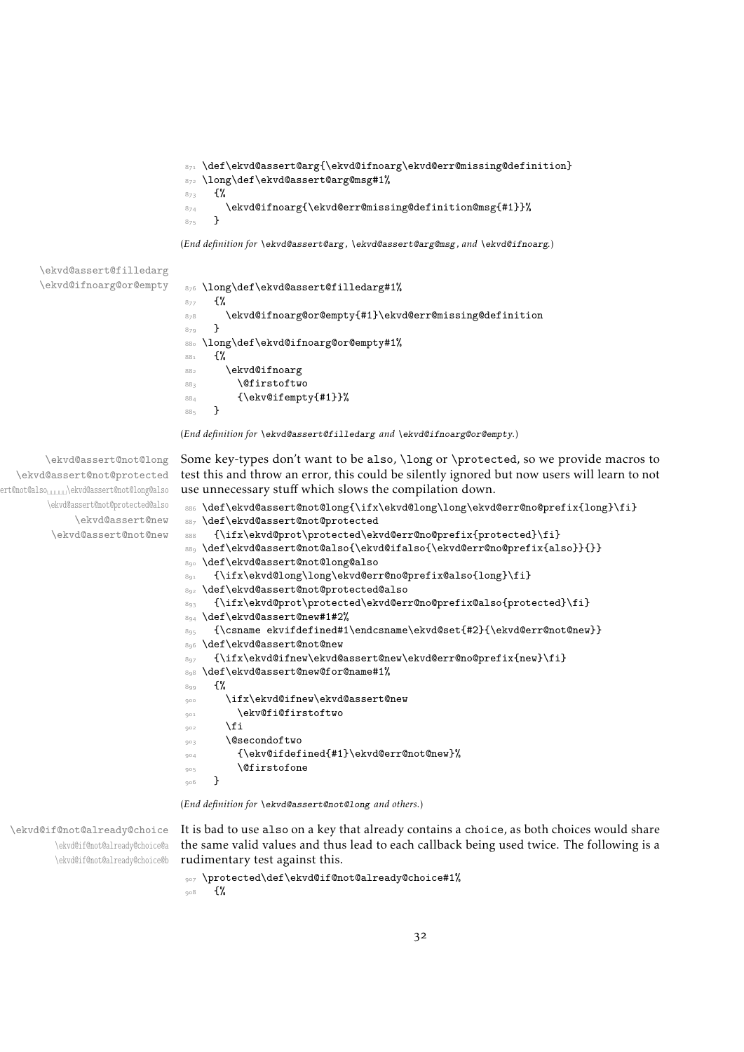```
871 \def\ekvd@assert@arg{\ekvd@ifnoarg\ekvd@err@missing@definition}
872 \long\def\ekvd@assert@arg@msg#1%
873   {%
874     \ekvd@ifnoarg{\ekvd@err@missing@definition@msg{#1}}%
875   }
```

(*End definition for \ekvd@assert@arg, \ekvd@assert@arg@msg, and \ekvd@ifnoarg.*)

\ekvd@assert@filledarg
\ekvd@ifnoarg@or@empty

```
876 \long\def\ekvd@assert@filledarg#1%
877   {%
878     \ekvd@ifnoarg@or@empty{#1}\ekvd@err@missing@definition
879   }
880 \long\def\ekvd@ifnoarg@or@empty#1%
881   {%
882     \ekvd@ifnoarg
883       \@firstoftwo
884       {\ekv@ifempty{#1}}%
885   }
```

(*End definition for \ekvd@assert@filledarg and \ekvd@ifnoarg@or@empty.*)

\ekvd@assert@not@long
\ekvd@assert@not@protected
\ekvd@assert@not@also
\ekvd@assert@not@long@also
\ekvd@assert@not@protected@also
\ekvd@assert@new
\ekvd@assert@not@new

Some key-types don't want to be also, \long or \protected, so we provide macros to test this and throw an error, this could be silently ignored but now users will learn to not use unnecessary stuff which slows the compilation down.

```
886 \def\ekvd@assert@not@long{\ifx\ekvd@long\long\ekvd@err@no@prefix{long}\fi}
887 \def\ekvd@assert@not@protected
888   {\ifx\ekvd@prot\protected\ekvd@err@no@prefix{protected}\fi}
889 \def\ekvd@assert@not@also{\ekvd@ifalso{\ekvd@err@no@prefix{also}}{}}
890 \def\ekvd@assert@not@long@also
891   {\ifx\ekvd@long\long\ekvd@err@no@prefix@also{long}\fi}
892 \def\ekvd@assert@not@protected@also
893   {\ifx\ekvd@prot\protected\ekvd@err@no@prefix@also{protected}\fi}
894 \def\ekvd@assert@new#1#2%
895   {\csname ekvifdefined#1\endcsname\ekvd@set{#2}{\ekvd@err@not@new}}
896 \def\ekvd@assert@not@new
897   {\ifx\ekvd@ifnew\ekvd@assert@new\ekvd@err@no@prefix{new}\fi}
898 \def\ekvd@assert@new@for@name#1%
899   {%
900     \ifx\ekvd@ifnew\ekvd@assert@new
901       \ekv@fi@firstoftwo
902     \fi
903     \@secondoftwo
904       {\ekv@ifdefined{#1}\ekvd@err@not@new}%
905       \@firstofone
906   }
```

(*End definition for \ekvd@assert@not@long and others.*)

\ekvd@if@not@already@choice
\ekvd@if@not@already@choice@a
\ekvd@if@not@already@choice@b

It is bad to use also on a key that already contains a choice, as both choices would share the same valid values and thus lead to each callback being used twice. The following is a rudimentary test against this.

```
907 \protected\def\ekvd@if@not@already@choice#1%
908   {%
```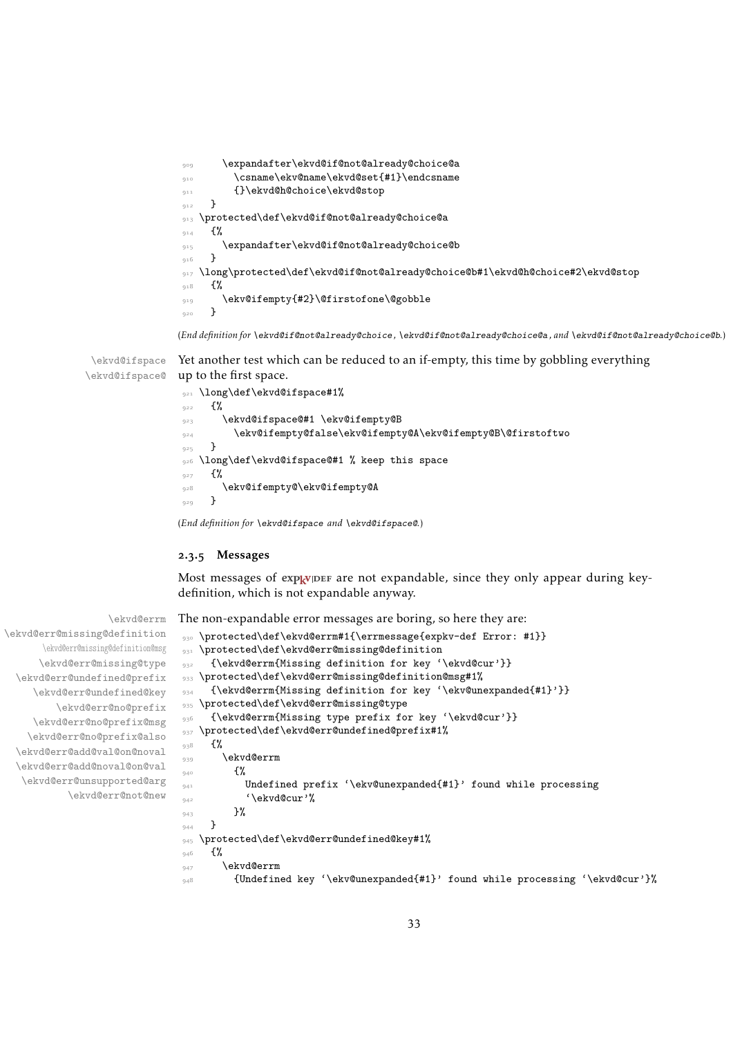```
909     \expandafter\ekvd@if@not@already@choice@a
910       \csname\ekv@name\ekvd@set{#1}\endcsname
911       {}\ekvd@h@choice\ekvd@stop
912   }
913 \protected\def\ekvd@if@not@already@choice@a
914   {%
915     \expandafter\ekvd@if@not@already@choice@b
916   }
917 \long\protected\def\ekvd@if@not@already@choice@b#1\ekvd@h@choice#2\ekvd@stop
918   {%
919     \ekv@ifempty{#2}\@firstofone\@gobble
920   }
```

(*End definition for* `\ekvd@if@not@already@choice`*,* `\ekvd@if@not@already@choice@a`*, and* `\ekvd@if@not@already@choice@b`*.*)

`\ekvd@ifspace` `\ekvd@ifspace@`

Yet another test which can be reduced to an if-empty, this time by gobbling everything up to the first space.

```
921 \long\def\ekvd@ifspace#1%
922   {%
923     \ekvd@ifspace@#1 \ekv@ifempty@B
924       \ekv@ifempty@false\ekv@ifempty@A\ekv@ifempty@B\@firstoftwo
925   }
926 \long\def\ekvd@ifspace@#1 % keep this space
927   {%
928     \ekv@ifempty@\ekv@ifempty@A
929   }
```

(*End definition for* `\ekvd@ifspace` *and* `\ekvd@ifspace@`*.*)

### 2.3.5 Messages

Most messages of expkv|def are not expandable, since they only appear during key-definition, which is not expandable anyway.

`\ekvd@errm` `\ekvd@err@missing@definition` `\ekvd@err@missing@definition@msg` `\ekvd@err@missing@type` `\ekvd@err@undefined@prefix` `\ekvd@err@undefined@key` `\ekvd@err@no@prefix` `\ekvd@err@no@prefix@msg` `\ekvd@err@no@prefix@also` `\ekvd@err@add@val@on@noval` `\ekvd@err@add@noval@on@val` `\ekvd@err@unsupported@arg` `\ekvd@err@not@new`

The non-expandable error messages are boring, so here they are:

```
930 \protected\def\ekvd@errm#1{\errmessage{expkv-def Error: #1}}
931 \protected\def\ekvd@err@missing@definition
932   {\ekvd@errm{Missing definition for key `\ekvd@cur'}}
933 \protected\def\ekvd@err@missing@definition@msg#1%
934   {\ekvd@errm{Missing definition for key `\ekv@unexpanded{#1}'}}
935 \protected\def\ekvd@err@missing@type
936   {\ekvd@errm{Missing type prefix for key `\ekvd@cur'}}
937 \protected\def\ekvd@err@undefined@prefix#1%
938   {%
939     \ekvd@errm
940       {%
941         Undefined prefix `\ekv@unexpanded{#1}' found while processing
942         `\ekvd@cur'%
943       }%
944   }
945 \protected\def\ekvd@err@undefined@key#1%
946   {%
947     \ekvd@errm
948       {Undefined key `\ekv@unexpanded{#1}' found while processing `\ekvd@cur'}%
```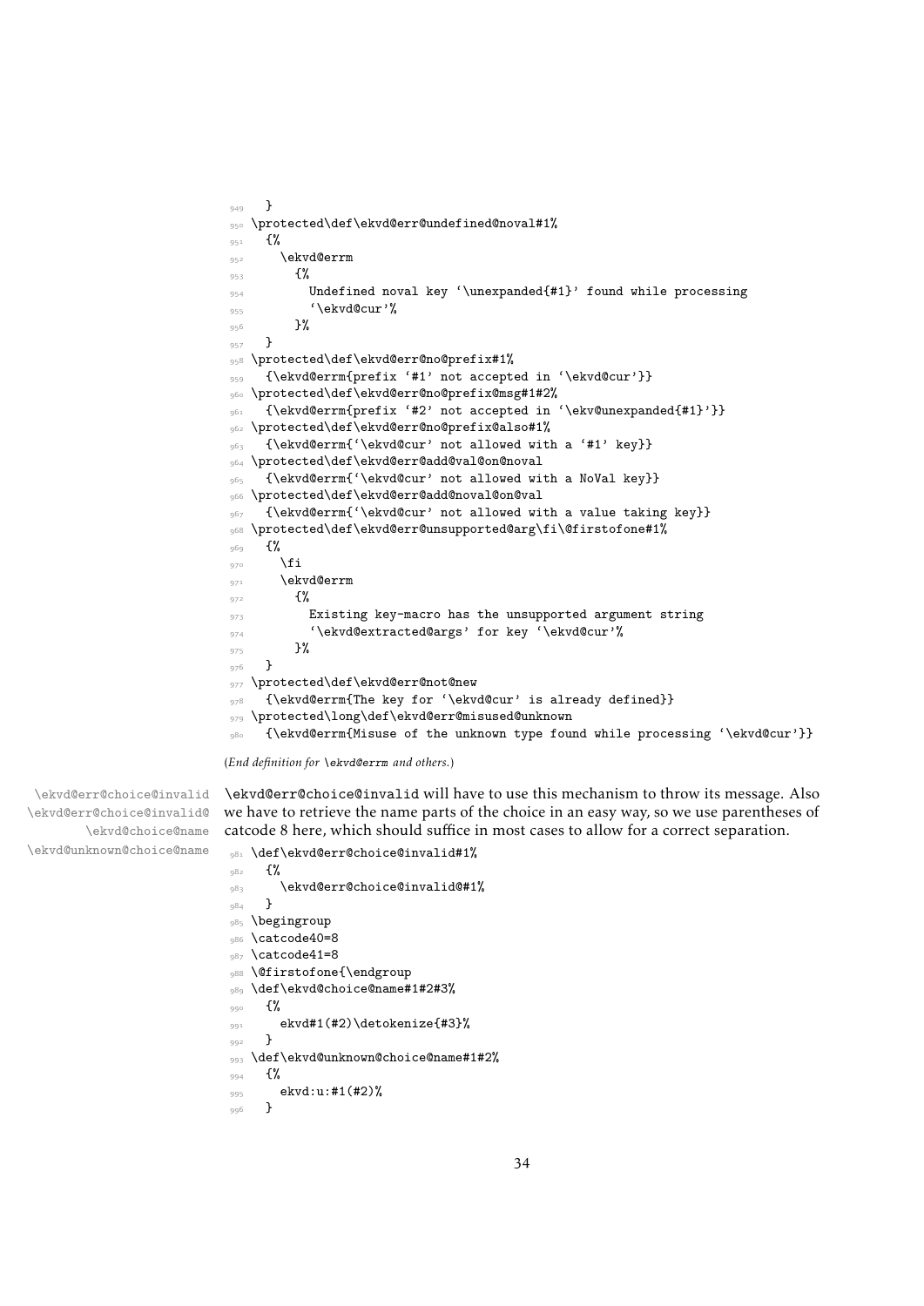```
949   }
950 \protected\def\ekvd@err@undefined@noval#1%
951   {%
952     \ekvd@errm
953       {%
954         Undefined noval key `\unexpanded{#1}' found while processing
955         `\ekvd@cur'%
956       }%
957   }
958 \protected\def\ekvd@err@no@prefix#1%
959   {\ekvd@errm{prefix `#1' not accepted in `\ekvd@cur'}}
960 \protected\def\ekvd@err@no@prefix@msg#1#2%
961   {\ekvd@errm{prefix `#2' not accepted in `\ekv@unexpanded{#1}'}}
962 \protected\def\ekvd@err@no@prefix@also#1%
963   {\ekvd@errm{`\ekvd@cur' not allowed with a `#1' key}}
964 \protected\def\ekvd@err@add@val@on@noval
965   {\ekvd@errm{`\ekvd@cur' not allowed with a NoVal key}}
966 \protected\def\ekvd@err@add@noval@on@val
967   {\ekvd@errm{`\ekvd@cur' not allowed with a value taking key}}
968 \protected\def\ekvd@err@unsupported@arg\fi\@firstofone#1%
969   {%
970     \fi
971     \ekvd@errm
972       {%
973         Existing key-macro has the unsupported argument string
974         `\ekvd@extracted@args' for key `\ekvd@cur'%
975       }%
976   }
977 \protected\def\ekvd@err@not@new
978   {\ekvd@errm{The key for `\ekvd@cur' is already defined}}
979 \protected\long\def\ekvd@err@misused@unknown
980   {\ekvd@errm{Misuse of the unknown type found while processing `\ekvd@cur'}}
```

(*End definition for* `\ekvd@errm` *and others.*)

`\ekvd@err@choice@invalid` `\ekvd@err@choice@invalid@` `\ekvd@choice@name` `\ekvd@unknown@choice@name`

`\ekvd@err@choice@invalid` will have to use this mechanism to throw its message. Also we have to retrieve the name parts of the choice in an easy way, so we use parentheses of catcode 8 here, which should suffice in most cases to allow for a correct separation.

```
981 \def\ekvd@err@choice@invalid#1%
982   {%
983     \ekvd@err@choice@invalid@#1%
984   }
985 \begingroup
986 \catcode40=8
987 \catcode41=8
988 \@firstofone{\endgroup
989 \def\ekvd@choice@name#1#2#3%
990   {%
991     ekvd#1(#2)\detokenize{#3}%
992   }
993 \def\ekvd@unknown@choice@name#1#2%
994   {%
995     ekvd:u:#1(#2)%
996   }
```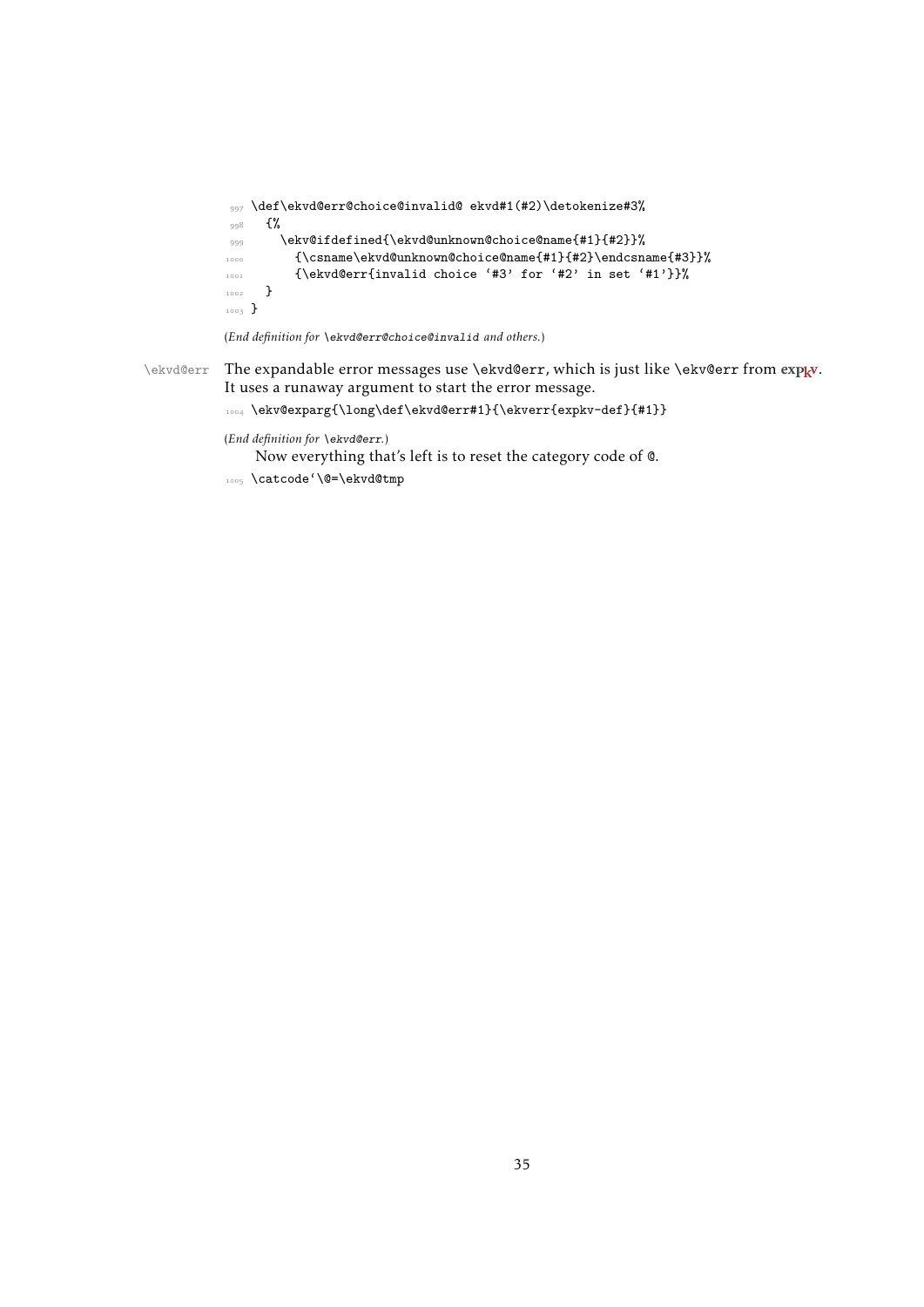```
997 \def\ekvd@err@choice@invalid@ ekvd#1(#2)\detokenize#3%
998   {%
999     \ekv@ifdefined{\ekvd@unknown@choice@name{#1}{#2}}%
1000      {\csname\ekvd@unknown@choice@name{#1}{#2}\endcsname{#3}}%
1001      {\ekvd@err{invalid choice '#3' for '#2' in set '#1'}}%
1002   }
1003 }
```

(*End definition for* `\ekvd@err@choice@invalid` *and others.*)

`\ekvd@err` The expandable error messages use `\ekvd@err`, which is just like `\ekv@err` from **expkv**. It uses a runaway argument to start the error message.

```
1004 \ekv@exparg{\long\def\ekvd@err#1}{\ekverr{expkv-def}{#1}}
```

(*End definition for* `\ekvd@err`.)

Now everything that's left is to reset the category code of `@`.

```
1005 \catcode`\@=\ekvd@tmp
```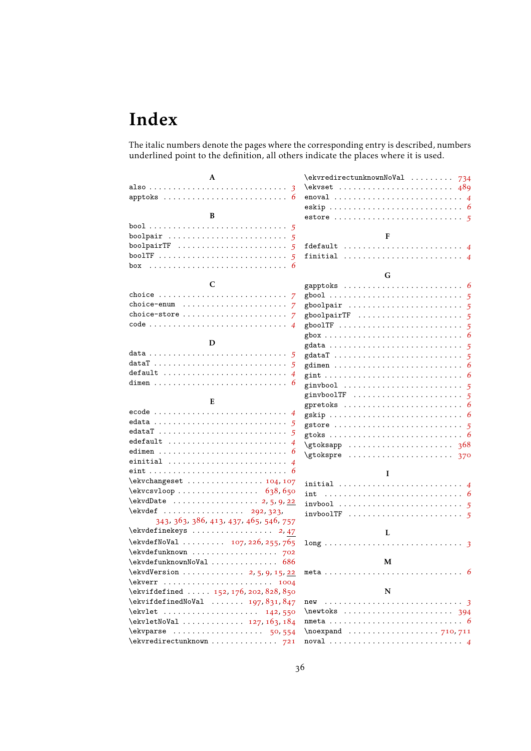# Index

The italic numbers denote the pages where the corresponding entry is described, numbers underlined point to the definition, all others indicate the places where it is used.

**A**

also . . . . . . . . . . *3*
apptoks . . . . . . . . . . *6*

**B**

bool . . . . . . . . . . *5*
boolpair . . . . . . . . . . *5*
boolpairTF . . . . . . . . . . *5*
boolTF . . . . . . . . . . *5*
box . . . . . . . . . . *6*

**C**

choice . . . . . . . . . . *7*
choice-enum . . . . . . . . . . *7*
choice-store . . . . . . . . . . *7*
code . . . . . . . . . . *4*

**D**

data . . . . . . . . . . *5*
dataT . . . . . . . . . . *5*
default . . . . . . . . . . *4*
dimen . . . . . . . . . . *6*

**E**

ecode . . . . . . . . . . *4*
edata . . . . . . . . . . *5*
edataT . . . . . . . . . . *5*
edefault . . . . . . . . . . *4*
edimen . . . . . . . . . . *6*
einitial . . . . . . . . . . *4*
eint . . . . . . . . . . *6*
\ekvchangeset . . . . . . . . . . 104, 107
\ekvcsvloop . . . . . . . . . . 638, 650
\ekvdDate . . . . . . . . . . 2, 5, 9, 22
\ekvdef . . . . . . . . . . 292, 323, 343, 363, 386, 413, 437, 465, 546, 757
\ekvdefinekeys . . . . . . . . . . 2, 47
\ekvdefNoVal . . . . . . . . . . 107, 226, 255, 765
\ekvdefunknown . . . . . . . . . . 702
\ekvdefunknownNoVal . . . . . . . . . . 686
\ekvdVersion . . . . . . . . . . 2, 5, 9, 15, 22
\ekverr . . . . . . . . . . 1004
\ekvifdefined . . . . . . . . . . 152, 176, 202, 828, 850
\ekvifdefinedNoVal . . . . . . . . . . 197, 831, 847
\ekvlet . . . . . . . . . . 142, 550
\ekvletNoVal . . . . . . . . . . 127, 163, 184
\ekvparse . . . . . . . . . . 50, 554
\ekvredirectunknown . . . . . . . . . . 721
\ekvredirectunknownNoVal . . . . . . . . . . 734
\ekvset . . . . . . . . . . 489
enoval . . . . . . . . . . *4*
eskip . . . . . . . . . . *6*
estore . . . . . . . . . . *5*

**F**

fdefault . . . . . . . . . . *4*
finitial . . . . . . . . . . *4*

**G**

gapptoks . . . . . . . . . . *6*
gbool . . . . . . . . . . *5*
gboolpair . . . . . . . . . . *5*
gboolpairTF . . . . . . . . . . *5*
gboolTF . . . . . . . . . . *5*
gbox . . . . . . . . . . *6*
gdata . . . . . . . . . . *5*
gdataT . . . . . . . . . . *5*
gdimen . . . . . . . . . . *6*
gint . . . . . . . . . . *6*
ginvbool . . . . . . . . . . *5*
ginvboolTF . . . . . . . . . . *5*
gpretoks . . . . . . . . . . *6*
gskip . . . . . . . . . . *6*
gstore . . . . . . . . . . *5*
gtoks . . . . . . . . . . *6*
\gtoksapp . . . . . . . . . . 368
\gtokspre . . . . . . . . . . 370

**I**

initial . . . . . . . . . . *4*
int . . . . . . . . . . *6*
invbool . . . . . . . . . . *5*
invboolTF . . . . . . . . . . *5*

**L**

long . . . . . . . . . . *3*

**M**

meta . . . . . . . . . . *6*

**N**

new . . . . . . . . . . *3*
\newtoks . . . . . . . . . . 394
nmeta . . . . . . . . . . *6*
\noexpand . . . . . . . . . . 710, 711
noval . . . . . . . . . . *4*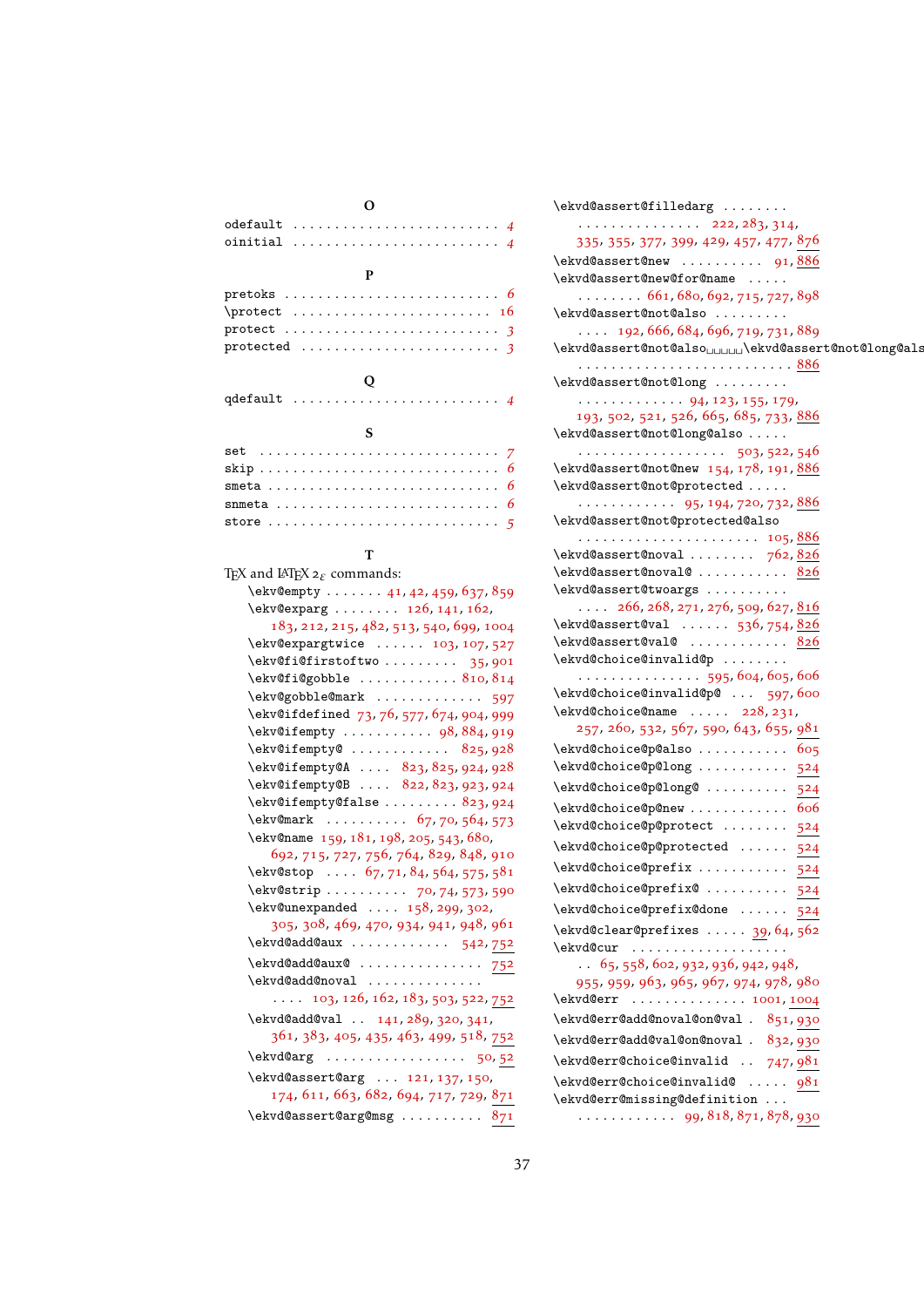**O**

odefault . . . . . . . . . . . . . . . . . . . . . . . . . 4
oinitial . . . . . . . . . . . . . . . . . . . . . . . . . 4

**P**

pretoks . . . . . . . . . . . . . . . . . . . . . . . . . 6
\protect . . . . . . . . . . . . . . . . . . . . . . . . 16
protect . . . . . . . . . . . . . . . . . . . . . . . . . 3
protected . . . . . . . . . . . . . . . . . . . . . . . . 3

**Q**

qdefault . . . . . . . . . . . . . . . . . . . . . . . . . 4

**S**

set . . . . . . . . . . . . . . . . . . . . . . . . . . . . 7
skip . . . . . . . . . . . . . . . . . . . . . . . . . . . 6
smeta . . . . . . . . . . . . . . . . . . . . . . . . . . . 6
snmeta . . . . . . . . . . . . . . . . . . . . . . . . . . 6
store . . . . . . . . . . . . . . . . . . . . . . . . . . . 5

**T**

TeX and LaTeX $2_\varepsilon$ commands:
- \ekv@empty . . . . . . . 41, 42, 459, 637, 859
- \ekv@exparg . . . . . . . . 126, 141, 162, 183, 212, 215, 482, 513, 540, 699, 1004
- \ekv@expargtwice . . . . . . 103, 107, 527
- \ekv@fi@firstoftwo . . . . . . . . . 35, 901
- \ekv@fi@gobble . . . . . . . . . . . . 810, 814
- \ekv@gobble@mark . . . . . . . . . . . . . 597
- \ekv@ifdefined 73, 76, 577, 674, 904, 999
- \ekv@ifempty . . . . . . . . . . . 98, 884, 919
- \ekv@ifempty@ . . . . . . . . . . . . 825, 928
- \ekv@ifempty@A . . . . 823, 825, 924, 928
- \ekv@ifempty@B . . . . 822, 823, 923, 924
- \ekv@ifempty@false . . . . . . . . . 823, 924
- \ekv@mark . . . . . . . . . . 67, 70, 564, 573
- \ekv@name 159, 181, 198, 205, 543, 680, 692, 715, 727, 756, 764, 829, 848, 910
- \ekv@stop . . . . 67, 71, 84, 564, 575, 581
- \ekv@strip . . . . . . . . . . 70, 74, 573, 590
- \ekv@unexpanded . . . . 158, 299, 302, 305, 308, 469, 470, 934, 941, 948, 961
- \ekvd@add@aux . . . . . . . . . . . . 542, 752
- \ekvd@add@aux@ . . . . . . . . . . . . . . . 752
- \ekvd@add@noval . . . . . . . . . . . . . . . . . 103, 126, 162, 183, 503, 522, 752
- \ekvd@add@val . . 141, 289, 320, 341, 361, 383, 405, 435, 463, 499, 518, 752
- \ekvd@arg . . . . . . . . . . . . . . . . . 50, 52
- \ekvd@assert@arg . . . 121, 137, 150, 174, 611, 663, 682, 694, 717, 729, 871
- \ekvd@assert@arg@msg . . . . . . . . . . 871
- \ekvd@assert@filledarg . . . . . . . . . . . . . . . . . . . . . . . 222, 283, 314, 335, 355, 377, 399, 429, 457, 477, 876
- \ekvd@assert@new . . . . . . . . . . 91, 886
- \ekvd@assert@new@for@name . . . . . . . . . . . . . 661, 680, 692, 715, 727, 898
- \ekvd@assert@not@also . . . . . . . . . . . . . 192, 666, 684, 696, 719, 731, 889
- \ekvd@assert@not@also␣␣␣␣␣\ekvd@assert@not@long@als . . . . . . . . . . . . . . . . . . . . . . . . . 886
- \ekvd@assert@not@long . . . . . . . . . . . . . . . . . . . . . . 94, 123, 155, 179, 193, 502, 521, 526, 665, 685, 733, 886
- \ekvd@assert@not@long@also . . . . . . . . . . . . . . . . . . . . . . . 503, 522, 546
- \ekvd@assert@not@new 154, 178, 191, 886
- \ekvd@assert@not@protected . . . . . . . . . . . . . . . . 95, 194, 720, 732, 886
- \ekvd@assert@not@protected@also . . . . . . . . . . . . . . . . . . . . . . 105, 886
- \ekvd@assert@noval . . . . . . . . 762, 826
- \ekvd@assert@noval@ . . . . . . . . . . . 826
- \ekvd@assert@twoargs . . . . . . . . . . . . . 266, 268, 271, 276, 509, 627, 816
- \ekvd@assert@val . . . . . . 536, 754, 826
- \ekvd@assert@val@ . . . . . . . . . . . . 826
- \ekvd@choice@invalid@p . . . . . . . . . . . . . . . . . . . . . . . 595, 604, 605, 606
- \ekvd@choice@invalid@p@ . . . 597, 600
- \ekvd@choice@name . . . . . 228, 231, 257, 260, 532, 567, 590, 643, 655, 981
- \ekvd@choice@p@also . . . . . . . . . . . 605
- \ekvd@choice@p@long . . . . . . . . . . . 524
- \ekvd@choice@p@long@ . . . . . . . . . . 524
- \ekvd@choice@p@new . . . . . . . . . . . . 606
- \ekvd@choice@p@protect . . . . . . . . 524
- \ekvd@choice@p@protected . . . . . . 524
- \ekvd@choice@prefix . . . . . . . . . . . 524
- \ekvd@choice@prefix@ . . . . . . . . . . 524
- \ekvd@choice@prefix@done . . . . . . 524
- \ekvd@clear@prefixes . . . . . 39, 64, 562
- \ekvd@cur . . . . . . . . . . . . . . . . . . . . 65, 558, 602, 932, 936, 942, 948, 955, 959, 963, 965, 967, 974, 978, 980
- \ekvd@err . . . . . . . . . . . . . . 1001, 1004
- \ekvd@err@add@noval@on@val . 851, 930
- \ekvd@err@add@val@on@noval . 832, 930
- \ekvd@err@choice@invalid . . 747, 981
- \ekvd@err@choice@invalid@ . . . . . 981
- \ekvd@err@missing@definition . . . . . . . . . . . . . . 99, 818, 871, 878, 930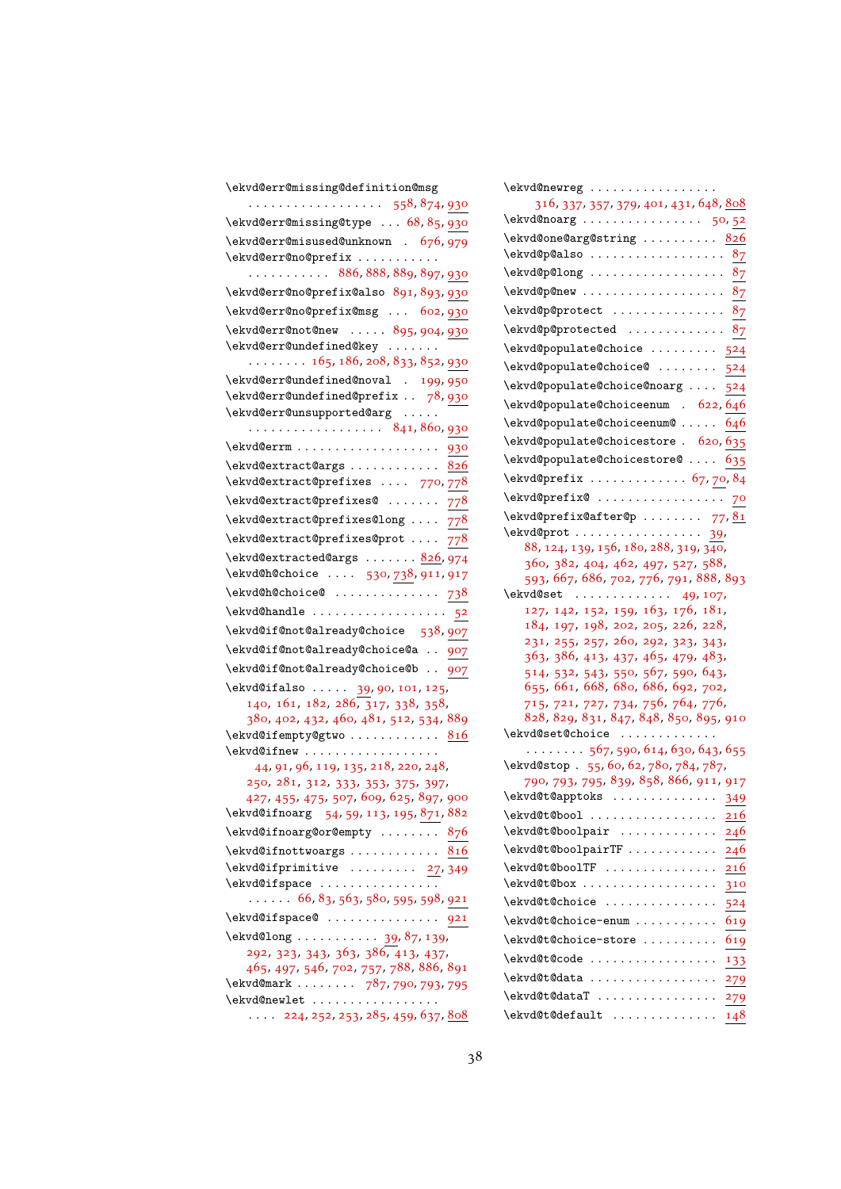\ekvd@err@missing@definition@msg . . . . . . . . . . . . . . . . . . 558, 874, 930
\ekvd@err@missing@type . . . 68, 85, 930
\ekvd@err@misused@unknown . 676, 979
\ekvd@err@no@prefix . . . . . . . . . . . . . . . . . . . . . 886, 888, 889, 897, 930
\ekvd@err@no@prefix@also 891, 893, 930
\ekvd@err@no@prefix@msg . . . 602, 930
\ekvd@err@not@new . . . . . 895, 904, 930
\ekvd@err@undefined@key . . . . . . . . . . . . . . . 165, 186, 208, 833, 852, 930
\ekvd@err@undefined@noval . 199, 950
\ekvd@err@undefined@prefix . . 78, 930
\ekvd@err@unsupported@arg . . . . . . . . . . . . . . . . . . . . . . 841, 860, 930
\ekvd@errm . . . . . . . . . . . . . . . . . . 930
\ekvd@extract@args . . . . . . . . . . . . 826
\ekvd@extract@prefixes . . . . 770, 778
\ekvd@extract@prefixes@ . . . . . . . 778
\ekvd@extract@prefixes@long . . . . 778
\ekvd@extract@prefixes@prot . . . . 778
\ekvd@extracted@args . . . . . . . 826, 974
\ekvd@h@choice . . . . 530, 738, 911, 917
\ekvd@h@choice@ . . . . . . . . . . . . . . 738
\ekvd@handle . . . . . . . . . . . . . . . . . . 52
\ekvd@if@not@already@choice 538, 907
\ekvd@if@not@already@choice@a . . 907
\ekvd@if@not@already@choice@b . . 907
\ekvd@ifalso . . . . . 39, 90, 101, 125, 140, 161, 182, 286, 317, 338, 358, 380, 402, 432, 460, 481, 512, 534, 889
\ekvd@ifempty@gtwo . . . . . . . . . . . . 816
\ekvd@ifnew . . . . . . . . . . . . . . . . . . 44, 91, 96, 119, 135, 218, 220, 248, 250, 281, 312, 333, 353, 375, 397, 427, 455, 475, 507, 609, 625, 897, 900
\ekvd@ifnoarg 54, 59, 113, 195, 871, 882
\ekvd@ifnoarg@or@empty . . . . . . . . 876
\ekvd@ifnottwoargs . . . . . . . . . . . . 816
\ekvd@ifprimitive . . . . . . . . . 27, 349
\ekvd@ifspace . . . . . . . . . . . . . . . . . . . . . . 66, 83, 563, 580, 595, 598, 921
\ekvd@ifspace@ . . . . . . . . . . . . . . . 921
\ekvd@long . . . . . . . . . . . 39, 87, 139, 292, 323, 343, 363, 386, 413, 437, 465, 497, 546, 702, 757, 788, 886, 891
\ekvd@mark . . . . . . . . 787, 790, 793, 795
\ekvd@newlet . . . . . . . . . . . . . . . . . . . . . 224, 252, 253, 285, 459, 637, 808
\ekvd@newreg . . . . . . . . . . . . . . . . . 316, 337, 357, 379, 401, 431, 648, 808
\ekvd@noarg . . . . . . . . . . . . . . . . 50, 52
\ekvd@one@arg@string . . . . . . . . . . 826
\ekvd@p@also . . . . . . . . . . . . . . . . . . 87
\ekvd@p@long . . . . . . . . . . . . . . . . . . 87
\ekvd@p@new . . . . . . . . . . . . . . . . . . 87
\ekvd@p@protect . . . . . . . . . . . . . . 87
\ekvd@p@protected . . . . . . . . . . . . 87
\ekvd@populate@choice . . . . . . . . . 524
\ekvd@populate@choice@ . . . . . . . . 524
\ekvd@populate@choice@noarg . . . . 524
\ekvd@populate@choiceenum . 622, 646
\ekvd@populate@choiceenum@ . . . . . 646
\ekvd@populate@choicestore . 620, 635
\ekvd@populate@choicestore@ . . . . 635
\ekvd@prefix . . . . . . . . . . . . . 67, 70, 84
\ekvd@prefix@ . . . . . . . . . . . . . . . . . 70
\ekvd@prefix@after@p . . . . . . . . 77, 81
\ekvd@prot . . . . . . . . . . . . . . . . . 39, 88, 124, 139, 156, 180, 288, 319, 340, 360, 382, 404, 462, 497, 527, 588, 593, 667, 686, 702, 776, 791, 888, 893
\ekvd@set . . . . . . . . . . . . . 49, 107, 127, 142, 152, 159, 163, 176, 181, 184, 197, 198, 202, 205, 226, 228, 231, 255, 257, 260, 292, 323, 343, 363, 386, 413, 437, 465, 479, 483, 514, 532, 543, 550, 567, 590, 643, 655, 661, 668, 680, 686, 692, 702, 715, 721, 727, 734, 756, 764, 776, 828, 829, 831, 847, 848, 850, 895, 910
\ekvd@set@choice . . . . . . . . . . . . . . . . . . . . 567, 590, 614, 630, 643, 655
\ekvd@stop . 55, 60, 62, 780, 784, 787, 790, 793, 795, 839, 858, 866, 911, 917
\ekvd@t@apptoks . . . . . . . . . . . . . . 349
\ekvd@t@bool . . . . . . . . . . . . . . . . . 216
\ekvd@t@boolpair . . . . . . . . . . . . . 246
\ekvd@t@boolpairTF . . . . . . . . . . . . 246
\ekvd@t@boolTF . . . . . . . . . . . . . . . 216
\ekvd@t@box . . . . . . . . . . . . . . . . . . 310
\ekvd@t@choice . . . . . . . . . . . . . . . 524
\ekvd@t@choice-enum . . . . . . . . . . . 619
\ekvd@t@choice-store . . . . . . . . . . 619
\ekvd@t@code . . . . . . . . . . . . . . . . . 133
\ekvd@t@data . . . . . . . . . . . . . . . . . 279
\ekvd@t@dataT . . . . . . . . . . . . . . . . 279
\ekvd@t@default . . . . . . . . . . . . . . 148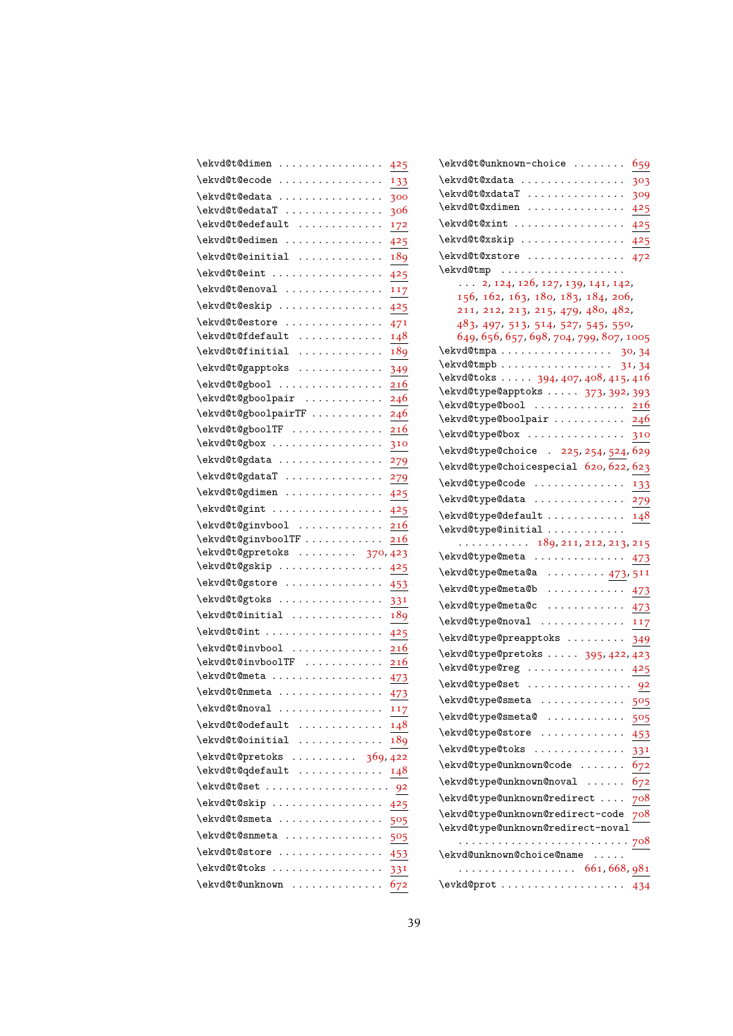\ekvd@t@dimen . . . . . . . . . . . . . . . . 425
\ekvd@t@ecode . . . . . . . . . . . . . . . . 133
\ekvd@t@edata . . . . . . . . . . . . . . . . 300
\ekvd@t@edataT . . . . . . . . . . . . . . . 306
\ekvd@t@edefault . . . . . . . . . . . . . 172
\ekvd@t@edimen . . . . . . . . . . . . . . . 425
\ekvd@t@einitial . . . . . . . . . . . . . 189
\ekvd@t@eint . . . . . . . . . . . . . . . . . 425
\ekvd@t@enoval . . . . . . . . . . . . . . . 117
\ekvd@t@eskip . . . . . . . . . . . . . . . . 425
\ekvd@t@estore . . . . . . . . . . . . . . . 471
\ekvd@t@fdefault . . . . . . . . . . . . . 148
\ekvd@t@finitial . . . . . . . . . . . . . 189
\ekvd@t@gapptoks . . . . . . . . . . . . . 349
\ekvd@t@gbool . . . . . . . . . . . . . . . . 216
\ekvd@t@gboolpair . . . . . . . . . . . . 246
\ekvd@t@gboolpairTF . . . . . . . . . . . 246
\ekvd@t@gboolTF . . . . . . . . . . . . . . 216
\ekvd@t@gbox . . . . . . . . . . . . . . . . . 310
\ekvd@t@gdata . . . . . . . . . . . . . . . . 279
\ekvd@t@gdataT . . . . . . . . . . . . . . . 279
\ekvd@t@gdimen . . . . . . . . . . . . . . . 425
\ekvd@t@gint . . . . . . . . . . . . . . . . . 425
\ekvd@t@ginvbool . . . . . . . . . . . . . 216
\ekvd@t@ginvboolTF . . . . . . . . . . . . 216
\ekvd@t@gpretoks . . . . . . . . . 370, 423
\ekvd@t@gskip . . . . . . . . . . . . . . . . 425
\ekvd@t@gstore . . . . . . . . . . . . . . . 453
\ekvd@t@gtoks . . . . . . . . . . . . . . . . 331
\ekvd@t@initial . . . . . . . . . . . . . . 189
\ekvd@t@int . . . . . . . . . . . . . . . . . . 425
\ekvd@t@invbool . . . . . . . . . . . . . . 216
\ekvd@t@invboolTF . . . . . . . . . . . . . 216
\ekvd@t@meta . . . . . . . . . . . . . . . . . 473
\ekvd@t@nmeta . . . . . . . . . . . . . . . . 473
\ekvd@t@noval . . . . . . . . . . . . . . . . 117
\ekvd@t@odefault . . . . . . . . . . . . . 148
\ekvd@t@oinitial . . . . . . . . . . . . . 189
\ekvd@t@pretoks . . . . . . . . . . 369, 422
\ekvd@t@qdefault . . . . . . . . . . . . . 148
\ekvd@t@set . . . . . . . . . . . . . . . . . . . 92
\ekvd@t@skip . . . . . . . . . . . . . . . . . 425
\ekvd@t@smeta . . . . . . . . . . . . . . . . 505
\ekvd@t@snmeta . . . . . . . . . . . . . . . 505
\ekvd@t@store . . . . . . . . . . . . . . . . 453
\ekvd@t@toks . . . . . . . . . . . . . . . . . 331
\ekvd@t@unknown . . . . . . . . . . . . . . 672
\ekvd@t@unknown-choice . . . . . . . . 659
\ekvd@t@xdata . . . . . . . . . . . . . . . . 303
\ekvd@t@xdataT . . . . . . . . . . . . . . . 309
\ekvd@t@xdimen . . . . . . . . . . . . . . . 425
\ekvd@t@xint . . . . . . . . . . . . . . . . . 425
\ekvd@t@xskip . . . . . . . . . . . . . . . . 425
\ekvd@t@xstore . . . . . . . . . . . . . . . 472
\ekvd@tmp . . . . . . . . . . . . . . . . . .
. . . 2, 124, 126, 127, 139, 141, 142, 156, 162, 163, 180, 183, 184, 206, 211, 212, 213, 215, 479, 480, 482, 483, 497, 513, 514, 527, 545, 550, 649, 656, 657, 698, 704, 799, 807, 1005
\ekvd@tmpa . . . . . . . . . . . . . . . . . 30, 34
\ekvd@tmpb . . . . . . . . . . . . . . . . . 31, 34
\ekvd@toks . . . . . 394, 407, 408, 415, 416
\ekvd@type@apptoks . . . . . 373, 392, 393
\ekvd@type@bool . . . . . . . . . . . . . . 216
\ekvd@type@boolpair . . . . . . . . . . . 246
\ekvd@type@box . . . . . . . . . . . . . . . 310
\ekvd@type@choice . 225, 254, 524, 629
\ekvd@type@choicespecial 620, 622, 623
\ekvd@type@code . . . . . . . . . . . . . . 133
\ekvd@type@data . . . . . . . . . . . . . . 279
\ekvd@type@default . . . . . . . . . . . 148
\ekvd@type@initial . . . . . . . . . . .
. . . . . . . . . . . 189, 211, 212, 213, 215
\ekvd@type@meta . . . . . . . . . . . . . . 473
\ekvd@type@meta@a . . . . . . . . . 473, 511
\ekvd@type@meta@b . . . . . . . . . . . . 473
\ekvd@type@meta@c . . . . . . . . . . . . 473
\ekvd@type@noval . . . . . . . . . . . . . 117
\ekvd@type@preapptoks . . . . . . . . . 349
\ekvd@type@pretoks . . . . . 395, 422, 423
\ekvd@type@reg . . . . . . . . . . . . . . . 425
\ekvd@type@set . . . . . . . . . . . . . . . . 92
\ekvd@type@smeta . . . . . . . . . . . . . 505
\ekvd@type@smeta@ . . . . . . . . . . . . 505
\ekvd@type@store . . . . . . . . . . . . . 453
\ekvd@type@toks . . . . . . . . . . . . . . 331
\ekvd@type@unknown@code . . . . . . . 672
\ekvd@type@unknown@noval . . . . . . 672
\ekvd@type@unknown@redirect . . . . 708
\ekvd@type@unknown@redirect-code 708
\ekvd@type@unknown@redirect-noval
. . . . . . . . . . . . . . . . . . . . . . . . . 708
\ekvd@unknown@choice@name . . . . .
. . . . . . . . . . . . . . . . . 661, 668, 981
\evkd@prot . . . . . . . . . . . . . . . . . . 434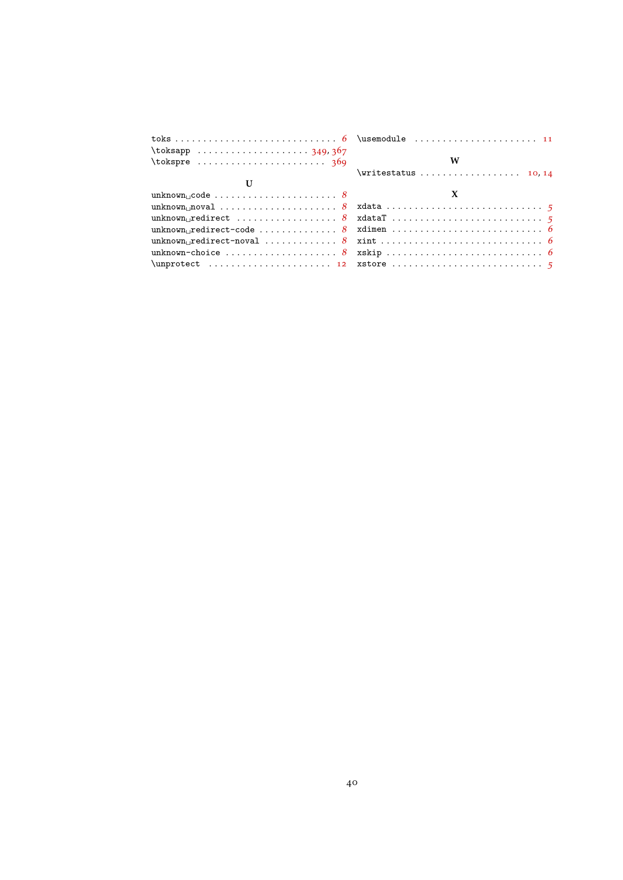toks . . . . . . . . . . . . . . . . . . . . . . . . . . . . . . *6*
\toksapp . . . . . . . . . . . . . . . . . . . . 349, 367
\tokspre . . . . . . . . . . . . . . . . . . . . . . . 369

**U**

unknown␣code . . . . . . . . . . . . . . . . . . . . . . *8*
unknown␣noval . . . . . . . . . . . . . . . . . . . . . *8*
unknown␣redirect . . . . . . . . . . . . . . . . . . *8*
unknown␣redirect-code . . . . . . . . . . . . . . *8*
unknown␣redirect-noval . . . . . . . . . . . . . *8*
unknown-choice . . . . . . . . . . . . . . . . . . . . *8*
\unprotect . . . . . . . . . . . . . . . . . . . . . . 12
\usemodule . . . . . . . . . . . . . . . . . . . . . . 11

**W**

\writestatus . . . . . . . . . . . . . . . . . . 10, 14

**X**

xdata . . . . . . . . . . . . . . . . . . . . . . . . . . . . *5*
xdataT . . . . . . . . . . . . . . . . . . . . . . . . . . . *5*
xdimen . . . . . . . . . . . . . . . . . . . . . . . . . . . *6*
xint . . . . . . . . . . . . . . . . . . . . . . . . . . . . . *6*
xskip . . . . . . . . . . . . . . . . . . . . . . . . . . . . *6*
xstore . . . . . . . . . . . . . . . . . . . . . . . . . . . *5*